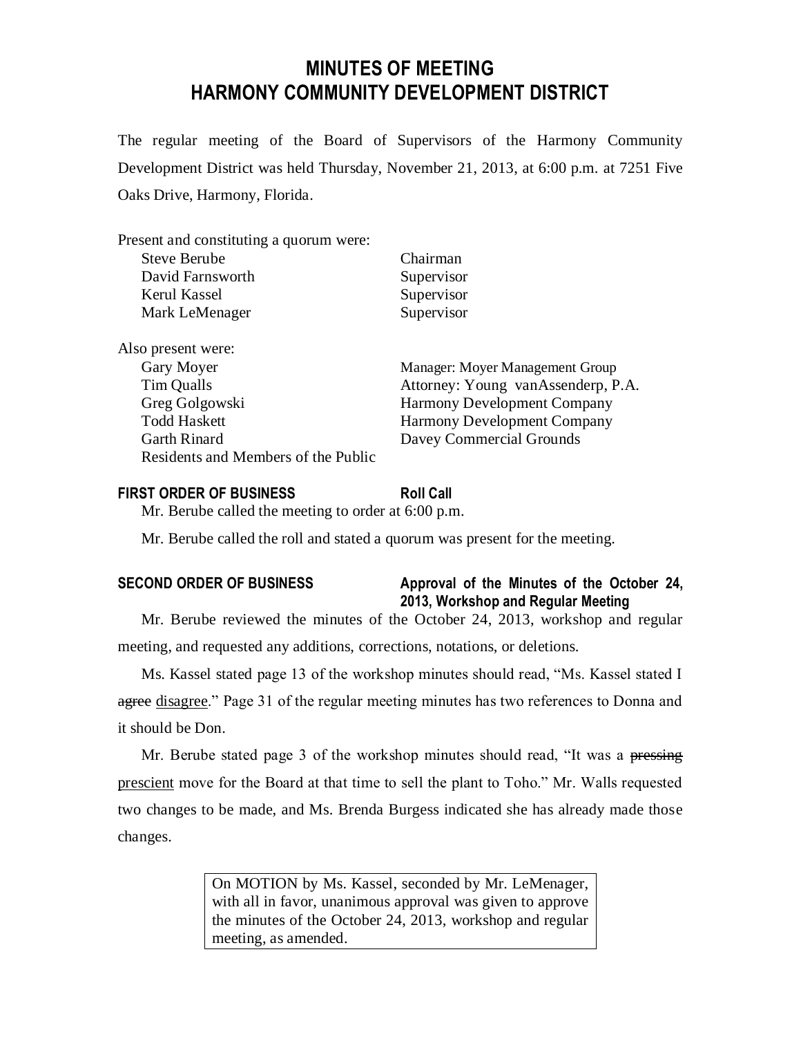# MINUTES OF MEETING
# HARMONY COMMUNITY DEVELOPMENT DISTRICT

The regular meeting of the Board of Supervisors of the Harmony Community Development District was held Thursday, November 21, 2013, at 6:00 p.m. at 7251 Five Oaks Drive, Harmony, Florida.

Present and constituting a quorum were:

| | |
|---|---|
| Steve Berube | Chairman |
| David Farnsworth | Supervisor |
| Kerul Kassel | Supervisor |
| Mark LeMenager | Supervisor |

Also present were:

| | |
|---|---|
| Gary Moyer | Manager: Moyer Management Group |
| Tim Qualls | Attorney: Young vanAssenderp, P.A. |
| Greg Golgowski | Harmony Development Company |
| Todd Haskett | Harmony Development Company |
| Garth Rinard | Davey Commercial Grounds |
| Residents and Members of the Public | |

**FIRST ORDER OF BUSINESS** **Roll Call**

Mr. Berube called the meeting to order at 6:00 p.m.

Mr. Berube called the roll and stated a quorum was present for the meeting.

**SECOND ORDER OF BUSINESS** **Approval of the Minutes of the October 24, 2013, Workshop and Regular Meeting**

Mr. Berube reviewed the minutes of the October 24, 2013, workshop and regular meeting, and requested any additions, corrections, notations, or deletions.

Ms. Kassel stated page 13 of the workshop minutes should read, "Ms. Kassel stated I ~~agree~~ <u>disagree</u>." Page 31 of the regular meeting minutes has two references to Donna and it should be Don.

Mr. Berube stated page 3 of the workshop minutes should read, "It was a ~~pressing~~ <u>prescient</u> move for the Board at that time to sell the plant to Toho." Mr. Walls requested two changes to be made, and Ms. Brenda Burgess indicated she has already made those changes.

> On MOTION by Ms. Kassel, seconded by Mr. LeMenager, with all in favor, unanimous approval was given to approve the minutes of the October 24, 2013, workshop and regular meeting, as amended.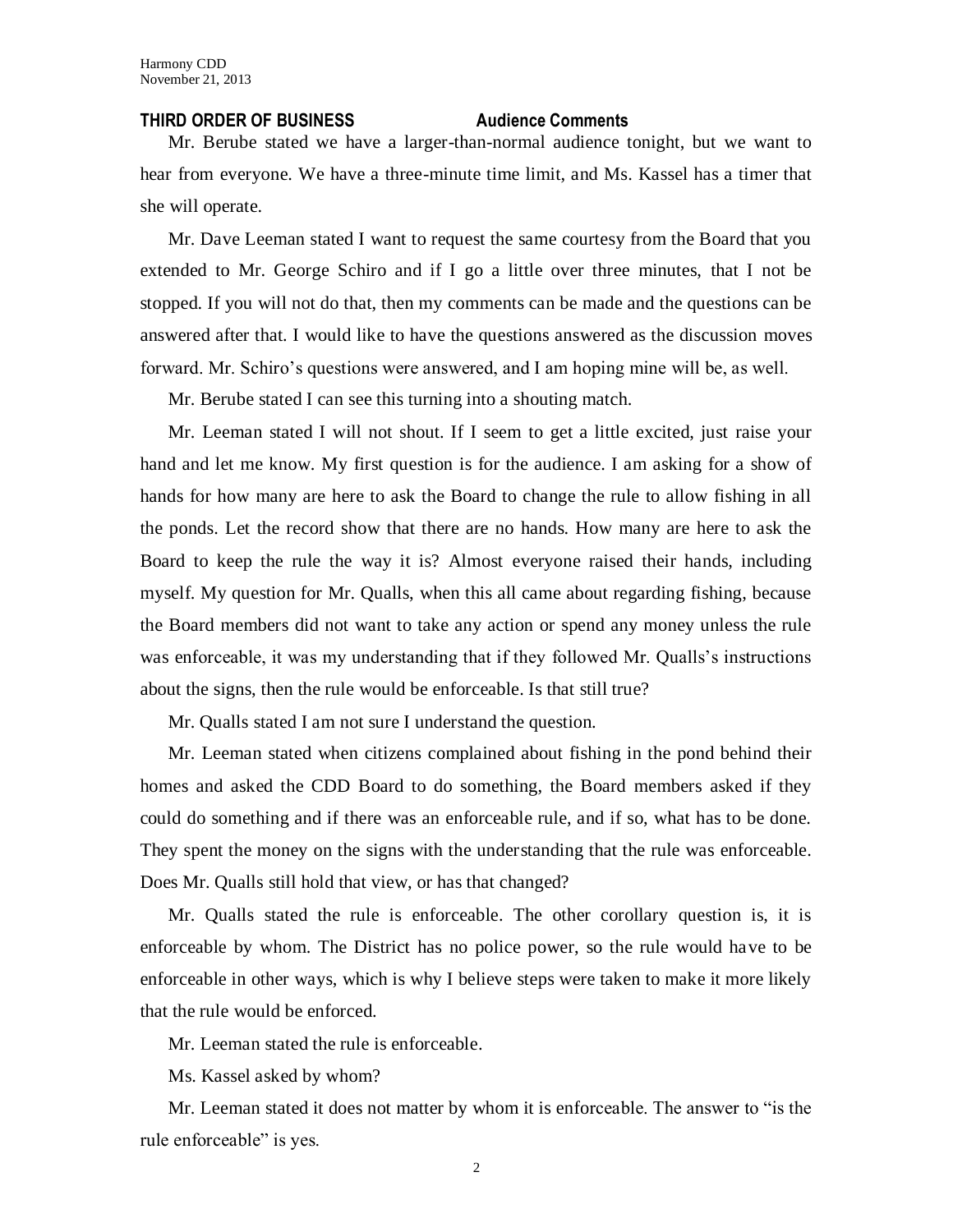**THIRD ORDER OF BUSINESS Audience Comments**

Mr. Berube stated we have a larger-than-normal audience tonight, but we want to hear from everyone. We have a three-minute time limit, and Ms. Kassel has a timer that she will operate.

Mr. Dave Leeman stated I want to request the same courtesy from the Board that you extended to Mr. George Schiro and if I go a little over three minutes, that I not be stopped. If you will not do that, then my comments can be made and the questions can be answered after that. I would like to have the questions answered as the discussion moves forward. Mr. Schiro's questions were answered, and I am hoping mine will be, as well.

Mr. Berube stated I can see this turning into a shouting match.

Mr. Leeman stated I will not shout. If I seem to get a little excited, just raise your hand and let me know. My first question is for the audience. I am asking for a show of hands for how many are here to ask the Board to change the rule to allow fishing in all the ponds. Let the record show that there are no hands. How many are here to ask the Board to keep the rule the way it is? Almost everyone raised their hands, including myself. My question for Mr. Qualls, when this all came about regarding fishing, because the Board members did not want to take any action or spend any money unless the rule was enforceable, it was my understanding that if they followed Mr. Qualls's instructions about the signs, then the rule would be enforceable. Is that still true?

Mr. Qualls stated I am not sure I understand the question.

Mr. Leeman stated when citizens complained about fishing in the pond behind their homes and asked the CDD Board to do something, the Board members asked if they could do something and if there was an enforceable rule, and if so, what has to be done. They spent the money on the signs with the understanding that the rule was enforceable. Does Mr. Qualls still hold that view, or has that changed?

Mr. Qualls stated the rule is enforceable. The other corollary question is, it is enforceable by whom. The District has no police power, so the rule would have to be enforceable in other ways, which is why I believe steps were taken to make it more likely that the rule would be enforced.

Mr. Leeman stated the rule is enforceable.

Ms. Kassel asked by whom?

Mr. Leeman stated it does not matter by whom it is enforceable. The answer to "is the rule enforceable" is yes.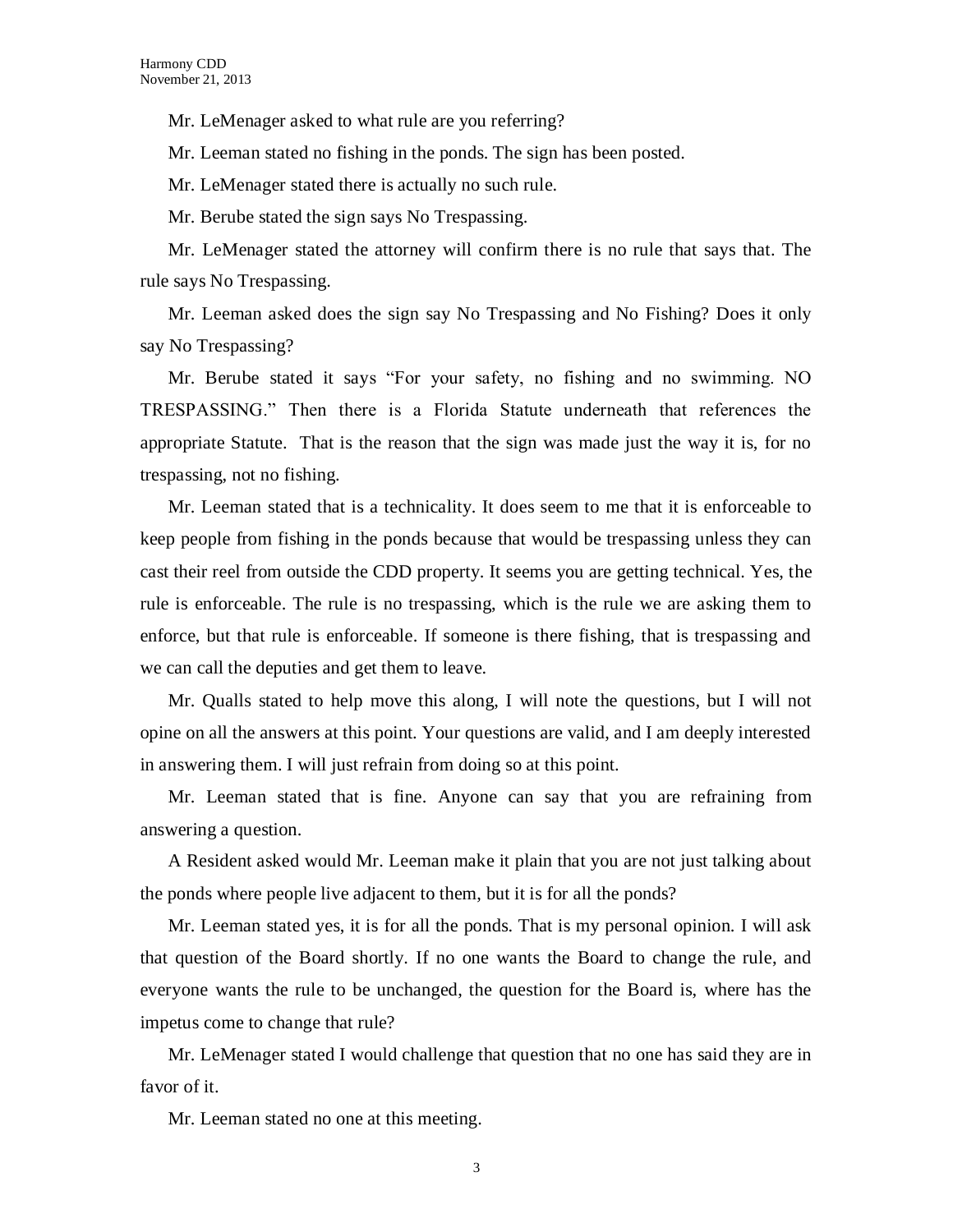Mr. LeMenager asked to what rule are you referring?

Mr. Leeman stated no fishing in the ponds. The sign has been posted.

Mr. LeMenager stated there is actually no such rule.

Mr. Berube stated the sign says No Trespassing.

Mr. LeMenager stated the attorney will confirm there is no rule that says that. The rule says No Trespassing.

Mr. Leeman asked does the sign say No Trespassing and No Fishing? Does it only say No Trespassing?

Mr. Berube stated it says "For your safety, no fishing and no swimming. NO TRESPASSING." Then there is a Florida Statute underneath that references the appropriate Statute. That is the reason that the sign was made just the way it is, for no trespassing, not no fishing.

Mr. Leeman stated that is a technicality. It does seem to me that it is enforceable to keep people from fishing in the ponds because that would be trespassing unless they can cast their reel from outside the CDD property. It seems you are getting technical. Yes, the rule is enforceable. The rule is no trespassing, which is the rule we are asking them to enforce, but that rule is enforceable. If someone is there fishing, that is trespassing and we can call the deputies and get them to leave.

Mr. Qualls stated to help move this along, I will note the questions, but I will not opine on all the answers at this point. Your questions are valid, and I am deeply interested in answering them. I will just refrain from doing so at this point.

Mr. Leeman stated that is fine. Anyone can say that you are refraining from answering a question.

A Resident asked would Mr. Leeman make it plain that you are not just talking about the ponds where people live adjacent to them, but it is for all the ponds?

Mr. Leeman stated yes, it is for all the ponds. That is my personal opinion. I will ask that question of the Board shortly. If no one wants the Board to change the rule, and everyone wants the rule to be unchanged, the question for the Board is, where has the impetus come to change that rule?

Mr. LeMenager stated I would challenge that question that no one has said they are in favor of it.

Mr. Leeman stated no one at this meeting.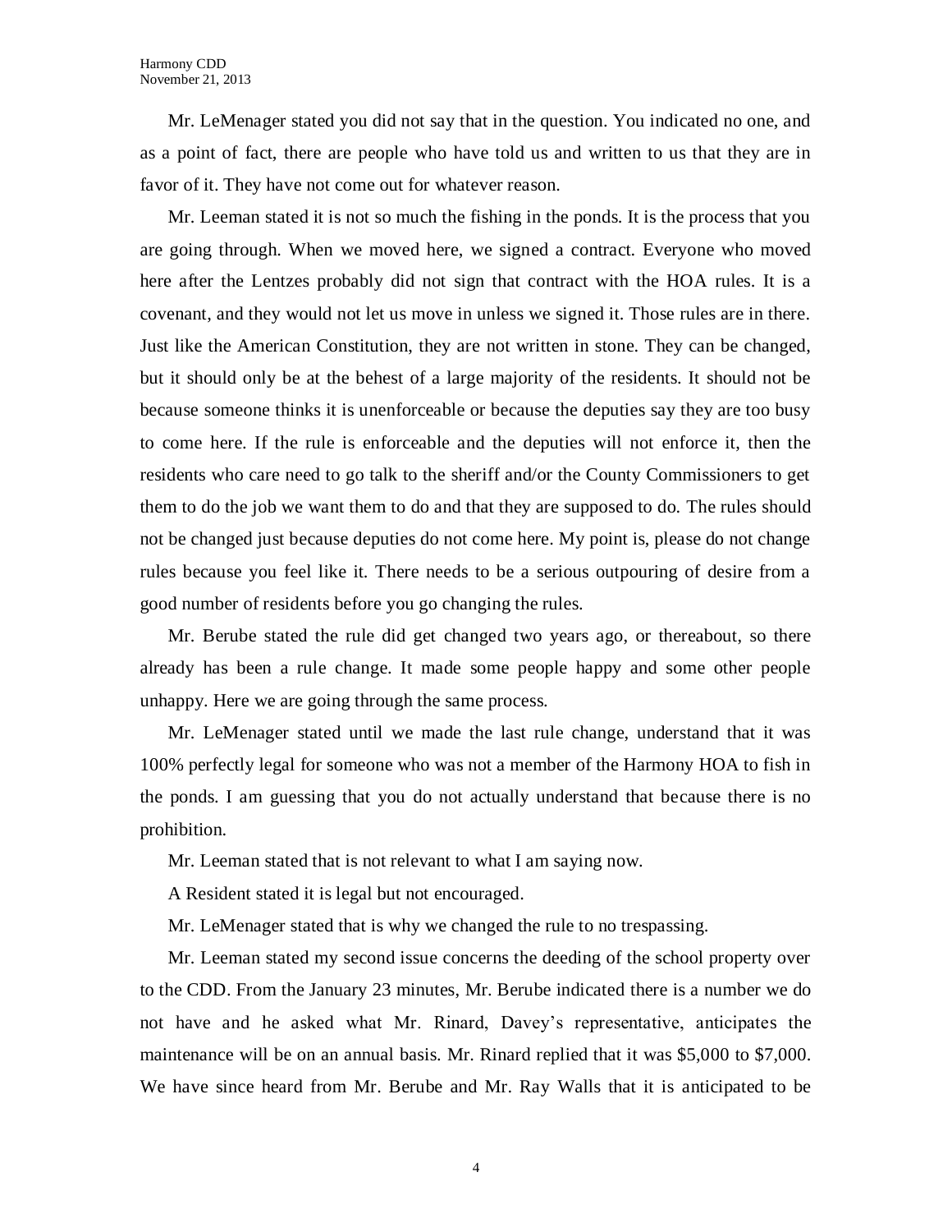Mr. LeMenager stated you did not say that in the question. You indicated no one, and as a point of fact, there are people who have told us and written to us that they are in favor of it. They have not come out for whatever reason.

Mr. Leeman stated it is not so much the fishing in the ponds. It is the process that you are going through. When we moved here, we signed a contract. Everyone who moved here after the Lentzes probably did not sign that contract with the HOA rules. It is a covenant, and they would not let us move in unless we signed it. Those rules are in there. Just like the American Constitution, they are not written in stone. They can be changed, but it should only be at the behest of a large majority of the residents. It should not be because someone thinks it is unenforceable or because the deputies say they are too busy to come here. If the rule is enforceable and the deputies will not enforce it, then the residents who care need to go talk to the sheriff and/or the County Commissioners to get them to do the job we want them to do and that they are supposed to do. The rules should not be changed just because deputies do not come here. My point is, please do not change rules because you feel like it. There needs to be a serious outpouring of desire from a good number of residents before you go changing the rules.

Mr. Berube stated the rule did get changed two years ago, or thereabout, so there already has been a rule change. It made some people happy and some other people unhappy. Here we are going through the same process.

Mr. LeMenager stated until we made the last rule change, understand that it was 100% perfectly legal for someone who was not a member of the Harmony HOA to fish in the ponds. I am guessing that you do not actually understand that because there is no prohibition.

Mr. Leeman stated that is not relevant to what I am saying now.

A Resident stated it is legal but not encouraged.

Mr. LeMenager stated that is why we changed the rule to no trespassing.

Mr. Leeman stated my second issue concerns the deeding of the school property over to the CDD. From the January 23 minutes, Mr. Berube indicated there is a number we do not have and he asked what Mr. Rinard, Davey's representative, anticipates the maintenance will be on an annual basis. Mr. Rinard replied that it was $5,000 to $7,000. We have since heard from Mr. Berube and Mr. Ray Walls that it is anticipated to be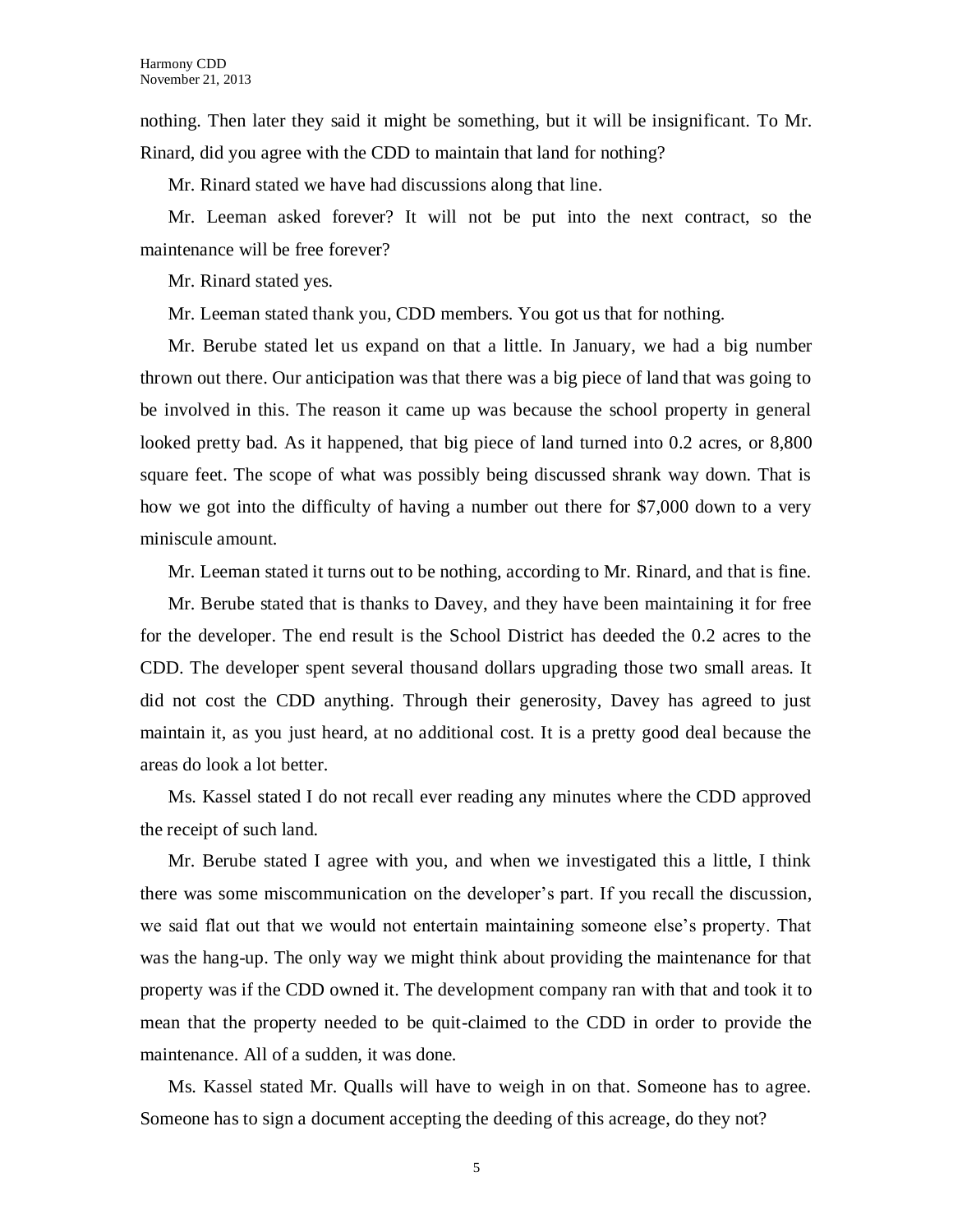nothing. Then later they said it might be something, but it will be insignificant. To Mr. Rinard, did you agree with the CDD to maintain that land for nothing?

Mr. Rinard stated we have had discussions along that line.

Mr. Leeman asked forever? It will not be put into the next contract, so the maintenance will be free forever?

Mr. Rinard stated yes.

Mr. Leeman stated thank you, CDD members. You got us that for nothing.

Mr. Berube stated let us expand on that a little. In January, we had a big number thrown out there. Our anticipation was that there was a big piece of land that was going to be involved in this. The reason it came up was because the school property in general looked pretty bad. As it happened, that big piece of land turned into 0.2 acres, or 8,800 square feet. The scope of what was possibly being discussed shrank way down. That is how we got into the difficulty of having a number out there for $7,000 down to a very miniscule amount.

Mr. Leeman stated it turns out to be nothing, according to Mr. Rinard, and that is fine.

Mr. Berube stated that is thanks to Davey, and they have been maintaining it for free for the developer. The end result is the School District has deeded the 0.2 acres to the CDD. The developer spent several thousand dollars upgrading those two small areas. It did not cost the CDD anything. Through their generosity, Davey has agreed to just maintain it, as you just heard, at no additional cost. It is a pretty good deal because the areas do look a lot better.

Ms. Kassel stated I do not recall ever reading any minutes where the CDD approved the receipt of such land.

Mr. Berube stated I agree with you, and when we investigated this a little, I think there was some miscommunication on the developer's part. If you recall the discussion, we said flat out that we would not entertain maintaining someone else's property. That was the hang-up. The only way we might think about providing the maintenance for that property was if the CDD owned it. The development company ran with that and took it to mean that the property needed to be quit-claimed to the CDD in order to provide the maintenance. All of a sudden, it was done.

Ms. Kassel stated Mr. Qualls will have to weigh in on that. Someone has to agree. Someone has to sign a document accepting the deeding of this acreage, do they not?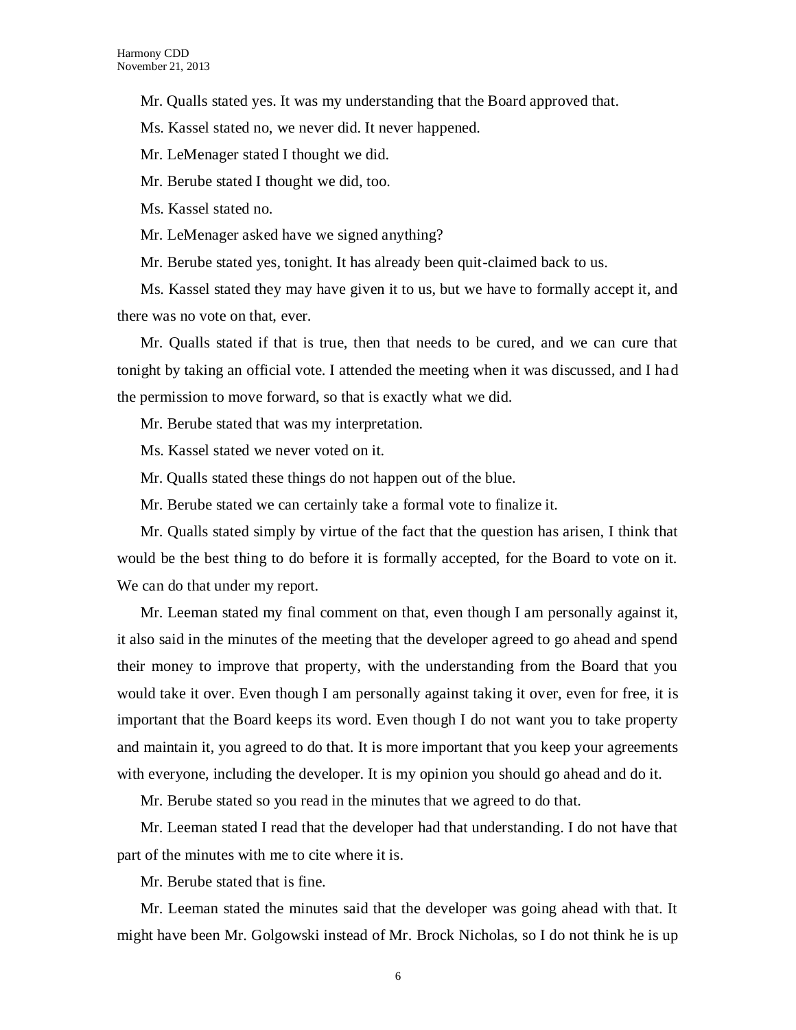Mr. Qualls stated yes. It was my understanding that the Board approved that.

Ms. Kassel stated no, we never did. It never happened.

Mr. LeMenager stated I thought we did.

Mr. Berube stated I thought we did, too.

Ms. Kassel stated no.

Mr. LeMenager asked have we signed anything?

Mr. Berube stated yes, tonight. It has already been quit-claimed back to us.

Ms. Kassel stated they may have given it to us, but we have to formally accept it, and there was no vote on that, ever.

Mr. Qualls stated if that is true, then that needs to be cured, and we can cure that tonight by taking an official vote. I attended the meeting when it was discussed, and I had the permission to move forward, so that is exactly what we did.

Mr. Berube stated that was my interpretation.

Ms. Kassel stated we never voted on it.

Mr. Qualls stated these things do not happen out of the blue.

Mr. Berube stated we can certainly take a formal vote to finalize it.

Mr. Qualls stated simply by virtue of the fact that the question has arisen, I think that would be the best thing to do before it is formally accepted, for the Board to vote on it. We can do that under my report.

Mr. Leeman stated my final comment on that, even though I am personally against it, it also said in the minutes of the meeting that the developer agreed to go ahead and spend their money to improve that property, with the understanding from the Board that you would take it over. Even though I am personally against taking it over, even for free, it is important that the Board keeps its word. Even though I do not want you to take property and maintain it, you agreed to do that. It is more important that you keep your agreements with everyone, including the developer. It is my opinion you should go ahead and do it.

Mr. Berube stated so you read in the minutes that we agreed to do that.

Mr. Leeman stated I read that the developer had that understanding. I do not have that part of the minutes with me to cite where it is.

Mr. Berube stated that is fine.

Mr. Leeman stated the minutes said that the developer was going ahead with that. It might have been Mr. Golgowski instead of Mr. Brock Nicholas, so I do not think he is up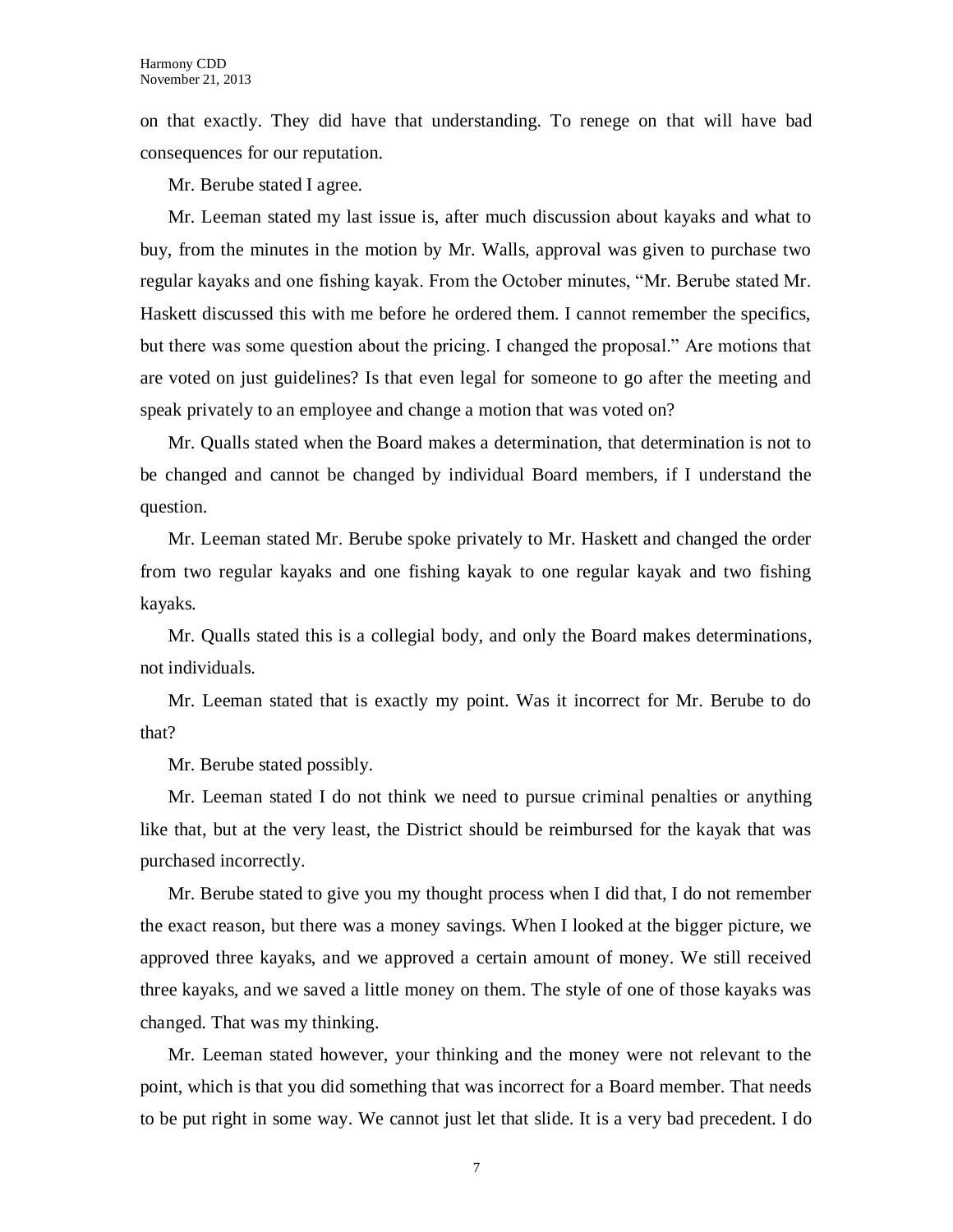on that exactly. They did have that understanding. To renege on that will have bad consequences for our reputation.

Mr. Berube stated I agree.

Mr. Leeman stated my last issue is, after much discussion about kayaks and what to buy, from the minutes in the motion by Mr. Walls, approval was given to purchase two regular kayaks and one fishing kayak. From the October minutes, "Mr. Berube stated Mr. Haskett discussed this with me before he ordered them. I cannot remember the specifics, but there was some question about the pricing. I changed the proposal." Are motions that are voted on just guidelines? Is that even legal for someone to go after the meeting and speak privately to an employee and change a motion that was voted on?

Mr. Qualls stated when the Board makes a determination, that determination is not to be changed and cannot be changed by individual Board members, if I understand the question.

Mr. Leeman stated Mr. Berube spoke privately to Mr. Haskett and changed the order from two regular kayaks and one fishing kayak to one regular kayak and two fishing kayaks.

Mr. Qualls stated this is a collegial body, and only the Board makes determinations, not individuals.

Mr. Leeman stated that is exactly my point. Was it incorrect for Mr. Berube to do that?

Mr. Berube stated possibly.

Mr. Leeman stated I do not think we need to pursue criminal penalties or anything like that, but at the very least, the District should be reimbursed for the kayak that was purchased incorrectly.

Mr. Berube stated to give you my thought process when I did that, I do not remember the exact reason, but there was a money savings. When I looked at the bigger picture, we approved three kayaks, and we approved a certain amount of money. We still received three kayaks, and we saved a little money on them. The style of one of those kayaks was changed. That was my thinking.

Mr. Leeman stated however, your thinking and the money were not relevant to the point, which is that you did something that was incorrect for a Board member. That needs to be put right in some way. We cannot just let that slide. It is a very bad precedent. I do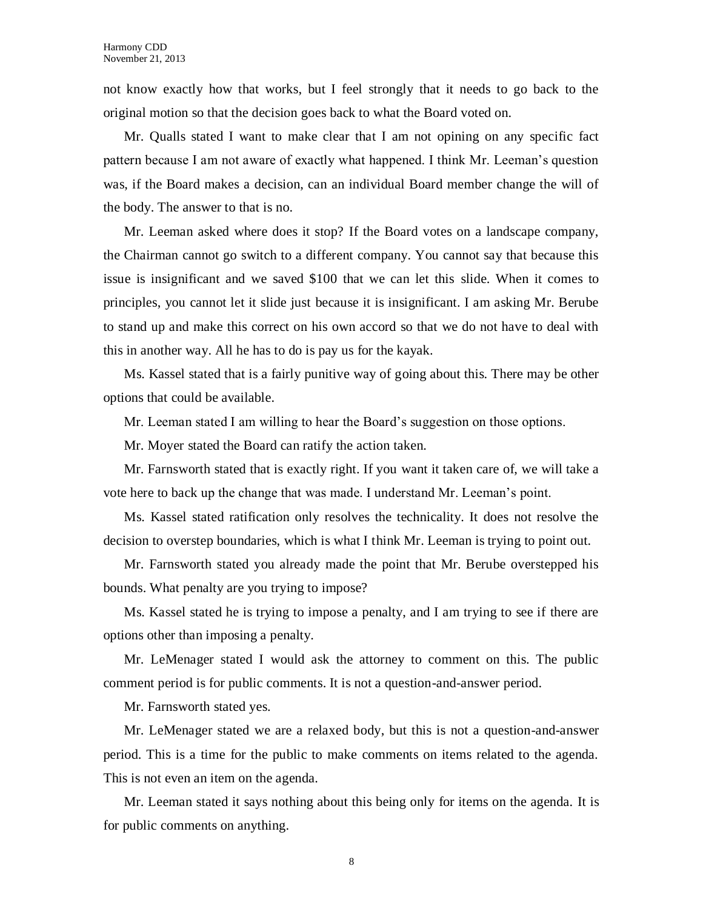not know exactly how that works, but I feel strongly that it needs to go back to the original motion so that the decision goes back to what the Board voted on.

Mr. Qualls stated I want to make clear that I am not opining on any specific fact pattern because I am not aware of exactly what happened. I think Mr. Leeman's question was, if the Board makes a decision, can an individual Board member change the will of the body. The answer to that is no.

Mr. Leeman asked where does it stop? If the Board votes on a landscape company, the Chairman cannot go switch to a different company. You cannot say that because this issue is insignificant and we saved $100 that we can let this slide. When it comes to principles, you cannot let it slide just because it is insignificant. I am asking Mr. Berube to stand up and make this correct on his own accord so that we do not have to deal with this in another way. All he has to do is pay us for the kayak.

Ms. Kassel stated that is a fairly punitive way of going about this. There may be other options that could be available.

Mr. Leeman stated I am willing to hear the Board's suggestion on those options.

Mr. Moyer stated the Board can ratify the action taken.

Mr. Farnsworth stated that is exactly right. If you want it taken care of, we will take a vote here to back up the change that was made. I understand Mr. Leeman's point.

Ms. Kassel stated ratification only resolves the technicality. It does not resolve the decision to overstep boundaries, which is what I think Mr. Leeman is trying to point out.

Mr. Farnsworth stated you already made the point that Mr. Berube overstepped his bounds. What penalty are you trying to impose?

Ms. Kassel stated he is trying to impose a penalty, and I am trying to see if there are options other than imposing a penalty.

Mr. LeMenager stated I would ask the attorney to comment on this. The public comment period is for public comments. It is not a question-and-answer period.

Mr. Farnsworth stated yes.

Mr. LeMenager stated we are a relaxed body, but this is not a question-and-answer period. This is a time for the public to make comments on items related to the agenda. This is not even an item on the agenda.

Mr. Leeman stated it says nothing about this being only for items on the agenda. It is for public comments on anything.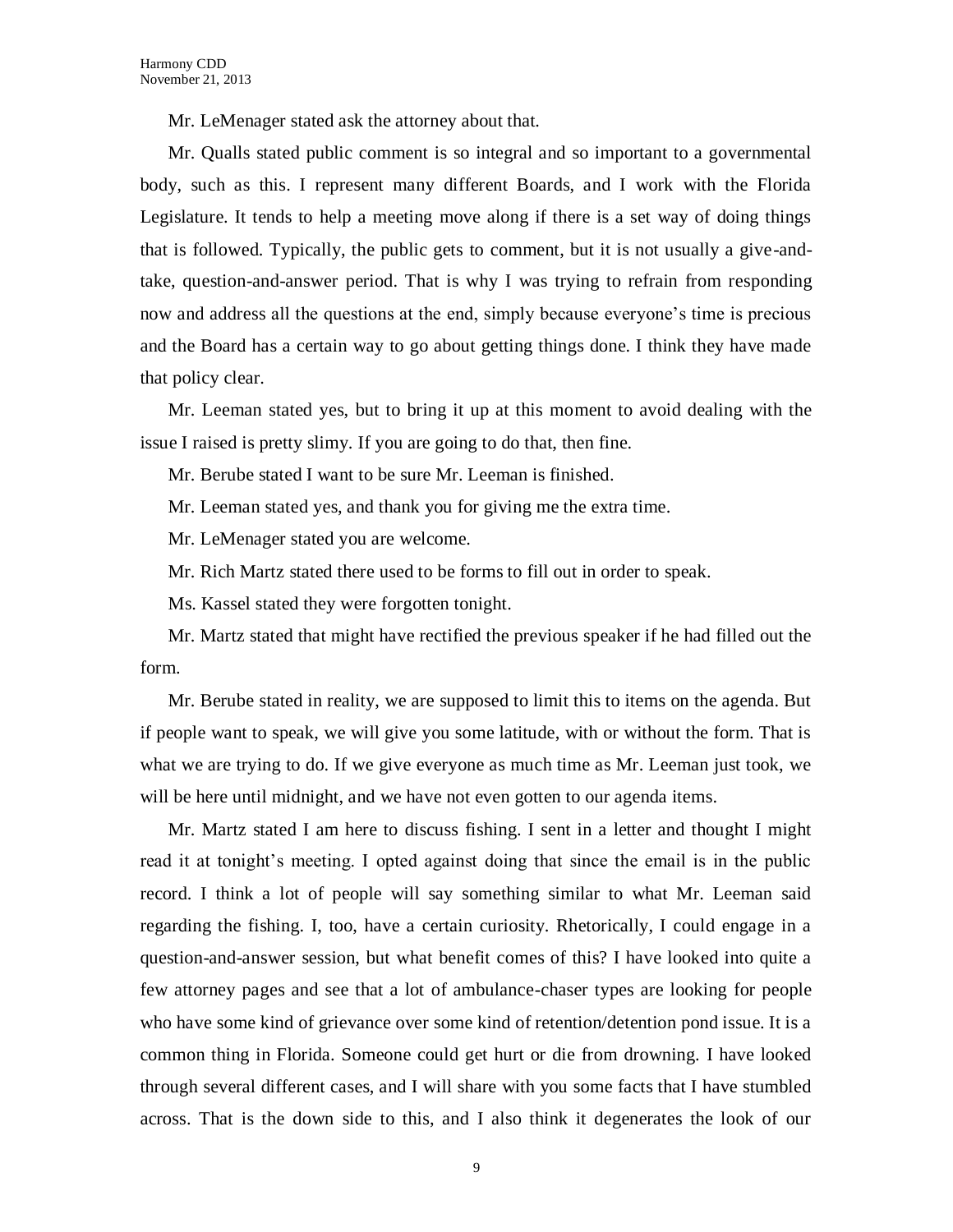Mr. LeMenager stated ask the attorney about that.

Mr. Qualls stated public comment is so integral and so important to a governmental body, such as this. I represent many different Boards, and I work with the Florida Legislature. It tends to help a meeting move along if there is a set way of doing things that is followed. Typically, the public gets to comment, but it is not usually a give-and-take, question-and-answer period. That is why I was trying to refrain from responding now and address all the questions at the end, simply because everyone's time is precious and the Board has a certain way to go about getting things done. I think they have made that policy clear.

Mr. Leeman stated yes, but to bring it up at this moment to avoid dealing with the issue I raised is pretty slimy. If you are going to do that, then fine.

Mr. Berube stated I want to be sure Mr. Leeman is finished.

Mr. Leeman stated yes, and thank you for giving me the extra time.

Mr. LeMenager stated you are welcome.

Mr. Rich Martz stated there used to be forms to fill out in order to speak.

Ms. Kassel stated they were forgotten tonight.

Mr. Martz stated that might have rectified the previous speaker if he had filled out the form.

Mr. Berube stated in reality, we are supposed to limit this to items on the agenda. But if people want to speak, we will give you some latitude, with or without the form. That is what we are trying to do. If we give everyone as much time as Mr. Leeman just took, we will be here until midnight, and we have not even gotten to our agenda items.

Mr. Martz stated I am here to discuss fishing. I sent in a letter and thought I might read it at tonight's meeting. I opted against doing that since the email is in the public record. I think a lot of people will say something similar to what Mr. Leeman said regarding the fishing. I, too, have a certain curiosity. Rhetorically, I could engage in a question-and-answer session, but what benefit comes of this? I have looked into quite a few attorney pages and see that a lot of ambulance-chaser types are looking for people who have some kind of grievance over some kind of retention/detention pond issue. It is a common thing in Florida. Someone could get hurt or die from drowning. I have looked through several different cases, and I will share with you some facts that I have stumbled across. That is the down side to this, and I also think it degenerates the look of our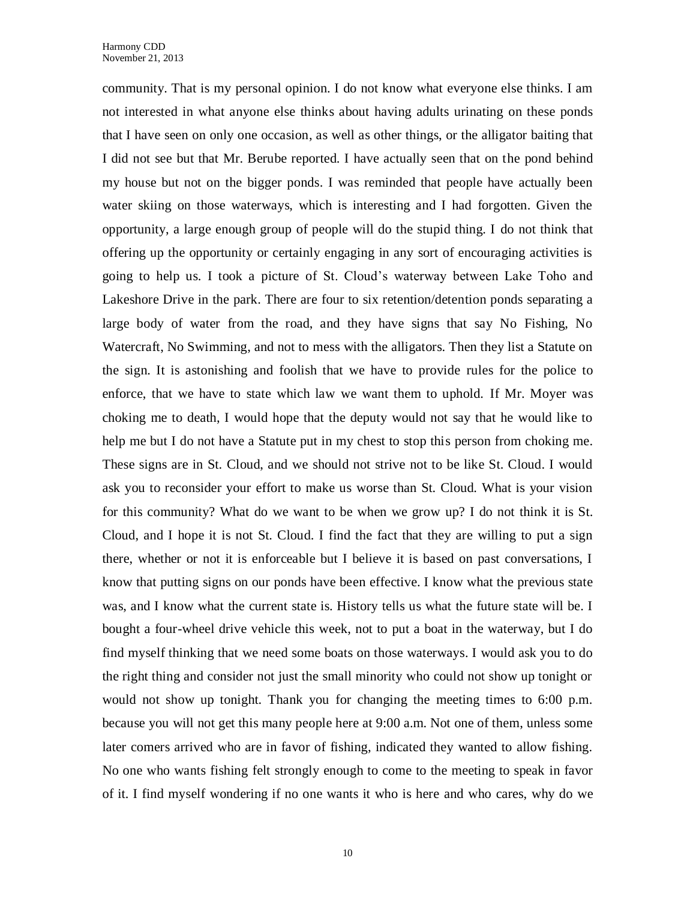community. That is my personal opinion. I do not know what everyone else thinks. I am not interested in what anyone else thinks about having adults urinating on these ponds that I have seen on only one occasion, as well as other things, or the alligator baiting that I did not see but that Mr. Berube reported. I have actually seen that on the pond behind my house but not on the bigger ponds. I was reminded that people have actually been water skiing on those waterways, which is interesting and I had forgotten. Given the opportunity, a large enough group of people will do the stupid thing. I do not think that offering up the opportunity or certainly engaging in any sort of encouraging activities is going to help us. I took a picture of St. Cloud's waterway between Lake Toho and Lakeshore Drive in the park. There are four to six retention/detention ponds separating a large body of water from the road, and they have signs that say No Fishing, No Watercraft, No Swimming, and not to mess with the alligators. Then they list a Statute on the sign. It is astonishing and foolish that we have to provide rules for the police to enforce, that we have to state which law we want them to uphold. If Mr. Moyer was choking me to death, I would hope that the deputy would not say that he would like to help me but I do not have a Statute put in my chest to stop this person from choking me. These signs are in St. Cloud, and we should not strive not to be like St. Cloud. I would ask you to reconsider your effort to make us worse than St. Cloud. What is your vision for this community? What do we want to be when we grow up? I do not think it is St. Cloud, and I hope it is not St. Cloud. I find the fact that they are willing to put a sign there, whether or not it is enforceable but I believe it is based on past conversations, I know that putting signs on our ponds have been effective. I know what the previous state was, and I know what the current state is. History tells us what the future state will be. I bought a four-wheel drive vehicle this week, not to put a boat in the waterway, but I do find myself thinking that we need some boats on those waterways. I would ask you to do the right thing and consider not just the small minority who could not show up tonight or would not show up tonight. Thank you for changing the meeting times to 6:00 p.m. because you will not get this many people here at 9:00 a.m. Not one of them, unless some later comers arrived who are in favor of fishing, indicated they wanted to allow fishing. No one who wants fishing felt strongly enough to come to the meeting to speak in favor of it. I find myself wondering if no one wants it who is here and who cares, why do we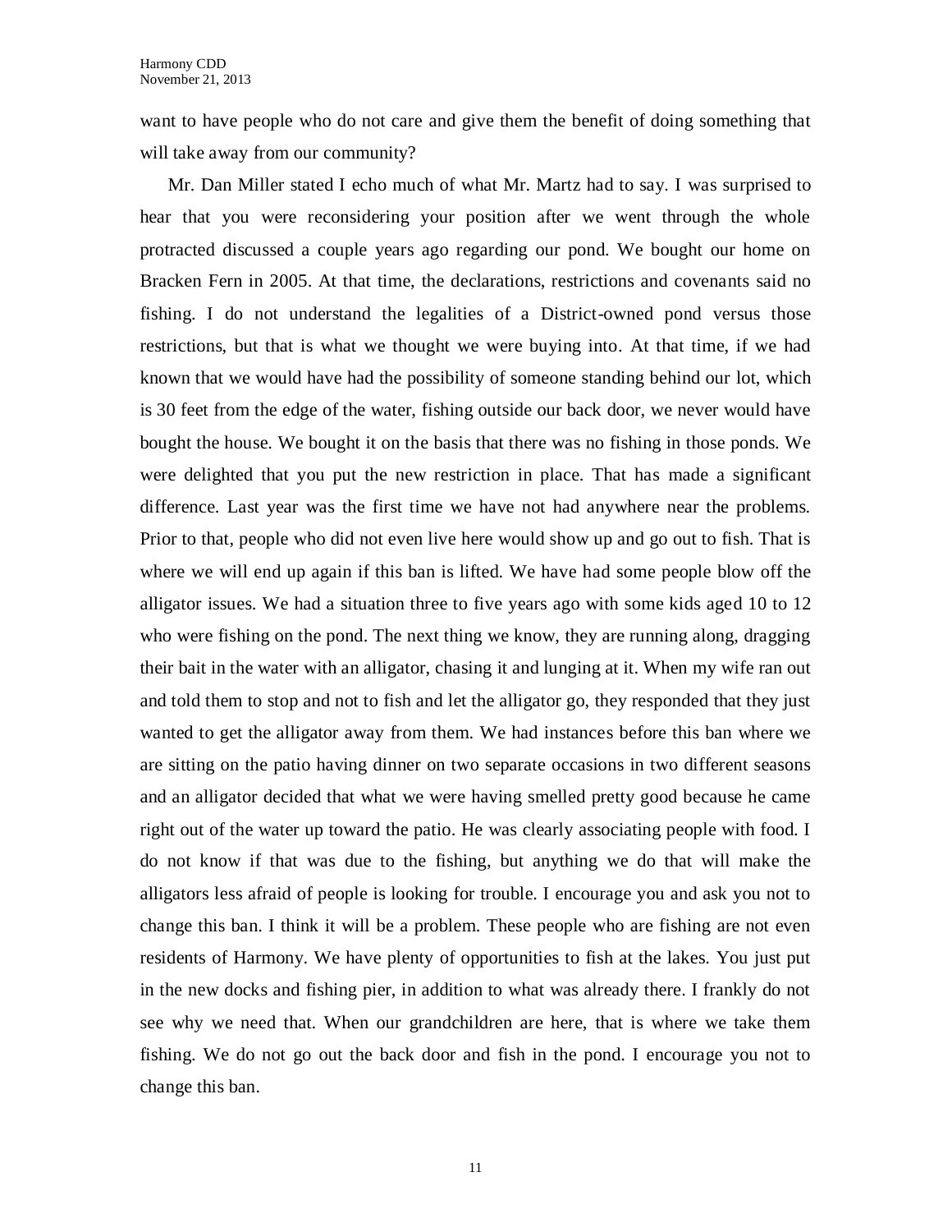want to have people who do not care and give them the benefit of doing something that will take away from our community?

Mr. Dan Miller stated I echo much of what Mr. Martz had to say. I was surprised to hear that you were reconsidering your position after we went through the whole protracted discussed a couple years ago regarding our pond. We bought our home on Bracken Fern in 2005. At that time, the declarations, restrictions and covenants said no fishing. I do not understand the legalities of a District-owned pond versus those restrictions, but that is what we thought we were buying into. At that time, if we had known that we would have had the possibility of someone standing behind our lot, which is 30 feet from the edge of the water, fishing outside our back door, we never would have bought the house. We bought it on the basis that there was no fishing in those ponds. We were delighted that you put the new restriction in place. That has made a significant difference. Last year was the first time we have not had anywhere near the problems. Prior to that, people who did not even live here would show up and go out to fish. That is where we will end up again if this ban is lifted. We have had some people blow off the alligator issues. We had a situation three to five years ago with some kids aged 10 to 12 who were fishing on the pond. The next thing we know, they are running along, dragging their bait in the water with an alligator, chasing it and lunging at it. When my wife ran out and told them to stop and not to fish and let the alligator go, they responded that they just wanted to get the alligator away from them. We had instances before this ban where we are sitting on the patio having dinner on two separate occasions in two different seasons and an alligator decided that what we were having smelled pretty good because he came right out of the water up toward the patio. He was clearly associating people with food. I do not know if that was due to the fishing, but anything we do that will make the alligators less afraid of people is looking for trouble. I encourage you and ask you not to change this ban. I think it will be a problem. These people who are fishing are not even residents of Harmony. We have plenty of opportunities to fish at the lakes. You just put in the new docks and fishing pier, in addition to what was already there. I frankly do not see why we need that. When our grandchildren are here, that is where we take them fishing. We do not go out the back door and fish in the pond. I encourage you not to change this ban.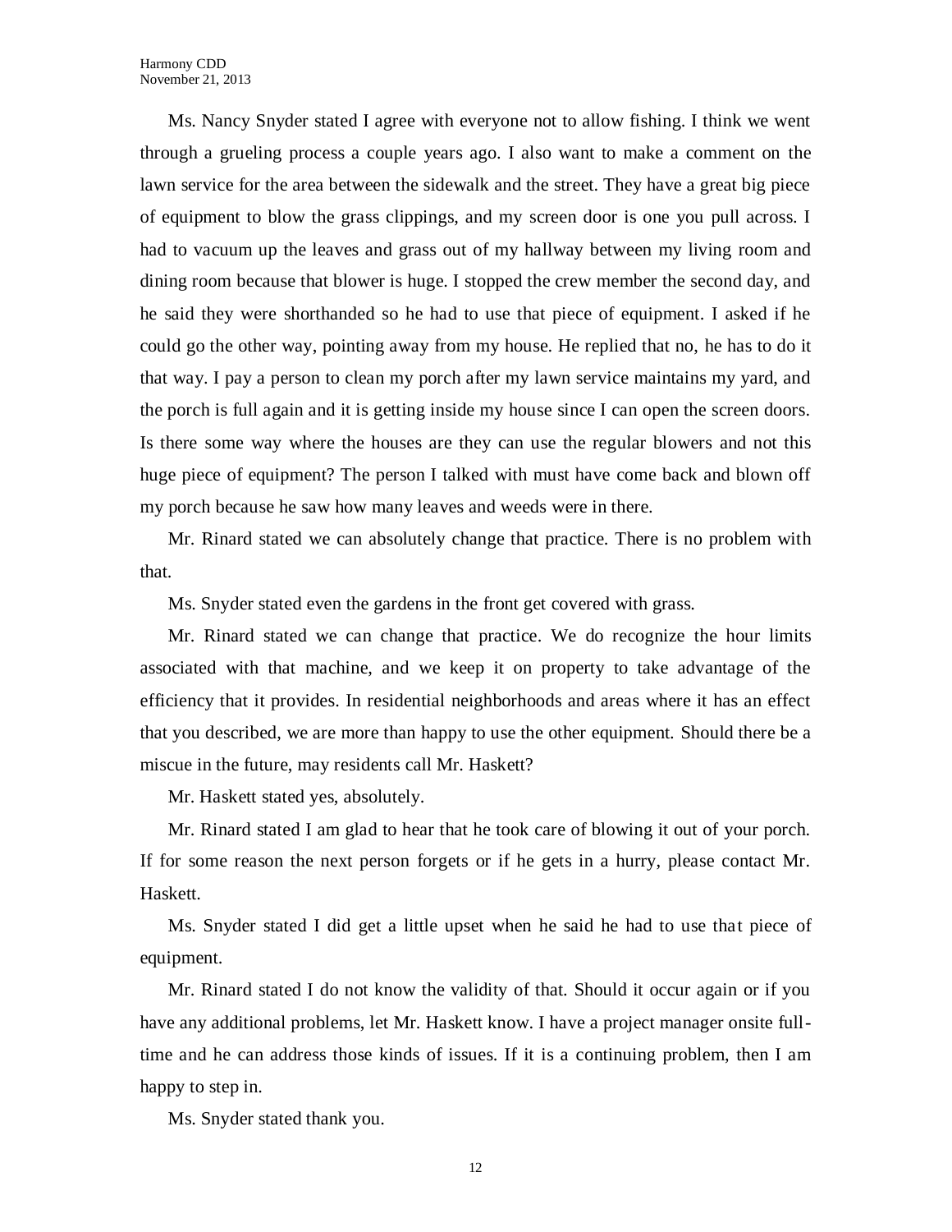Ms. Nancy Snyder stated I agree with everyone not to allow fishing. I think we went through a grueling process a couple years ago. I also want to make a comment on the lawn service for the area between the sidewalk and the street. They have a great big piece of equipment to blow the grass clippings, and my screen door is one you pull across. I had to vacuum up the leaves and grass out of my hallway between my living room and dining room because that blower is huge. I stopped the crew member the second day, and he said they were shorthanded so he had to use that piece of equipment. I asked if he could go the other way, pointing away from my house. He replied that no, he has to do it that way. I pay a person to clean my porch after my lawn service maintains my yard, and the porch is full again and it is getting inside my house since I can open the screen doors. Is there some way where the houses are they can use the regular blowers and not this huge piece of equipment? The person I talked with must have come back and blown off my porch because he saw how many leaves and weeds were in there.

Mr. Rinard stated we can absolutely change that practice. There is no problem with that.

Ms. Snyder stated even the gardens in the front get covered with grass.

Mr. Rinard stated we can change that practice. We do recognize the hour limits associated with that machine, and we keep it on property to take advantage of the efficiency that it provides. In residential neighborhoods and areas where it has an effect that you described, we are more than happy to use the other equipment. Should there be a miscue in the future, may residents call Mr. Haskett?

Mr. Haskett stated yes, absolutely.

Mr. Rinard stated I am glad to hear that he took care of blowing it out of your porch. If for some reason the next person forgets or if he gets in a hurry, please contact Mr. Haskett.

Ms. Snyder stated I did get a little upset when he said he had to use that piece of equipment.

Mr. Rinard stated I do not know the validity of that. Should it occur again or if you have any additional problems, let Mr. Haskett know. I have a project manager onsite full-time and he can address those kinds of issues. If it is a continuing problem, then I am happy to step in.

Ms. Snyder stated thank you.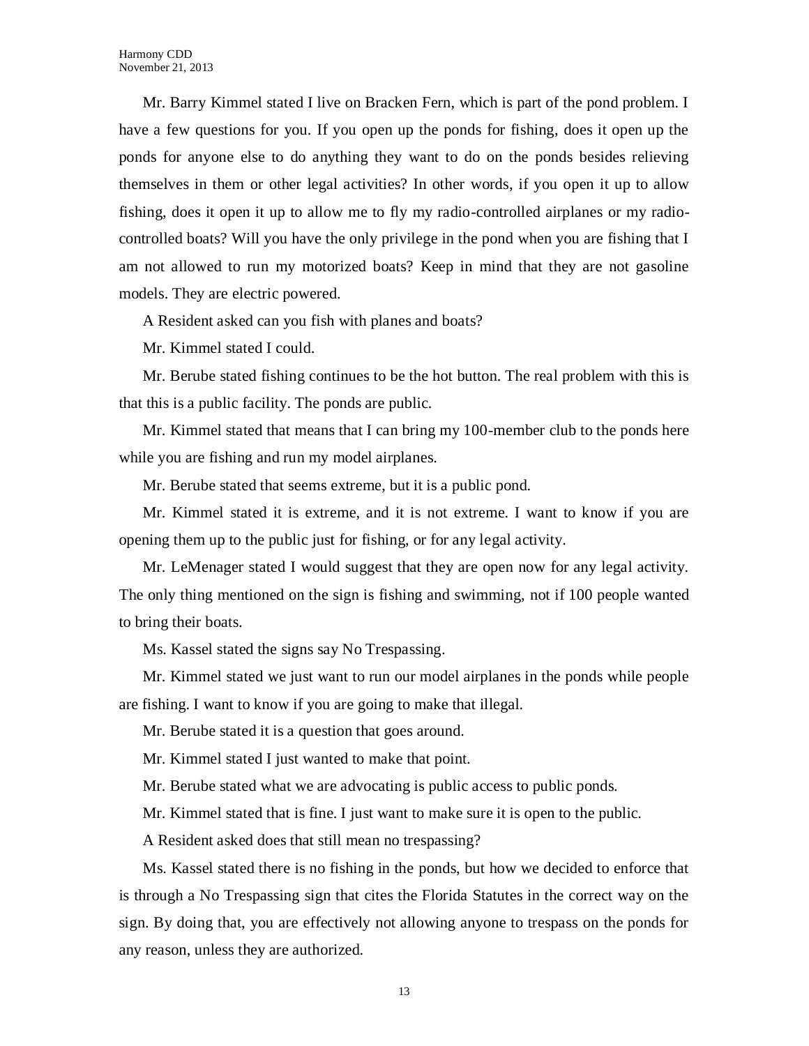Mr. Barry Kimmel stated I live on Bracken Fern, which is part of the pond problem. I have a few questions for you. If you open up the ponds for fishing, does it open up the ponds for anyone else to do anything they want to do on the ponds besides relieving themselves in them or other legal activities? In other words, if you open it up to allow fishing, does it open it up to allow me to fly my radio-controlled airplanes or my radio-controlled boats? Will you have the only privilege in the pond when you are fishing that I am not allowed to run my motorized boats? Keep in mind that they are not gasoline models. They are electric powered.

A Resident asked can you fish with planes and boats?

Mr. Kimmel stated I could.

Mr. Berube stated fishing continues to be the hot button. The real problem with this is that this is a public facility. The ponds are public.

Mr. Kimmel stated that means that I can bring my 100-member club to the ponds here while you are fishing and run my model airplanes.

Mr. Berube stated that seems extreme, but it is a public pond.

Mr. Kimmel stated it is extreme, and it is not extreme. I want to know if you are opening them up to the public just for fishing, or for any legal activity.

Mr. LeMenager stated I would suggest that they are open now for any legal activity. The only thing mentioned on the sign is fishing and swimming, not if 100 people wanted to bring their boats.

Ms. Kassel stated the signs say No Trespassing.

Mr. Kimmel stated we just want to run our model airplanes in the ponds while people are fishing. I want to know if you are going to make that illegal.

Mr. Berube stated it is a question that goes around.

Mr. Kimmel stated I just wanted to make that point.

Mr. Berube stated what we are advocating is public access to public ponds.

Mr. Kimmel stated that is fine. I just want to make sure it is open to the public.

A Resident asked does that still mean no trespassing?

Ms. Kassel stated there is no fishing in the ponds, but how we decided to enforce that is through a No Trespassing sign that cites the Florida Statutes in the correct way on the sign. By doing that, you are effectively not allowing anyone to trespass on the ponds for any reason, unless they are authorized.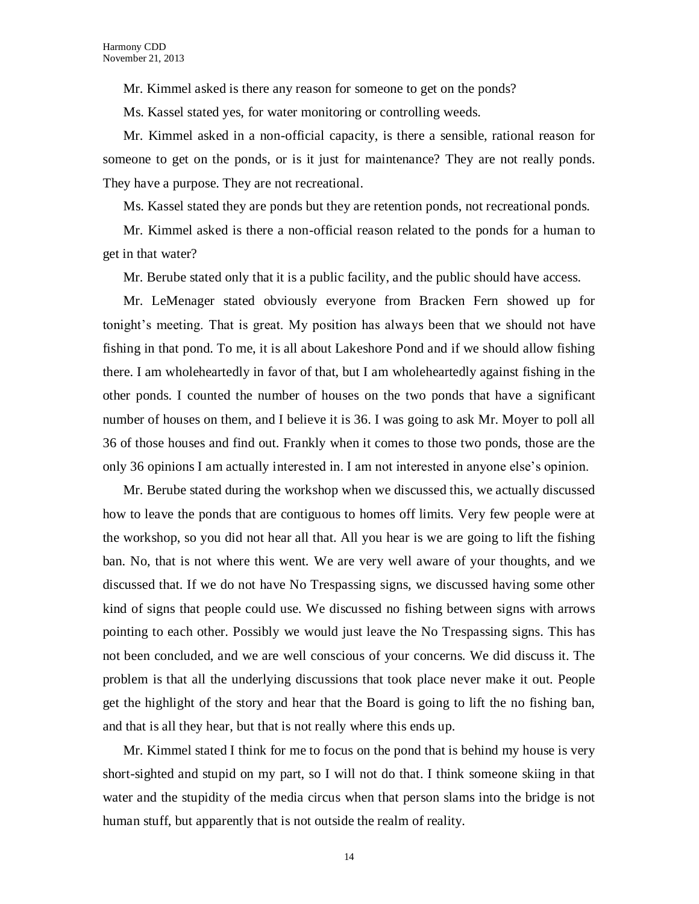Mr. Kimmel asked is there any reason for someone to get on the ponds?

Ms. Kassel stated yes, for water monitoring or controlling weeds.

Mr. Kimmel asked in a non-official capacity, is there a sensible, rational reason for someone to get on the ponds, or is it just for maintenance? They are not really ponds. They have a purpose. They are not recreational.

Ms. Kassel stated they are ponds but they are retention ponds, not recreational ponds.

Mr. Kimmel asked is there a non-official reason related to the ponds for a human to get in that water?

Mr. Berube stated only that it is a public facility, and the public should have access.

Mr. LeMenager stated obviously everyone from Bracken Fern showed up for tonight's meeting. That is great. My position has always been that we should not have fishing in that pond. To me, it is all about Lakeshore Pond and if we should allow fishing there. I am wholeheartedly in favor of that, but I am wholeheartedly against fishing in the other ponds. I counted the number of houses on the two ponds that have a significant number of houses on them, and I believe it is 36. I was going to ask Mr. Moyer to poll all 36 of those houses and find out. Frankly when it comes to those two ponds, those are the only 36 opinions I am actually interested in. I am not interested in anyone else's opinion.

Mr. Berube stated during the workshop when we discussed this, we actually discussed how to leave the ponds that are contiguous to homes off limits. Very few people were at the workshop, so you did not hear all that. All you hear is we are going to lift the fishing ban. No, that is not where this went. We are very well aware of your thoughts, and we discussed that. If we do not have No Trespassing signs, we discussed having some other kind of signs that people could use. We discussed no fishing between signs with arrows pointing to each other. Possibly we would just leave the No Trespassing signs. This has not been concluded, and we are well conscious of your concerns. We did discuss it. The problem is that all the underlying discussions that took place never make it out. People get the highlight of the story and hear that the Board is going to lift the no fishing ban, and that is all they hear, but that is not really where this ends up.

Mr. Kimmel stated I think for me to focus on the pond that is behind my house is very short-sighted and stupid on my part, so I will not do that. I think someone skiing in that water and the stupidity of the media circus when that person slams into the bridge is not human stuff, but apparently that is not outside the realm of reality.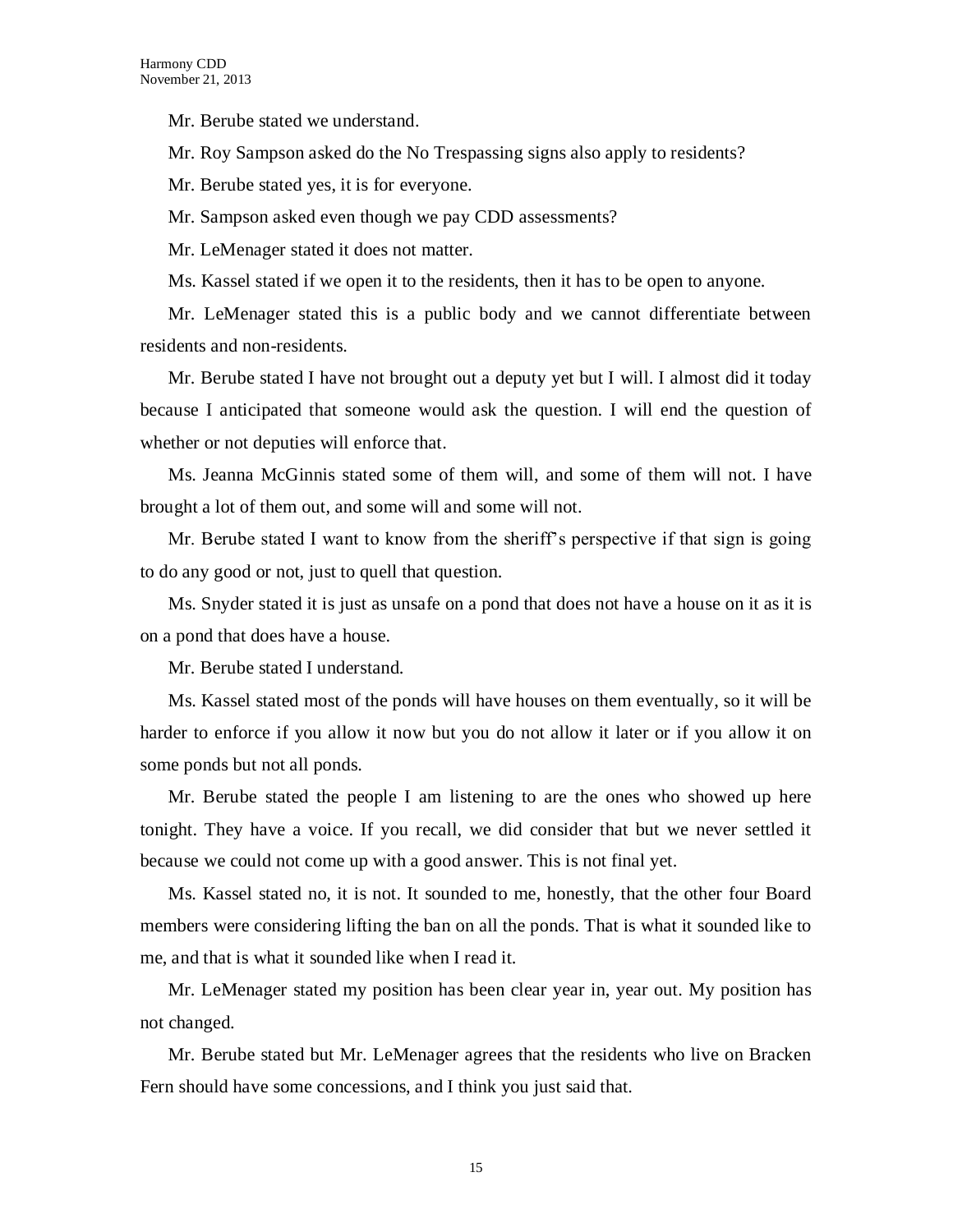Mr. Berube stated we understand.

Mr. Roy Sampson asked do the No Trespassing signs also apply to residents?

Mr. Berube stated yes, it is for everyone.

Mr. Sampson asked even though we pay CDD assessments?

Mr. LeMenager stated it does not matter.

Ms. Kassel stated if we open it to the residents, then it has to be open to anyone.

Mr. LeMenager stated this is a public body and we cannot differentiate between residents and non-residents.

Mr. Berube stated I have not brought out a deputy yet but I will. I almost did it today because I anticipated that someone would ask the question. I will end the question of whether or not deputies will enforce that.

Ms. Jeanna McGinnis stated some of them will, and some of them will not. I have brought a lot of them out, and some will and some will not.

Mr. Berube stated I want to know from the sheriff's perspective if that sign is going to do any good or not, just to quell that question.

Ms. Snyder stated it is just as unsafe on a pond that does not have a house on it as it is on a pond that does have a house.

Mr. Berube stated I understand.

Ms. Kassel stated most of the ponds will have houses on them eventually, so it will be harder to enforce if you allow it now but you do not allow it later or if you allow it on some ponds but not all ponds.

Mr. Berube stated the people I am listening to are the ones who showed up here tonight. They have a voice. If you recall, we did consider that but we never settled it because we could not come up with a good answer. This is not final yet.

Ms. Kassel stated no, it is not. It sounded to me, honestly, that the other four Board members were considering lifting the ban on all the ponds. That is what it sounded like to me, and that is what it sounded like when I read it.

Mr. LeMenager stated my position has been clear year in, year out. My position has not changed.

Mr. Berube stated but Mr. LeMenager agrees that the residents who live on Bracken Fern should have some concessions, and I think you just said that.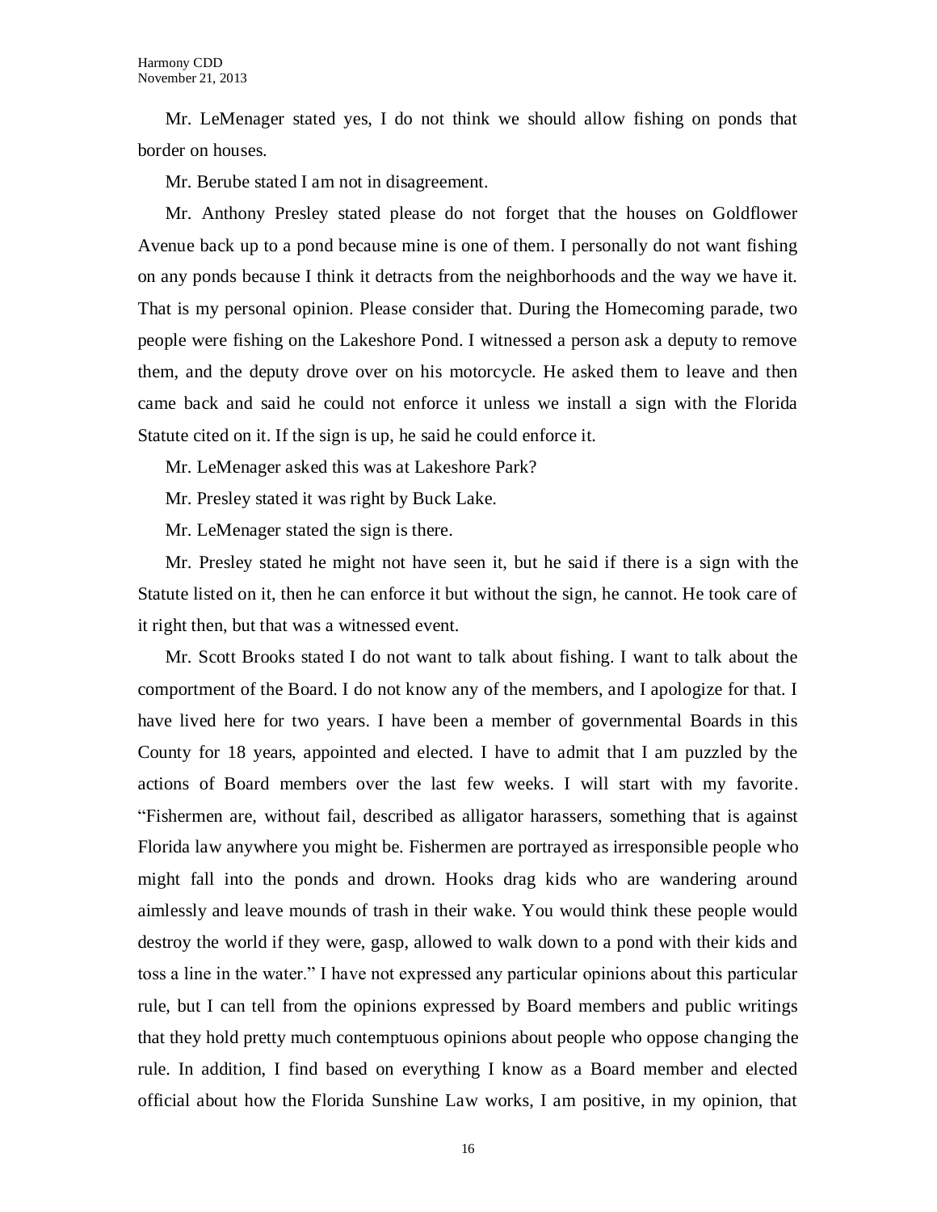Mr. LeMenager stated yes, I do not think we should allow fishing on ponds that border on houses.

Mr. Berube stated I am not in disagreement.

Mr. Anthony Presley stated please do not forget that the houses on Goldflower Avenue back up to a pond because mine is one of them. I personally do not want fishing on any ponds because I think it detracts from the neighborhoods and the way we have it. That is my personal opinion. Please consider that. During the Homecoming parade, two people were fishing on the Lakeshore Pond. I witnessed a person ask a deputy to remove them, and the deputy drove over on his motorcycle. He asked them to leave and then came back and said he could not enforce it unless we install a sign with the Florida Statute cited on it. If the sign is up, he said he could enforce it.

Mr. LeMenager asked this was at Lakeshore Park?

Mr. Presley stated it was right by Buck Lake.

Mr. LeMenager stated the sign is there.

Mr. Presley stated he might not have seen it, but he said if there is a sign with the Statute listed on it, then he can enforce it but without the sign, he cannot. He took care of it right then, but that was a witnessed event.

Mr. Scott Brooks stated I do not want to talk about fishing. I want to talk about the comportment of the Board. I do not know any of the members, and I apologize for that. I have lived here for two years. I have been a member of governmental Boards in this County for 18 years, appointed and elected. I have to admit that I am puzzled by the actions of Board members over the last few weeks. I will start with my favorite. "Fishermen are, without fail, described as alligator harassers, something that is against Florida law anywhere you might be. Fishermen are portrayed as irresponsible people who might fall into the ponds and drown. Hooks drag kids who are wandering around aimlessly and leave mounds of trash in their wake. You would think these people would destroy the world if they were, gasp, allowed to walk down to a pond with their kids and toss a line in the water." I have not expressed any particular opinions about this particular rule, but I can tell from the opinions expressed by Board members and public writings that they hold pretty much contemptuous opinions about people who oppose changing the rule. In addition, I find based on everything I know as a Board member and elected official about how the Florida Sunshine Law works, I am positive, in my opinion, that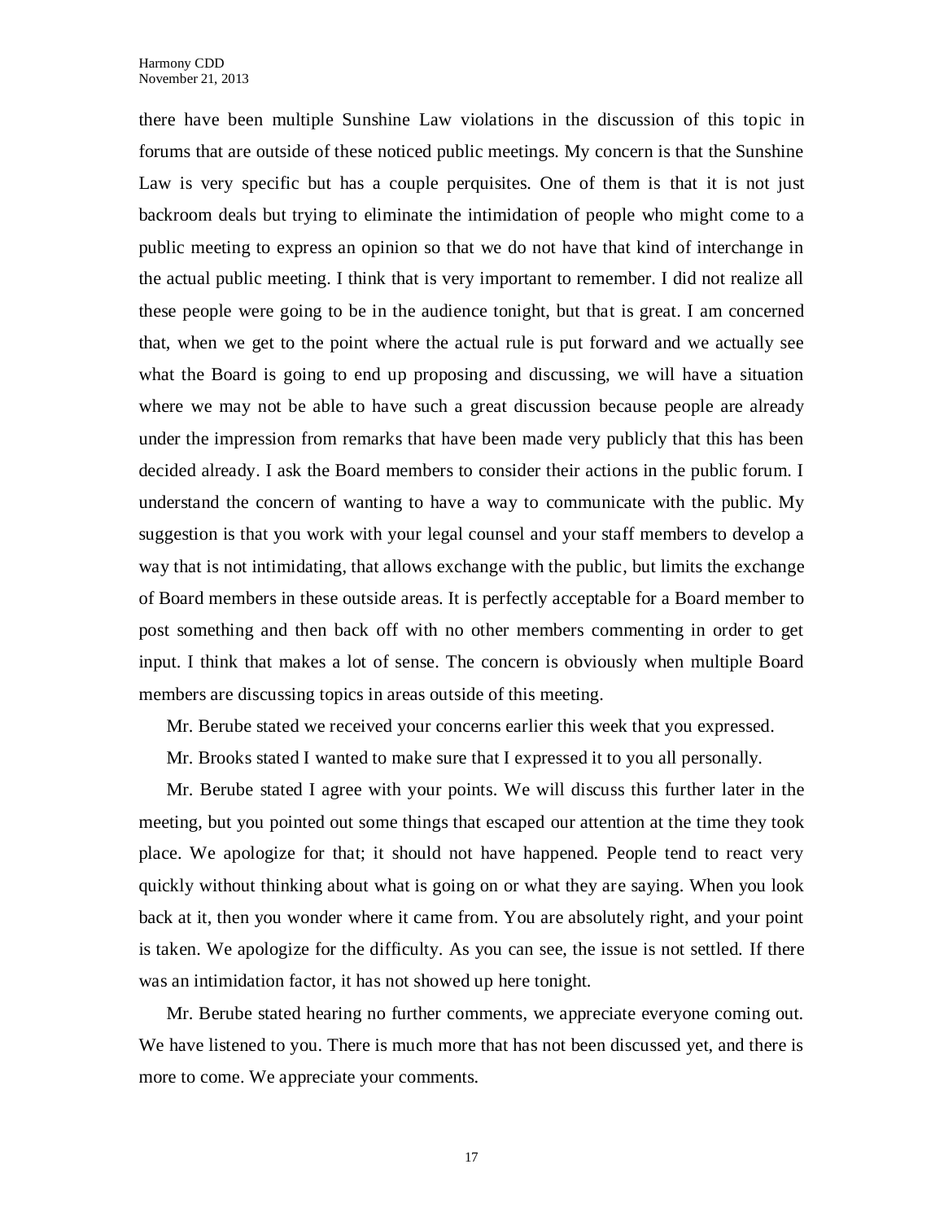there have been multiple Sunshine Law violations in the discussion of this topic in forums that are outside of these noticed public meetings. My concern is that the Sunshine Law is very specific but has a couple perquisites. One of them is that it is not just backroom deals but trying to eliminate the intimidation of people who might come to a public meeting to express an opinion so that we do not have that kind of interchange in the actual public meeting. I think that is very important to remember. I did not realize all these people were going to be in the audience tonight, but that is great. I am concerned that, when we get to the point where the actual rule is put forward and we actually see what the Board is going to end up proposing and discussing, we will have a situation where we may not be able to have such a great discussion because people are already under the impression from remarks that have been made very publicly that this has been decided already. I ask the Board members to consider their actions in the public forum. I understand the concern of wanting to have a way to communicate with the public. My suggestion is that you work with your legal counsel and your staff members to develop a way that is not intimidating, that allows exchange with the public, but limits the exchange of Board members in these outside areas. It is perfectly acceptable for a Board member to post something and then back off with no other members commenting in order to get input. I think that makes a lot of sense. The concern is obviously when multiple Board members are discussing topics in areas outside of this meeting.

Mr. Berube stated we received your concerns earlier this week that you expressed.

Mr. Brooks stated I wanted to make sure that I expressed it to you all personally.

Mr. Berube stated I agree with your points. We will discuss this further later in the meeting, but you pointed out some things that escaped our attention at the time they took place. We apologize for that; it should not have happened. People tend to react very quickly without thinking about what is going on or what they are saying. When you look back at it, then you wonder where it came from. You are absolutely right, and your point is taken. We apologize for the difficulty. As you can see, the issue is not settled. If there was an intimidation factor, it has not showed up here tonight.

Mr. Berube stated hearing no further comments, we appreciate everyone coming out. We have listened to you. There is much more that has not been discussed yet, and there is more to come. We appreciate your comments.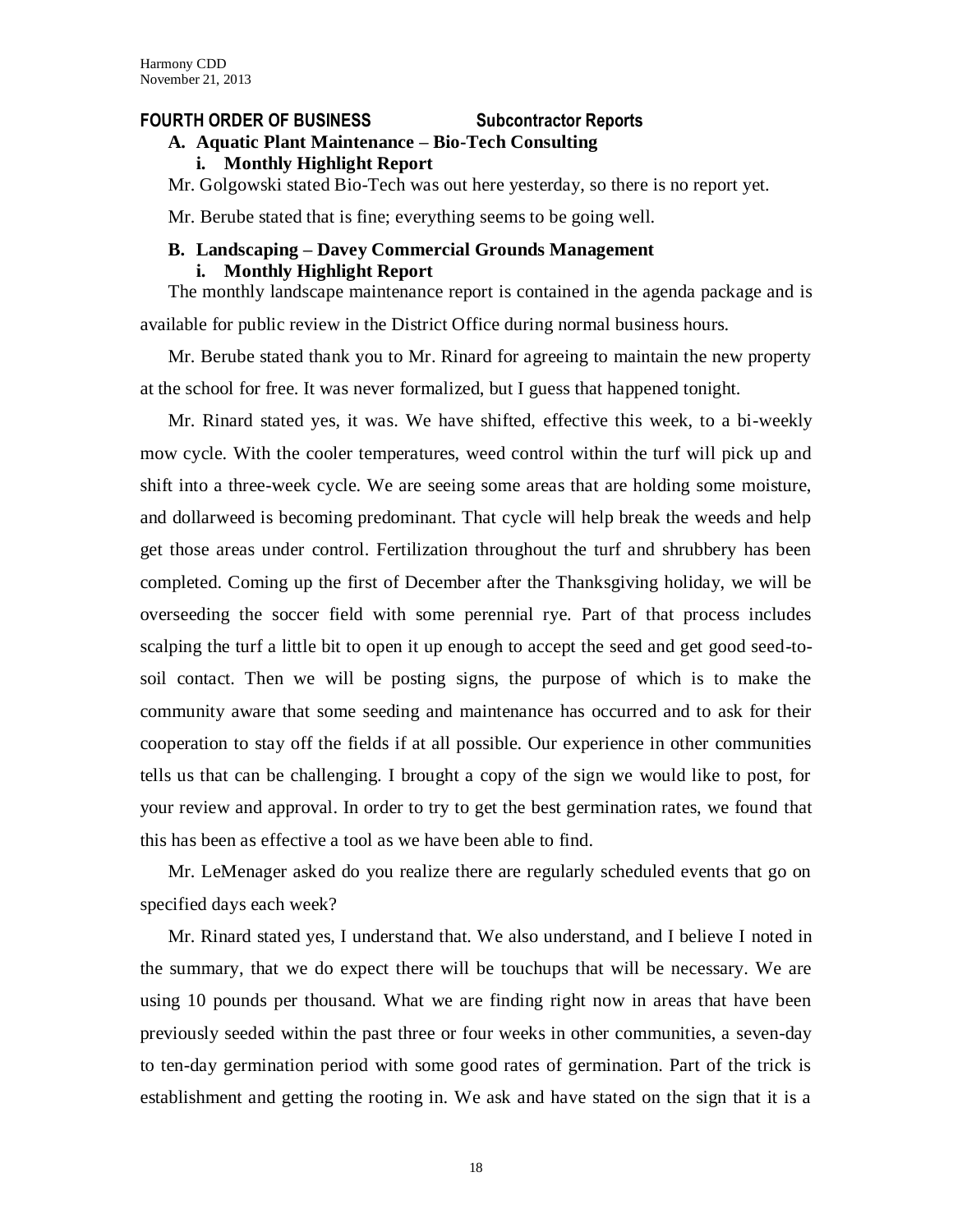**FOURTH ORDER OF BUSINESS Subcontractor Reports**

**A. Aquatic Plant Maintenance – Bio-Tech Consulting**

**i. Monthly Highlight Report**

Mr. Golgowski stated Bio-Tech was out here yesterday, so there is no report yet.

Mr. Berube stated that is fine; everything seems to be going well.

**B. Landscaping – Davey Commercial Grounds Management**

**i. Monthly Highlight Report**

The monthly landscape maintenance report is contained in the agenda package and is available for public review in the District Office during normal business hours.

Mr. Berube stated thank you to Mr. Rinard for agreeing to maintain the new property at the school for free. It was never formalized, but I guess that happened tonight.

Mr. Rinard stated yes, it was. We have shifted, effective this week, to a bi-weekly mow cycle. With the cooler temperatures, weed control within the turf will pick up and shift into a three-week cycle. We are seeing some areas that are holding some moisture, and dollarweed is becoming predominant. That cycle will help break the weeds and help get those areas under control. Fertilization throughout the turf and shrubbery has been completed. Coming up the first of December after the Thanksgiving holiday, we will be overseeding the soccer field with some perennial rye. Part of that process includes scalping the turf a little bit to open it up enough to accept the seed and get good seed-to-soil contact. Then we will be posting signs, the purpose of which is to make the community aware that some seeding and maintenance has occurred and to ask for their cooperation to stay off the fields if at all possible. Our experience in other communities tells us that can be challenging. I brought a copy of the sign we would like to post, for your review and approval. In order to try to get the best germination rates, we found that this has been as effective a tool as we have been able to find.

Mr. LeMenager asked do you realize there are regularly scheduled events that go on specified days each week?

Mr. Rinard stated yes, I understand that. We also understand, and I believe I noted in the summary, that we do expect there will be touchups that will be necessary. We are using 10 pounds per thousand. What we are finding right now in areas that have been previously seeded within the past three or four weeks in other communities, a seven-day to ten-day germination period with some good rates of germination. Part of the trick is establishment and getting the rooting in. We ask and have stated on the sign that it is a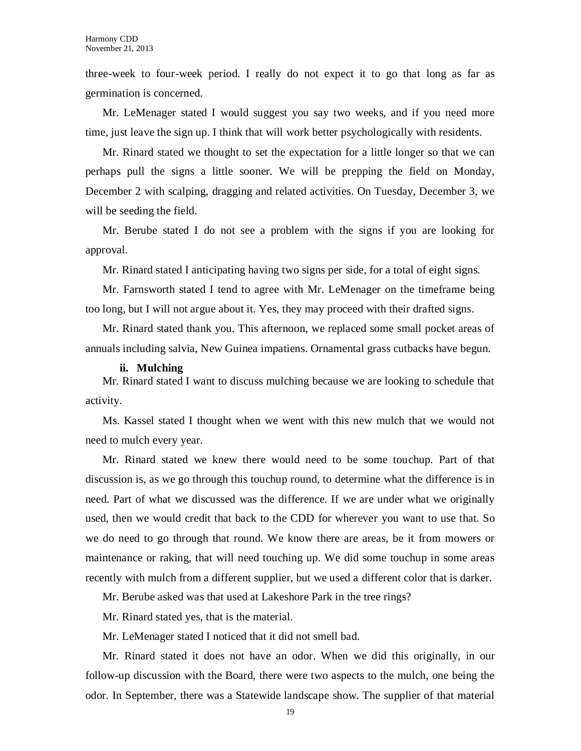three-week to four-week period. I really do not expect it to go that long as far as germination is concerned.

Mr. LeMenager stated I would suggest you say two weeks, and if you need more time, just leave the sign up. I think that will work better psychologically with residents.

Mr. Rinard stated we thought to set the expectation for a little longer so that we can perhaps pull the signs a little sooner. We will be prepping the field on Monday, December 2 with scalping, dragging and related activities. On Tuesday, December 3, we will be seeding the field.

Mr. Berube stated I do not see a problem with the signs if you are looking for approval.

Mr. Rinard stated I anticipating having two signs per side, for a total of eight signs.

Mr. Farnsworth stated I tend to agree with Mr. LeMenager on the timeframe being too long, but I will not argue about it. Yes, they may proceed with their drafted signs.

Mr. Rinard stated thank you. This afternoon, we replaced some small pocket areas of annuals including salvia, New Guinea impatiens. Ornamental grass cutbacks have begun.

**ii. Mulching**

Mr. Rinard stated I want to discuss mulching because we are looking to schedule that activity.

Ms. Kassel stated I thought when we went with this new mulch that we would not need to mulch every year.

Mr. Rinard stated we knew there would need to be some touchup. Part of that discussion is, as we go through this touchup round, to determine what the difference is in need. Part of what we discussed was the difference. If we are under what we originally used, then we would credit that back to the CDD for wherever you want to use that. So we do need to go through that round. We know there are areas, be it from mowers or maintenance or raking, that will need touching up. We did some touchup in some areas recently with mulch from a different supplier, but we used a different color that is darker.

Mr. Berube asked was that used at Lakeshore Park in the tree rings?

Mr. Rinard stated yes, that is the material.

Mr. LeMenager stated I noticed that it did not smell bad.

Mr. Rinard stated it does not have an odor. When we did this originally, in our follow-up discussion with the Board, there were two aspects to the mulch, one being the odor. In September, there was a Statewide landscape show. The supplier of that material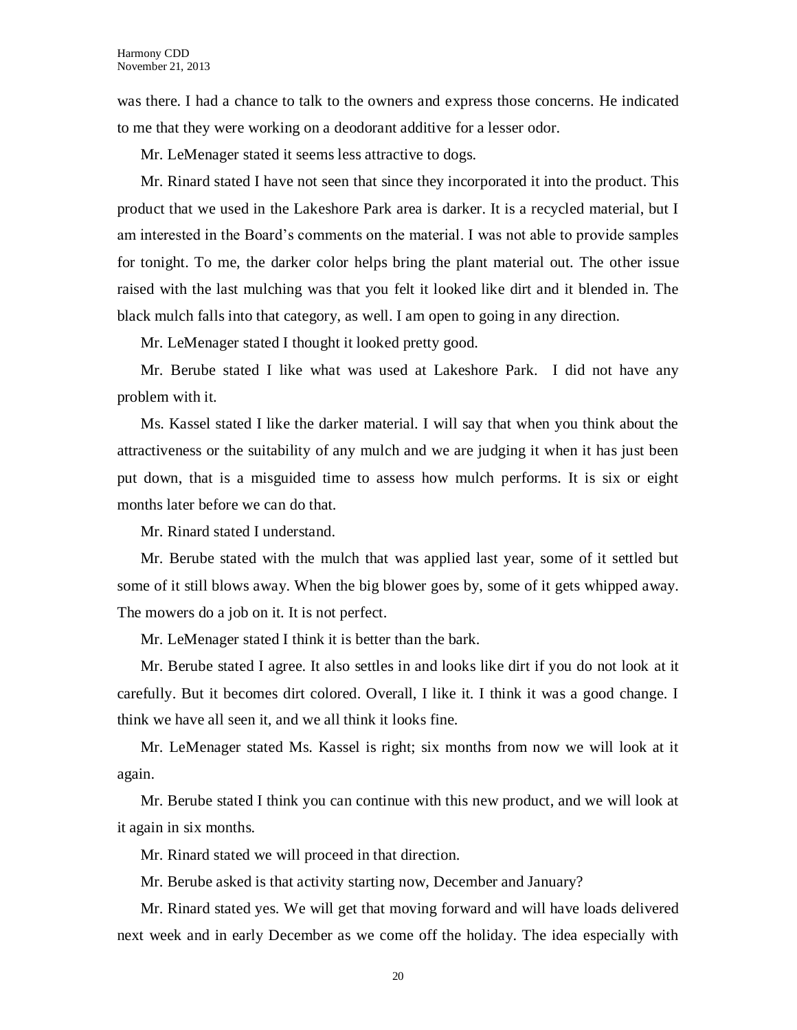was there. I had a chance to talk to the owners and express those concerns. He indicated to me that they were working on a deodorant additive for a lesser odor.

Mr. LeMenager stated it seems less attractive to dogs.

Mr. Rinard stated I have not seen that since they incorporated it into the product. This product that we used in the Lakeshore Park area is darker. It is a recycled material, but I am interested in the Board's comments on the material. I was not able to provide samples for tonight. To me, the darker color helps bring the plant material out. The other issue raised with the last mulching was that you felt it looked like dirt and it blended in. The black mulch falls into that category, as well. I am open to going in any direction.

Mr. LeMenager stated I thought it looked pretty good.

Mr. Berube stated I like what was used at Lakeshore Park. I did not have any problem with it.

Ms. Kassel stated I like the darker material. I will say that when you think about the attractiveness or the suitability of any mulch and we are judging it when it has just been put down, that is a misguided time to assess how mulch performs. It is six or eight months later before we can do that.

Mr. Rinard stated I understand.

Mr. Berube stated with the mulch that was applied last year, some of it settled but some of it still blows away. When the big blower goes by, some of it gets whipped away. The mowers do a job on it. It is not perfect.

Mr. LeMenager stated I think it is better than the bark.

Mr. Berube stated I agree. It also settles in and looks like dirt if you do not look at it carefully. But it becomes dirt colored. Overall, I like it. I think it was a good change. I think we have all seen it, and we all think it looks fine.

Mr. LeMenager stated Ms. Kassel is right; six months from now we will look at it again.

Mr. Berube stated I think you can continue with this new product, and we will look at it again in six months.

Mr. Rinard stated we will proceed in that direction.

Mr. Berube asked is that activity starting now, December and January?

Mr. Rinard stated yes. We will get that moving forward and will have loads delivered next week and in early December as we come off the holiday. The idea especially with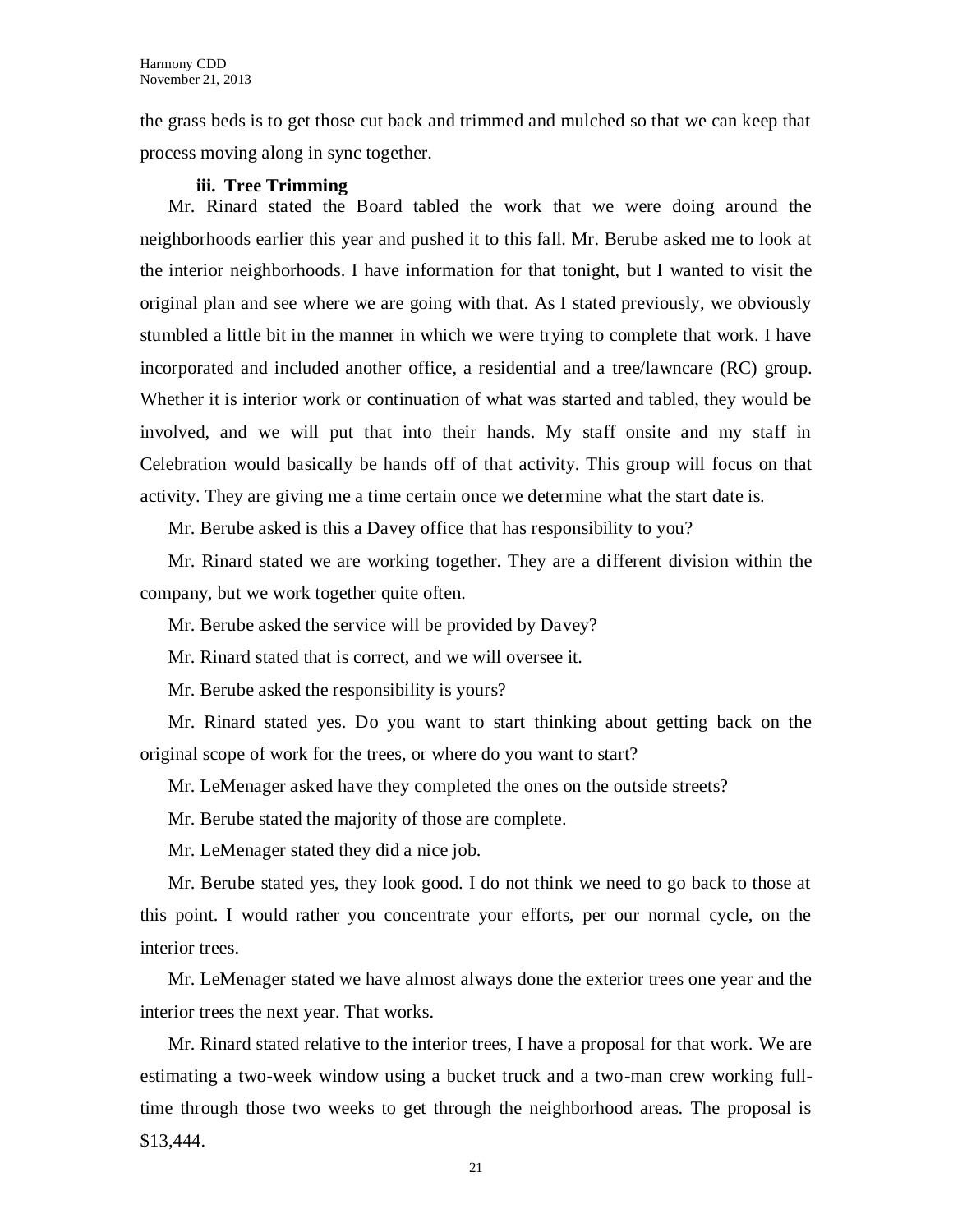the grass beds is to get those cut back and trimmed and mulched so that we can keep that process moving along in sync together.

**iii. Tree Trimming**

Mr. Rinard stated the Board tabled the work that we were doing around the neighborhoods earlier this year and pushed it to this fall. Mr. Berube asked me to look at the interior neighborhoods. I have information for that tonight, but I wanted to visit the original plan and see where we are going with that. As I stated previously, we obviously stumbled a little bit in the manner in which we were trying to complete that work. I have incorporated and included another office, a residential and a tree/lawncare (RC) group. Whether it is interior work or continuation of what was started and tabled, they would be involved, and we will put that into their hands. My staff onsite and my staff in Celebration would basically be hands off of that activity. This group will focus on that activity. They are giving me a time certain once we determine what the start date is.

Mr. Berube asked is this a Davey office that has responsibility to you?

Mr. Rinard stated we are working together. They are a different division within the company, but we work together quite often.

Mr. Berube asked the service will be provided by Davey?

Mr. Rinard stated that is correct, and we will oversee it.

Mr. Berube asked the responsibility is yours?

Mr. Rinard stated yes. Do you want to start thinking about getting back on the original scope of work for the trees, or where do you want to start?

Mr. LeMenager asked have they completed the ones on the outside streets?

Mr. Berube stated the majority of those are complete.

Mr. LeMenager stated they did a nice job.

Mr. Berube stated yes, they look good. I do not think we need to go back to those at this point. I would rather you concentrate your efforts, per our normal cycle, on the interior trees.

Mr. LeMenager stated we have almost always done the exterior trees one year and the interior trees the next year. That works.

Mr. Rinard stated relative to the interior trees, I have a proposal for that work. We are estimating a two-week window using a bucket truck and a two-man crew working full-time through those two weeks to get through the neighborhood areas. The proposal is $13,444.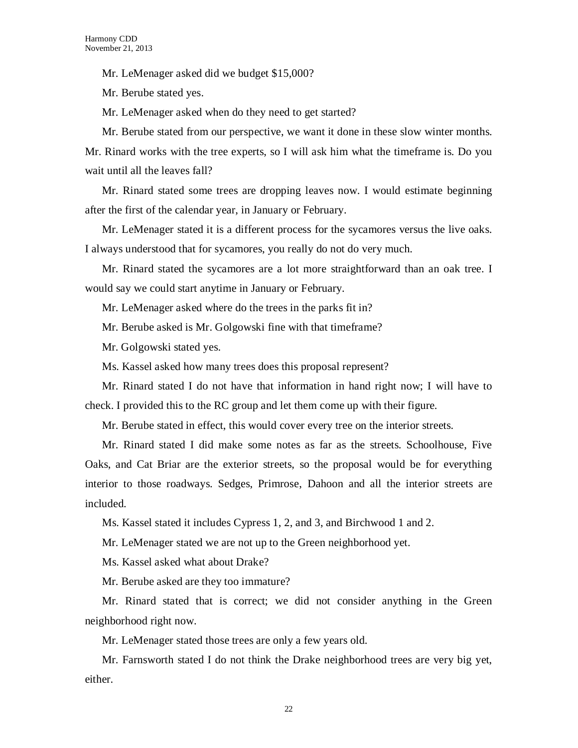Mr. LeMenager asked did we budget $15,000?

Mr. Berube stated yes.

Mr. LeMenager asked when do they need to get started?

Mr. Berube stated from our perspective, we want it done in these slow winter months. Mr. Rinard works with the tree experts, so I will ask him what the timeframe is. Do you wait until all the leaves fall?

Mr. Rinard stated some trees are dropping leaves now. I would estimate beginning after the first of the calendar year, in January or February.

Mr. LeMenager stated it is a different process for the sycamores versus the live oaks. I always understood that for sycamores, you really do not do very much.

Mr. Rinard stated the sycamores are a lot more straightforward than an oak tree. I would say we could start anytime in January or February.

Mr. LeMenager asked where do the trees in the parks fit in?

Mr. Berube asked is Mr. Golgowski fine with that timeframe?

Mr. Golgowski stated yes.

Ms. Kassel asked how many trees does this proposal represent?

Mr. Rinard stated I do not have that information in hand right now; I will have to check. I provided this to the RC group and let them come up with their figure.

Mr. Berube stated in effect, this would cover every tree on the interior streets.

Mr. Rinard stated I did make some notes as far as the streets. Schoolhouse, Five Oaks, and Cat Briar are the exterior streets, so the proposal would be for everything interior to those roadways. Sedges, Primrose, Dahoon and all the interior streets are included.

Ms. Kassel stated it includes Cypress 1, 2, and 3, and Birchwood 1 and 2.

Mr. LeMenager stated we are not up to the Green neighborhood yet.

Ms. Kassel asked what about Drake?

Mr. Berube asked are they too immature?

Mr. Rinard stated that is correct; we did not consider anything in the Green neighborhood right now.

Mr. LeMenager stated those trees are only a few years old.

Mr. Farnsworth stated I do not think the Drake neighborhood trees are very big yet, either.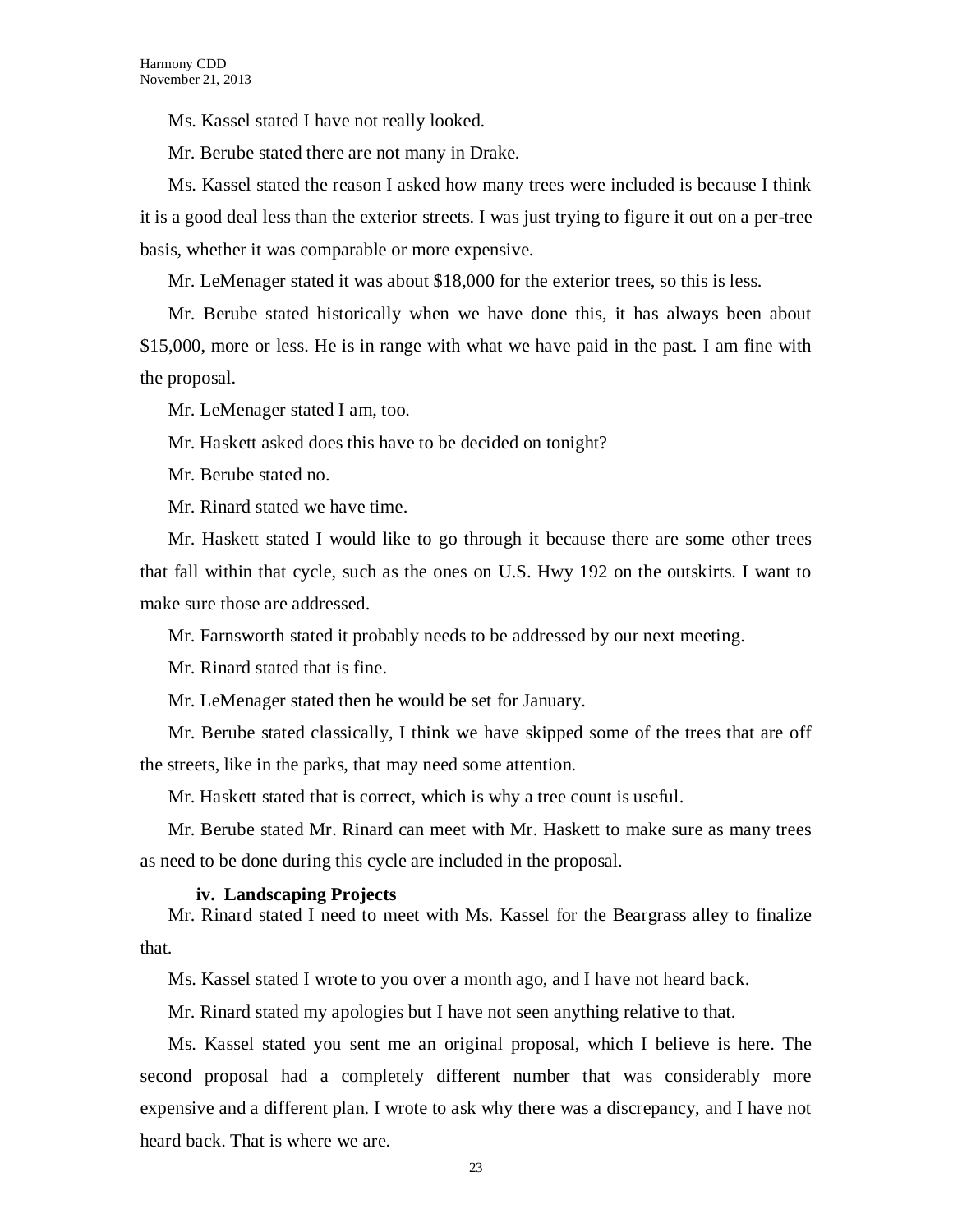Ms. Kassel stated I have not really looked.

Mr. Berube stated there are not many in Drake.

Ms. Kassel stated the reason I asked how many trees were included is because I think it is a good deal less than the exterior streets. I was just trying to figure it out on a per-tree basis, whether it was comparable or more expensive.

Mr. LeMenager stated it was about $18,000 for the exterior trees, so this is less.

Mr. Berube stated historically when we have done this, it has always been about $15,000, more or less. He is in range with what we have paid in the past. I am fine with the proposal.

Mr. LeMenager stated I am, too.

Mr. Haskett asked does this have to be decided on tonight?

Mr. Berube stated no.

Mr. Rinard stated we have time.

Mr. Haskett stated I would like to go through it because there are some other trees that fall within that cycle, such as the ones on U.S. Hwy 192 on the outskirts. I want to make sure those are addressed.

Mr. Farnsworth stated it probably needs to be addressed by our next meeting.

Mr. Rinard stated that is fine.

Mr. LeMenager stated then he would be set for January.

Mr. Berube stated classically, I think we have skipped some of the trees that are off the streets, like in the parks, that may need some attention.

Mr. Haskett stated that is correct, which is why a tree count is useful.

Mr. Berube stated Mr. Rinard can meet with Mr. Haskett to make sure as many trees as need to be done during this cycle are included in the proposal.

**iv. Landscaping Projects**

Mr. Rinard stated I need to meet with Ms. Kassel for the Beargrass alley to finalize that.

Ms. Kassel stated I wrote to you over a month ago, and I have not heard back.

Mr. Rinard stated my apologies but I have not seen anything relative to that.

Ms. Kassel stated you sent me an original proposal, which I believe is here. The second proposal had a completely different number that was considerably more expensive and a different plan. I wrote to ask why there was a discrepancy, and I have not heard back. That is where we are.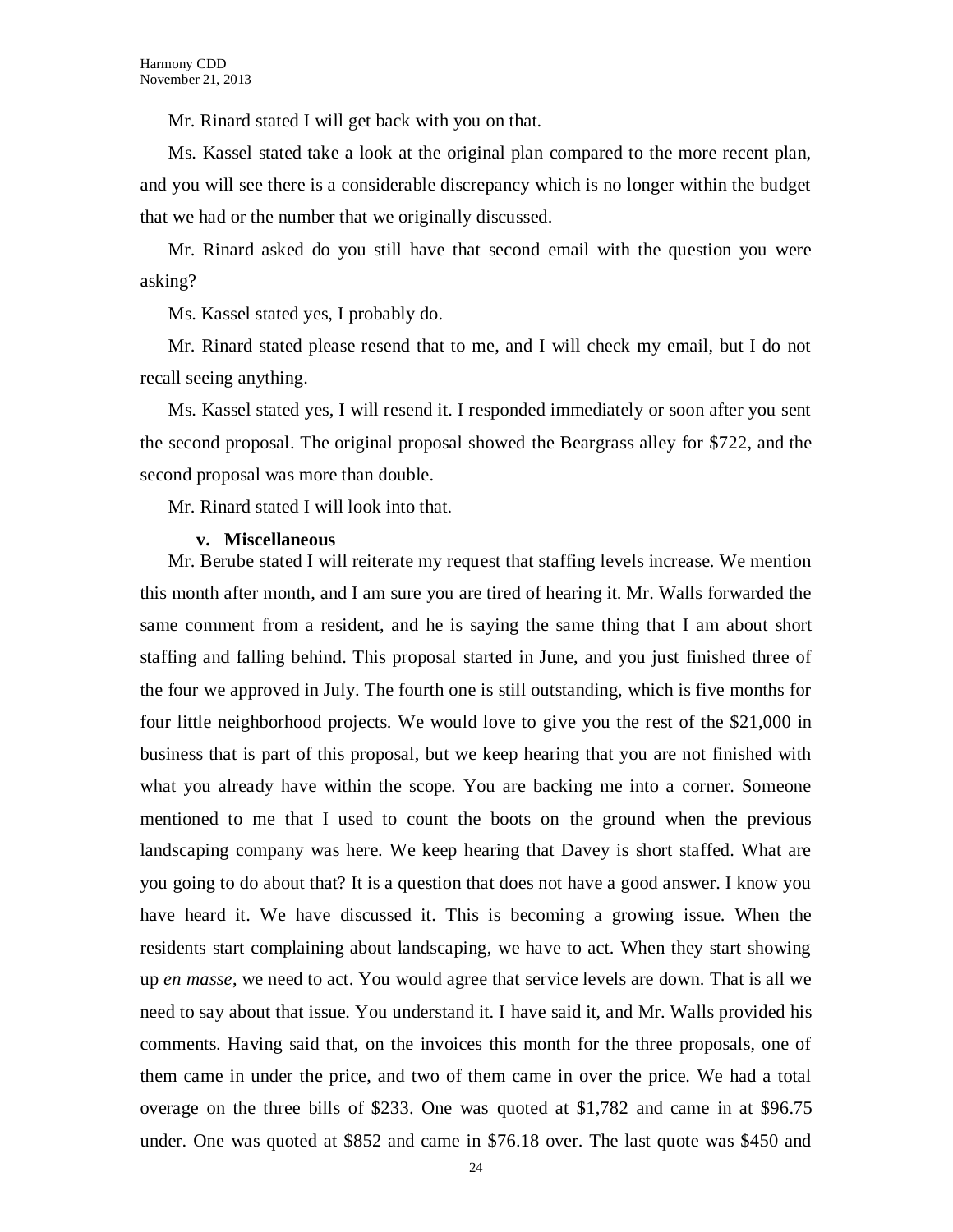Mr. Rinard stated I will get back with you on that.

Ms. Kassel stated take a look at the original plan compared to the more recent plan, and you will see there is a considerable discrepancy which is no longer within the budget that we had or the number that we originally discussed.

Mr. Rinard asked do you still have that second email with the question you were asking?

Ms. Kassel stated yes, I probably do.

Mr. Rinard stated please resend that to me, and I will check my email, but I do not recall seeing anything.

Ms. Kassel stated yes, I will resend it. I responded immediately or soon after you sent the second proposal. The original proposal showed the Beargrass alley for $722, and the second proposal was more than double.

Mr. Rinard stated I will look into that.

**v. Miscellaneous**

Mr. Berube stated I will reiterate my request that staffing levels increase. We mention this month after month, and I am sure you are tired of hearing it. Mr. Walls forwarded the same comment from a resident, and he is saying the same thing that I am about short staffing and falling behind. This proposal started in June, and you just finished three of the four we approved in July. The fourth one is still outstanding, which is five months for four little neighborhood projects. We would love to give you the rest of the $21,000 in business that is part of this proposal, but we keep hearing that you are not finished with what you already have within the scope. You are backing me into a corner. Someone mentioned to me that I used to count the boots on the ground when the previous landscaping company was here. We keep hearing that Davey is short staffed. What are you going to do about that? It is a question that does not have a good answer. I know you have heard it. We have discussed it. This is becoming a growing issue. When the residents start complaining about landscaping, we have to act. When they start showing up *en masse*, we need to act. You would agree that service levels are down. That is all we need to say about that issue. You understand it. I have said it, and Mr. Walls provided his comments. Having said that, on the invoices this month for the three proposals, one of them came in under the price, and two of them came in over the price. We had a total overage on the three bills of $233. One was quoted at $1,782 and came in at $96.75 under. One was quoted at $852 and came in $76.18 over. The last quote was $450 and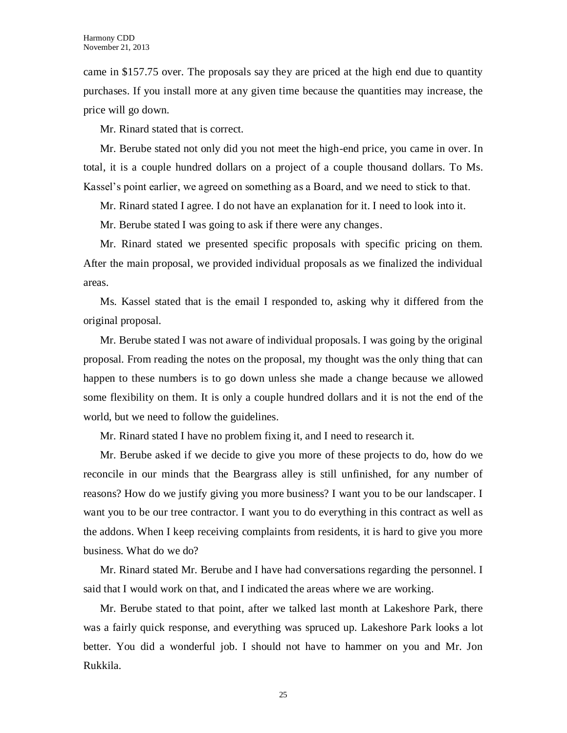came in $157.75 over. The proposals say they are priced at the high end due to quantity purchases. If you install more at any given time because the quantities may increase, the price will go down.

Mr. Rinard stated that is correct.

Mr. Berube stated not only did you not meet the high-end price, you came in over. In total, it is a couple hundred dollars on a project of a couple thousand dollars. To Ms. Kassel's point earlier, we agreed on something as a Board, and we need to stick to that.

Mr. Rinard stated I agree. I do not have an explanation for it. I need to look into it.

Mr. Berube stated I was going to ask if there were any changes.

Mr. Rinard stated we presented specific proposals with specific pricing on them. After the main proposal, we provided individual proposals as we finalized the individual areas.

Ms. Kassel stated that is the email I responded to, asking why it differed from the original proposal.

Mr. Berube stated I was not aware of individual proposals. I was going by the original proposal. From reading the notes on the proposal, my thought was the only thing that can happen to these numbers is to go down unless she made a change because we allowed some flexibility on them. It is only a couple hundred dollars and it is not the end of the world, but we need to follow the guidelines.

Mr. Rinard stated I have no problem fixing it, and I need to research it.

Mr. Berube asked if we decide to give you more of these projects to do, how do we reconcile in our minds that the Beargrass alley is still unfinished, for any number of reasons? How do we justify giving you more business? I want you to be our landscaper. I want you to be our tree contractor. I want you to do everything in this contract as well as the addons. When I keep receiving complaints from residents, it is hard to give you more business. What do we do?

Mr. Rinard stated Mr. Berube and I have had conversations regarding the personnel. I said that I would work on that, and I indicated the areas where we are working.

Mr. Berube stated to that point, after we talked last month at Lakeshore Park, there was a fairly quick response, and everything was spruced up. Lakeshore Park looks a lot better. You did a wonderful job. I should not have to hammer on you and Mr. Jon Rukkila.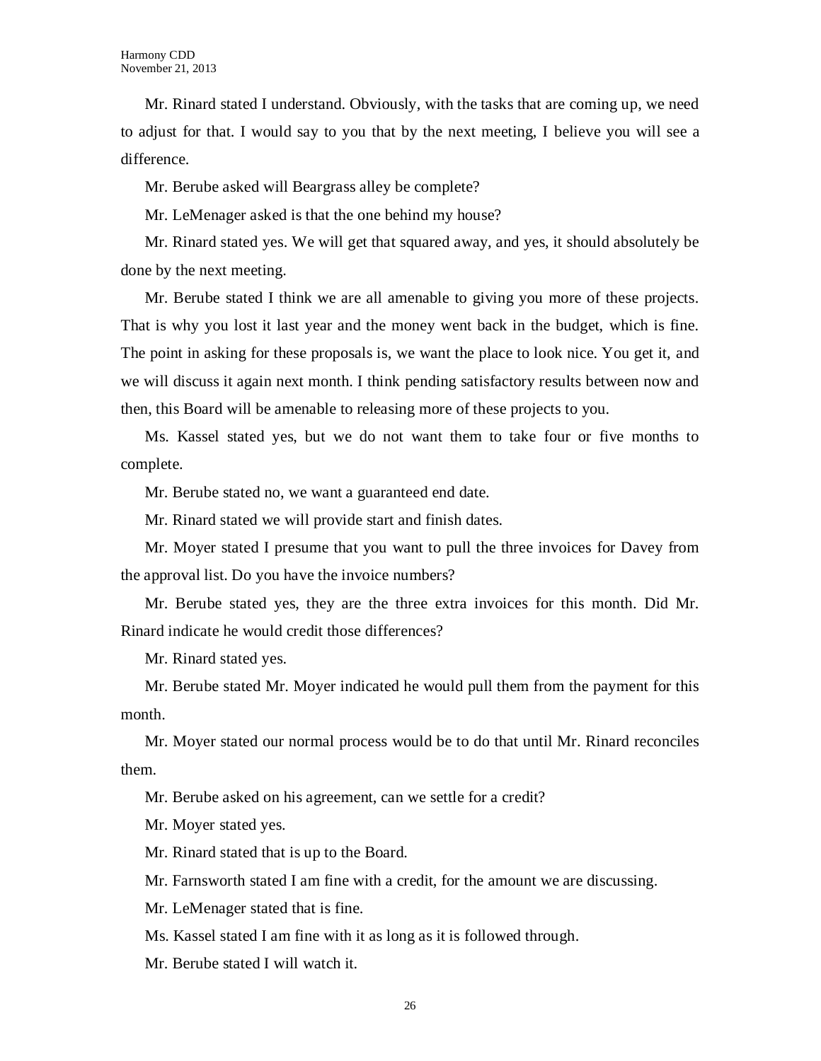Mr. Rinard stated I understand. Obviously, with the tasks that are coming up, we need to adjust for that. I would say to you that by the next meeting, I believe you will see a difference.

Mr. Berube asked will Beargrass alley be complete?

Mr. LeMenager asked is that the one behind my house?

Mr. Rinard stated yes. We will get that squared away, and yes, it should absolutely be done by the next meeting.

Mr. Berube stated I think we are all amenable to giving you more of these projects. That is why you lost it last year and the money went back in the budget, which is fine. The point in asking for these proposals is, we want the place to look nice. You get it, and we will discuss it again next month. I think pending satisfactory results between now and then, this Board will be amenable to releasing more of these projects to you.

Ms. Kassel stated yes, but we do not want them to take four or five months to complete.

Mr. Berube stated no, we want a guaranteed end date.

Mr. Rinard stated we will provide start and finish dates.

Mr. Moyer stated I presume that you want to pull the three invoices for Davey from the approval list. Do you have the invoice numbers?

Mr. Berube stated yes, they are the three extra invoices for this month. Did Mr. Rinard indicate he would credit those differences?

Mr. Rinard stated yes.

Mr. Berube stated Mr. Moyer indicated he would pull them from the payment for this month.

Mr. Moyer stated our normal process would be to do that until Mr. Rinard reconciles them.

Mr. Berube asked on his agreement, can we settle for a credit?

Mr. Moyer stated yes.

Mr. Rinard stated that is up to the Board.

Mr. Farnsworth stated I am fine with a credit, for the amount we are discussing.

Mr. LeMenager stated that is fine.

Ms. Kassel stated I am fine with it as long as it is followed through.

Mr. Berube stated I will watch it.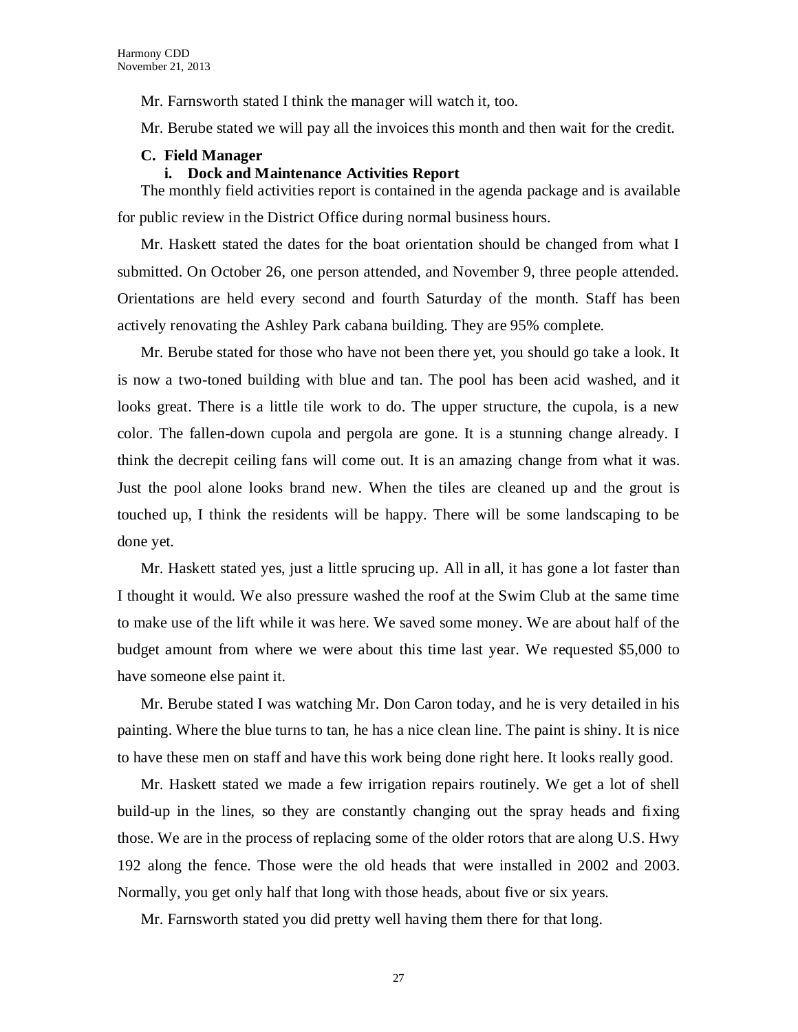Mr. Farnsworth stated I think the manager will watch it, too.

Mr. Berube stated we will pay all the invoices this month and then wait for the credit.

**C. Field Manager**

**i. Dock and Maintenance Activities Report**

The monthly field activities report is contained in the agenda package and is available for public review in the District Office during normal business hours.

Mr. Haskett stated the dates for the boat orientation should be changed from what I submitted. On October 26, one person attended, and November 9, three people attended. Orientations are held every second and fourth Saturday of the month. Staff has been actively renovating the Ashley Park cabana building. They are 95% complete.

Mr. Berube stated for those who have not been there yet, you should go take a look. It is now a two-toned building with blue and tan. The pool has been acid washed, and it looks great. There is a little tile work to do. The upper structure, the cupola, is a new color. The fallen-down cupola and pergola are gone. It is a stunning change already. I think the decrepit ceiling fans will come out. It is an amazing change from what it was. Just the pool alone looks brand new. When the tiles are cleaned up and the grout is touched up, I think the residents will be happy. There will be some landscaping to be done yet.

Mr. Haskett stated yes, just a little sprucing up. All in all, it has gone a lot faster than I thought it would. We also pressure washed the roof at the Swim Club at the same time to make use of the lift while it was here. We saved some money. We are about half of the budget amount from where we were about this time last year. We requested $5,000 to have someone else paint it.

Mr. Berube stated I was watching Mr. Don Caron today, and he is very detailed in his painting. Where the blue turns to tan, he has a nice clean line. The paint is shiny. It is nice to have these men on staff and have this work being done right here. It looks really good.

Mr. Haskett stated we made a few irrigation repairs routinely. We get a lot of shell build-up in the lines, so they are constantly changing out the spray heads and fixing those. We are in the process of replacing some of the older rotors that are along U.S. Hwy 192 along the fence. Those were the old heads that were installed in 2002 and 2003. Normally, you get only half that long with those heads, about five or six years.

Mr. Farnsworth stated you did pretty well having them there for that long.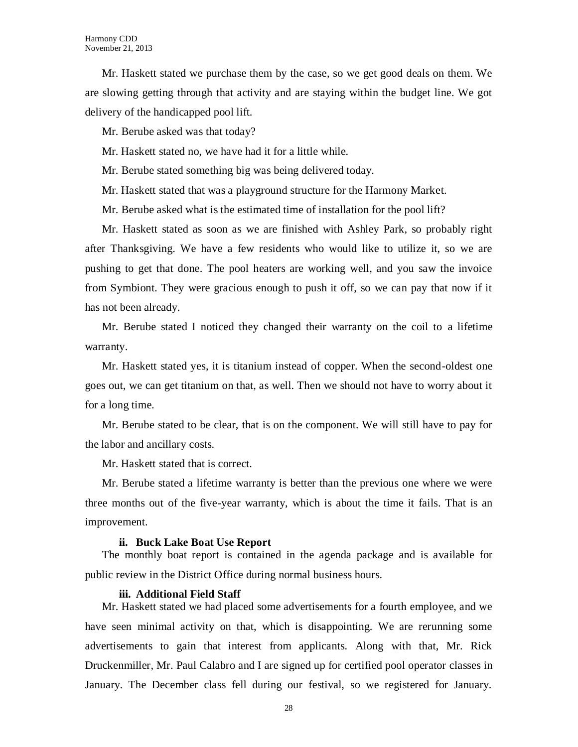Mr. Haskett stated we purchase them by the case, so we get good deals on them. We are slowing getting through that activity and are staying within the budget line. We got delivery of the handicapped pool lift.

Mr. Berube asked was that today?

Mr. Haskett stated no, we have had it for a little while.

Mr. Berube stated something big was being delivered today.

Mr. Haskett stated that was a playground structure for the Harmony Market.

Mr. Berube asked what is the estimated time of installation for the pool lift?

Mr. Haskett stated as soon as we are finished with Ashley Park, so probably right after Thanksgiving. We have a few residents who would like to utilize it, so we are pushing to get that done. The pool heaters are working well, and you saw the invoice from Symbiont. They were gracious enough to push it off, so we can pay that now if it has not been already.

Mr. Berube stated I noticed they changed their warranty on the coil to a lifetime warranty.

Mr. Haskett stated yes, it is titanium instead of copper. When the second-oldest one goes out, we can get titanium on that, as well. Then we should not have to worry about it for a long time.

Mr. Berube stated to be clear, that is on the component. We will still have to pay for the labor and ancillary costs.

Mr. Haskett stated that is correct.

Mr. Berube stated a lifetime warranty is better than the previous one where we were three months out of the five-year warranty, which is about the time it fails. That is an improvement.

**ii. Buck Lake Boat Use Report**

The monthly boat report is contained in the agenda package and is available for public review in the District Office during normal business hours.

**iii. Additional Field Staff**

Mr. Haskett stated we had placed some advertisements for a fourth employee, and we have seen minimal activity on that, which is disappointing. We are rerunning some advertisements to gain that interest from applicants. Along with that, Mr. Rick Druckenmiller, Mr. Paul Calabro and I are signed up for certified pool operator classes in January. The December class fell during our festival, so we registered for January.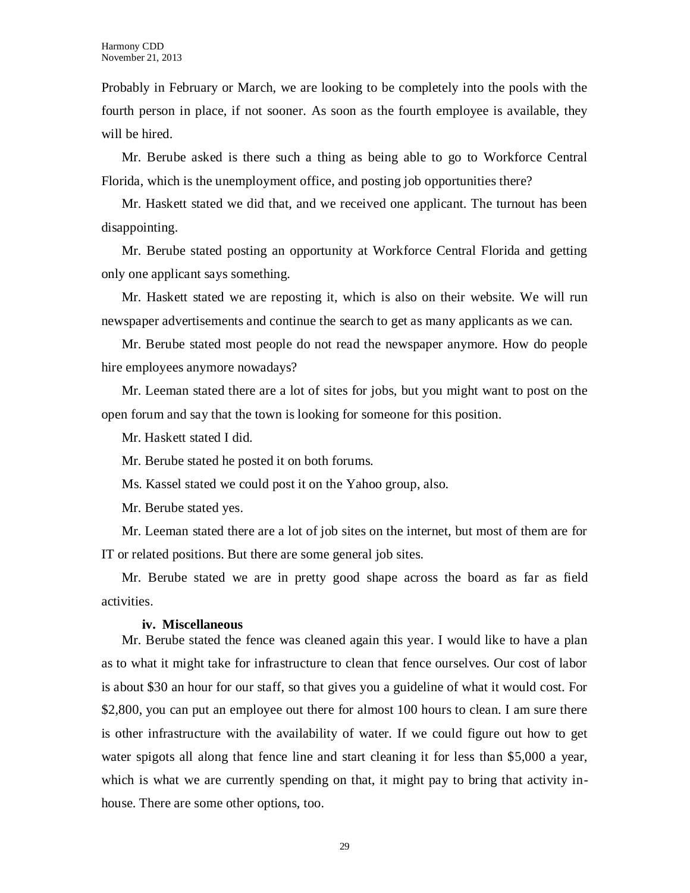Probably in February or March, we are looking to be completely into the pools with the fourth person in place, if not sooner. As soon as the fourth employee is available, they will be hired.

Mr. Berube asked is there such a thing as being able to go to Workforce Central Florida, which is the unemployment office, and posting job opportunities there?

Mr. Haskett stated we did that, and we received one applicant. The turnout has been disappointing.

Mr. Berube stated posting an opportunity at Workforce Central Florida and getting only one applicant says something.

Mr. Haskett stated we are reposting it, which is also on their website. We will run newspaper advertisements and continue the search to get as many applicants as we can.

Mr. Berube stated most people do not read the newspaper anymore. How do people hire employees anymore nowadays?

Mr. Leeman stated there are a lot of sites for jobs, but you might want to post on the open forum and say that the town is looking for someone for this position.

Mr. Haskett stated I did.

Mr. Berube stated he posted it on both forums.

Ms. Kassel stated we could post it on the Yahoo group, also.

Mr. Berube stated yes.

Mr. Leeman stated there are a lot of job sites on the internet, but most of them are for IT or related positions. But there are some general job sites.

Mr. Berube stated we are in pretty good shape across the board as far as field activities.

**iv. Miscellaneous**

Mr. Berube stated the fence was cleaned again this year. I would like to have a plan as to what it might take for infrastructure to clean that fence ourselves. Our cost of labor is about $30 an hour for our staff, so that gives you a guideline of what it would cost. For $2,800, you can put an employee out there for almost 100 hours to clean. I am sure there is other infrastructure with the availability of water. If we could figure out how to get water spigots all along that fence line and start cleaning it for less than $5,000 a year, which is what we are currently spending on that, it might pay to bring that activity in-house. There are some other options, too.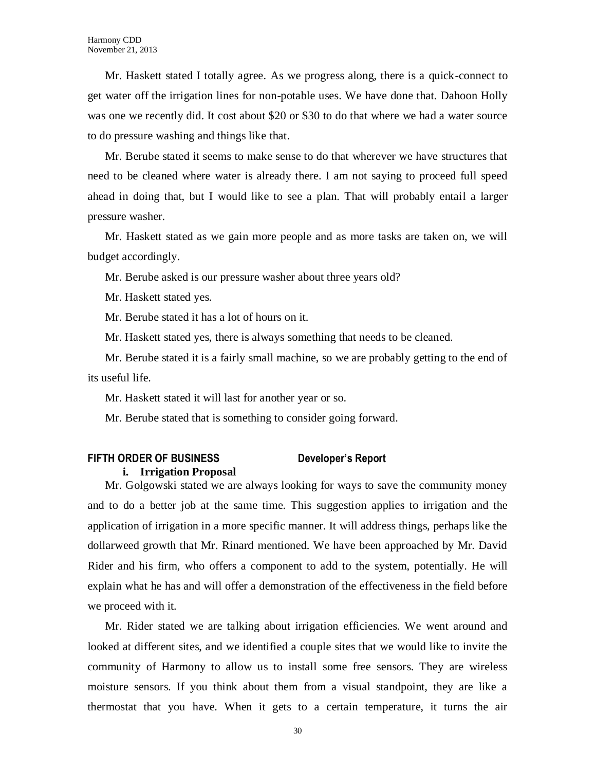Mr. Haskett stated I totally agree. As we progress along, there is a quick-connect to get water off the irrigation lines for non-potable uses. We have done that. Dahoon Holly was one we recently did. It cost about $20 or $30 to do that where we had a water source to do pressure washing and things like that.

Mr. Berube stated it seems to make sense to do that wherever we have structures that need to be cleaned where water is already there. I am not saying to proceed full speed ahead in doing that, but I would like to see a plan. That will probably entail a larger pressure washer.

Mr. Haskett stated as we gain more people and as more tasks are taken on, we will budget accordingly.

Mr. Berube asked is our pressure washer about three years old?

Mr. Haskett stated yes.

Mr. Berube stated it has a lot of hours on it.

Mr. Haskett stated yes, there is always something that needs to be cleaned.

Mr. Berube stated it is a fairly small machine, so we are probably getting to the end of its useful life.

Mr. Haskett stated it will last for another year or so.

Mr. Berube stated that is something to consider going forward.

**FIFTH ORDER OF BUSINESS Developer's Report**

**i. Irrigation Proposal**

Mr. Golgowski stated we are always looking for ways to save the community money and to do a better job at the same time. This suggestion applies to irrigation and the application of irrigation in a more specific manner. It will address things, perhaps like the dollarweed growth that Mr. Rinard mentioned. We have been approached by Mr. David Rider and his firm, who offers a component to add to the system, potentially. He will explain what he has and will offer a demonstration of the effectiveness in the field before we proceed with it.

Mr. Rider stated we are talking about irrigation efficiencies. We went around and looked at different sites, and we identified a couple sites that we would like to invite the community of Harmony to allow us to install some free sensors. They are wireless moisture sensors. If you think about them from a visual standpoint, they are like a thermostat that you have. When it gets to a certain temperature, it turns the air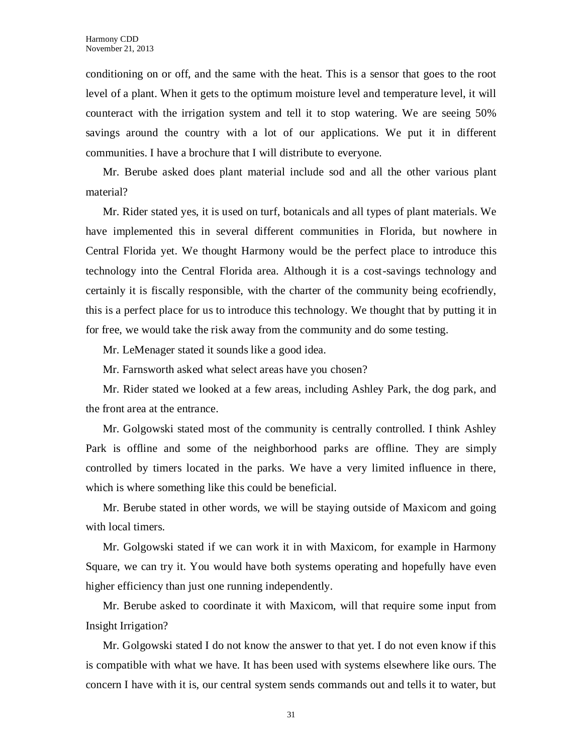conditioning on or off, and the same with the heat. This is a sensor that goes to the root level of a plant. When it gets to the optimum moisture level and temperature level, it will counteract with the irrigation system and tell it to stop watering. We are seeing 50% savings around the country with a lot of our applications. We put it in different communities. I have a brochure that I will distribute to everyone.

Mr. Berube asked does plant material include sod and all the other various plant material?

Mr. Rider stated yes, it is used on turf, botanicals and all types of plant materials. We have implemented this in several different communities in Florida, but nowhere in Central Florida yet. We thought Harmony would be the perfect place to introduce this technology into the Central Florida area. Although it is a cost-savings technology and certainly it is fiscally responsible, with the charter of the community being ecofriendly, this is a perfect place for us to introduce this technology. We thought that by putting it in for free, we would take the risk away from the community and do some testing.

Mr. LeMenager stated it sounds like a good idea.

Mr. Farnsworth asked what select areas have you chosen?

Mr. Rider stated we looked at a few areas, including Ashley Park, the dog park, and the front area at the entrance.

Mr. Golgowski stated most of the community is centrally controlled. I think Ashley Park is offline and some of the neighborhood parks are offline. They are simply controlled by timers located in the parks. We have a very limited influence in there, which is where something like this could be beneficial.

Mr. Berube stated in other words, we will be staying outside of Maxicom and going with local timers.

Mr. Golgowski stated if we can work it in with Maxicom, for example in Harmony Square, we can try it. You would have both systems operating and hopefully have even higher efficiency than just one running independently.

Mr. Berube asked to coordinate it with Maxicom, will that require some input from Insight Irrigation?

Mr. Golgowski stated I do not know the answer to that yet. I do not even know if this is compatible with what we have. It has been used with systems elsewhere like ours. The concern I have with it is, our central system sends commands out and tells it to water, but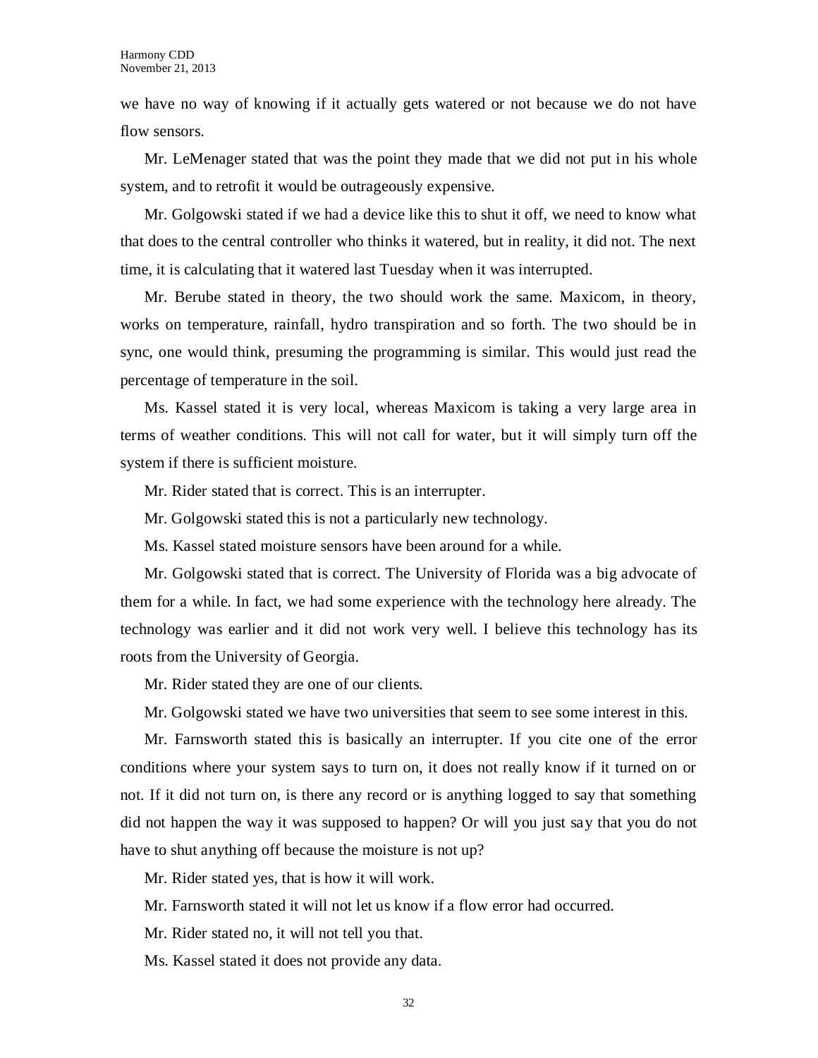we have no way of knowing if it actually gets watered or not because we do not have flow sensors.

Mr. LeMenager stated that was the point they made that we did not put in his whole system, and to retrofit it would be outrageously expensive.

Mr. Golgowski stated if we had a device like this to shut it off, we need to know what that does to the central controller who thinks it watered, but in reality, it did not. The next time, it is calculating that it watered last Tuesday when it was interrupted.

Mr. Berube stated in theory, the two should work the same. Maxicom, in theory, works on temperature, rainfall, hydro transpiration and so forth. The two should be in sync, one would think, presuming the programming is similar. This would just read the percentage of temperature in the soil.

Ms. Kassel stated it is very local, whereas Maxicom is taking a very large area in terms of weather conditions. This will not call for water, but it will simply turn off the system if there is sufficient moisture.

Mr. Rider stated that is correct. This is an interrupter.

Mr. Golgowski stated this is not a particularly new technology.

Ms. Kassel stated moisture sensors have been around for a while.

Mr. Golgowski stated that is correct. The University of Florida was a big advocate of them for a while. In fact, we had some experience with the technology here already. The technology was earlier and it did not work very well. I believe this technology has its roots from the University of Georgia.

Mr. Rider stated they are one of our clients.

Mr. Golgowski stated we have two universities that seem to see some interest in this.

Mr. Farnsworth stated this is basically an interrupter. If you cite one of the error conditions where your system says to turn on, it does not really know if it turned on or not. If it did not turn on, is there any record or is anything logged to say that something did not happen the way it was supposed to happen? Or will you just say that you do not have to shut anything off because the moisture is not up?

Mr. Rider stated yes, that is how it will work.

Mr. Farnsworth stated it will not let us know if a flow error had occurred.

Mr. Rider stated no, it will not tell you that.

Ms. Kassel stated it does not provide any data.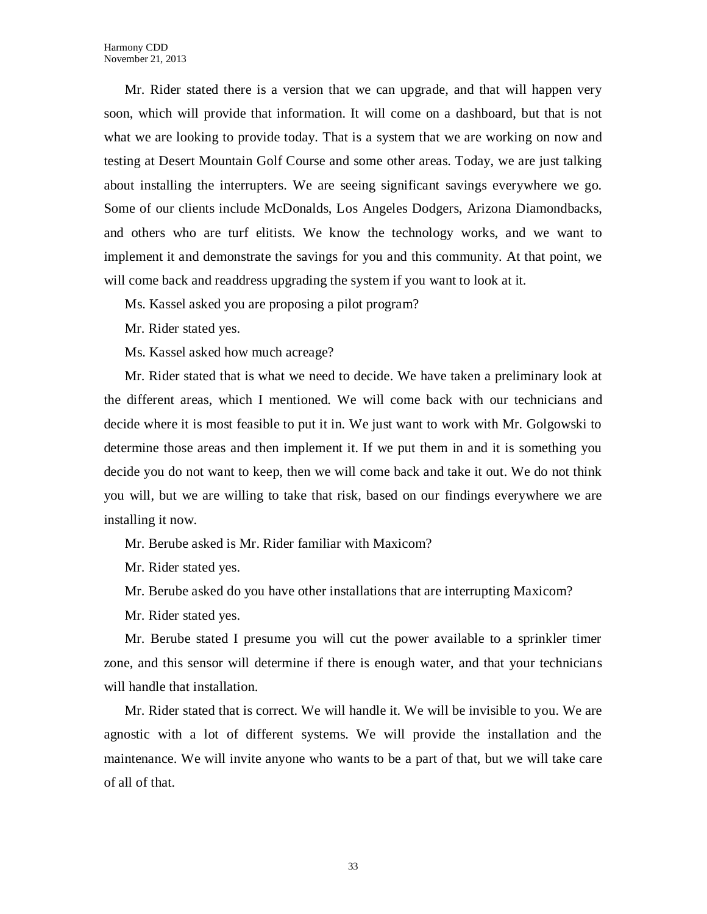Mr. Rider stated there is a version that we can upgrade, and that will happen very soon, which will provide that information. It will come on a dashboard, but that is not what we are looking to provide today. That is a system that we are working on now and testing at Desert Mountain Golf Course and some other areas. Today, we are just talking about installing the interrupters. We are seeing significant savings everywhere we go. Some of our clients include McDonalds, Los Angeles Dodgers, Arizona Diamondbacks, and others who are turf elitists. We know the technology works, and we want to implement it and demonstrate the savings for you and this community. At that point, we will come back and readdress upgrading the system if you want to look at it.

Ms. Kassel asked you are proposing a pilot program?

Mr. Rider stated yes.

Ms. Kassel asked how much acreage?

Mr. Rider stated that is what we need to decide. We have taken a preliminary look at the different areas, which I mentioned. We will come back with our technicians and decide where it is most feasible to put it in. We just want to work with Mr. Golgowski to determine those areas and then implement it. If we put them in and it is something you decide you do not want to keep, then we will come back and take it out. We do not think you will, but we are willing to take that risk, based on our findings everywhere we are installing it now.

Mr. Berube asked is Mr. Rider familiar with Maxicom?

Mr. Rider stated yes.

Mr. Berube asked do you have other installations that are interrupting Maxicom?

Mr. Rider stated yes.

Mr. Berube stated I presume you will cut the power available to a sprinkler timer zone, and this sensor will determine if there is enough water, and that your technicians will handle that installation.

Mr. Rider stated that is correct. We will handle it. We will be invisible to you. We are agnostic with a lot of different systems. We will provide the installation and the maintenance. We will invite anyone who wants to be a part of that, but we will take care of all of that.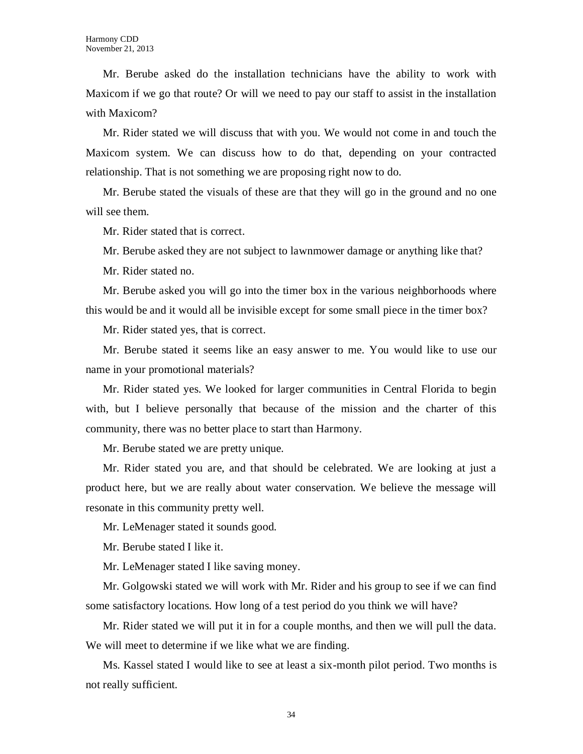Mr. Berube asked do the installation technicians have the ability to work with Maxicom if we go that route? Or will we need to pay our staff to assist in the installation with Maxicom?

Mr. Rider stated we will discuss that with you. We would not come in and touch the Maxicom system. We can discuss how to do that, depending on your contracted relationship. That is not something we are proposing right now to do.

Mr. Berube stated the visuals of these are that they will go in the ground and no one will see them.

Mr. Rider stated that is correct.

Mr. Berube asked they are not subject to lawnmower damage or anything like that?

Mr. Rider stated no.

Mr. Berube asked you will go into the timer box in the various neighborhoods where this would be and it would all be invisible except for some small piece in the timer box?

Mr. Rider stated yes, that is correct.

Mr. Berube stated it seems like an easy answer to me. You would like to use our name in your promotional materials?

Mr. Rider stated yes. We looked for larger communities in Central Florida to begin with, but I believe personally that because of the mission and the charter of this community, there was no better place to start than Harmony.

Mr. Berube stated we are pretty unique.

Mr. Rider stated you are, and that should be celebrated. We are looking at just a product here, but we are really about water conservation. We believe the message will resonate in this community pretty well.

Mr. LeMenager stated it sounds good.

Mr. Berube stated I like it.

Mr. LeMenager stated I like saving money.

Mr. Golgowski stated we will work with Mr. Rider and his group to see if we can find some satisfactory locations. How long of a test period do you think we will have?

Mr. Rider stated we will put it in for a couple months, and then we will pull the data. We will meet to determine if we like what we are finding.

Ms. Kassel stated I would like to see at least a six-month pilot period. Two months is not really sufficient.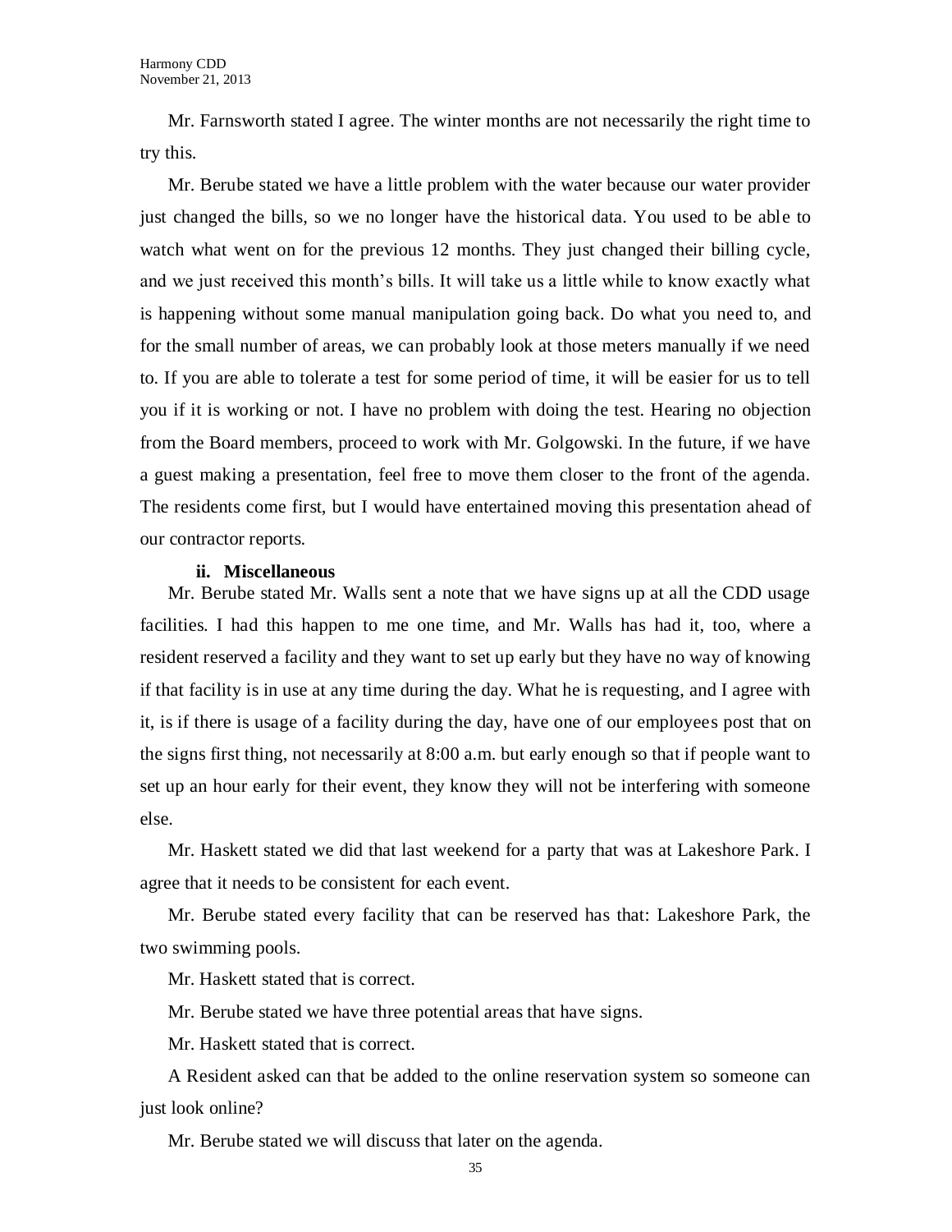Mr. Farnsworth stated I agree. The winter months are not necessarily the right time to try this.

Mr. Berube stated we have a little problem with the water because our water provider just changed the bills, so we no longer have the historical data. You used to be able to watch what went on for the previous 12 months. They just changed their billing cycle, and we just received this month's bills. It will take us a little while to know exactly what is happening without some manual manipulation going back. Do what you need to, and for the small number of areas, we can probably look at those meters manually if we need to. If you are able to tolerate a test for some period of time, it will be easier for us to tell you if it is working or not. I have no problem with doing the test. Hearing no objection from the Board members, proceed to work with Mr. Golgowski. In the future, if we have a guest making a presentation, feel free to move them closer to the front of the agenda. The residents come first, but I would have entertained moving this presentation ahead of our contractor reports.

**ii. Miscellaneous**

Mr. Berube stated Mr. Walls sent a note that we have signs up at all the CDD usage facilities. I had this happen to me one time, and Mr. Walls has had it, too, where a resident reserved a facility and they want to set up early but they have no way of knowing if that facility is in use at any time during the day. What he is requesting, and I agree with it, is if there is usage of a facility during the day, have one of our employees post that on the signs first thing, not necessarily at 8:00 a.m. but early enough so that if people want to set up an hour early for their event, they know they will not be interfering with someone else.

Mr. Haskett stated we did that last weekend for a party that was at Lakeshore Park. I agree that it needs to be consistent for each event.

Mr. Berube stated every facility that can be reserved has that: Lakeshore Park, the two swimming pools.

Mr. Haskett stated that is correct.

Mr. Berube stated we have three potential areas that have signs.

Mr. Haskett stated that is correct.

A Resident asked can that be added to the online reservation system so someone can just look online?

Mr. Berube stated we will discuss that later on the agenda.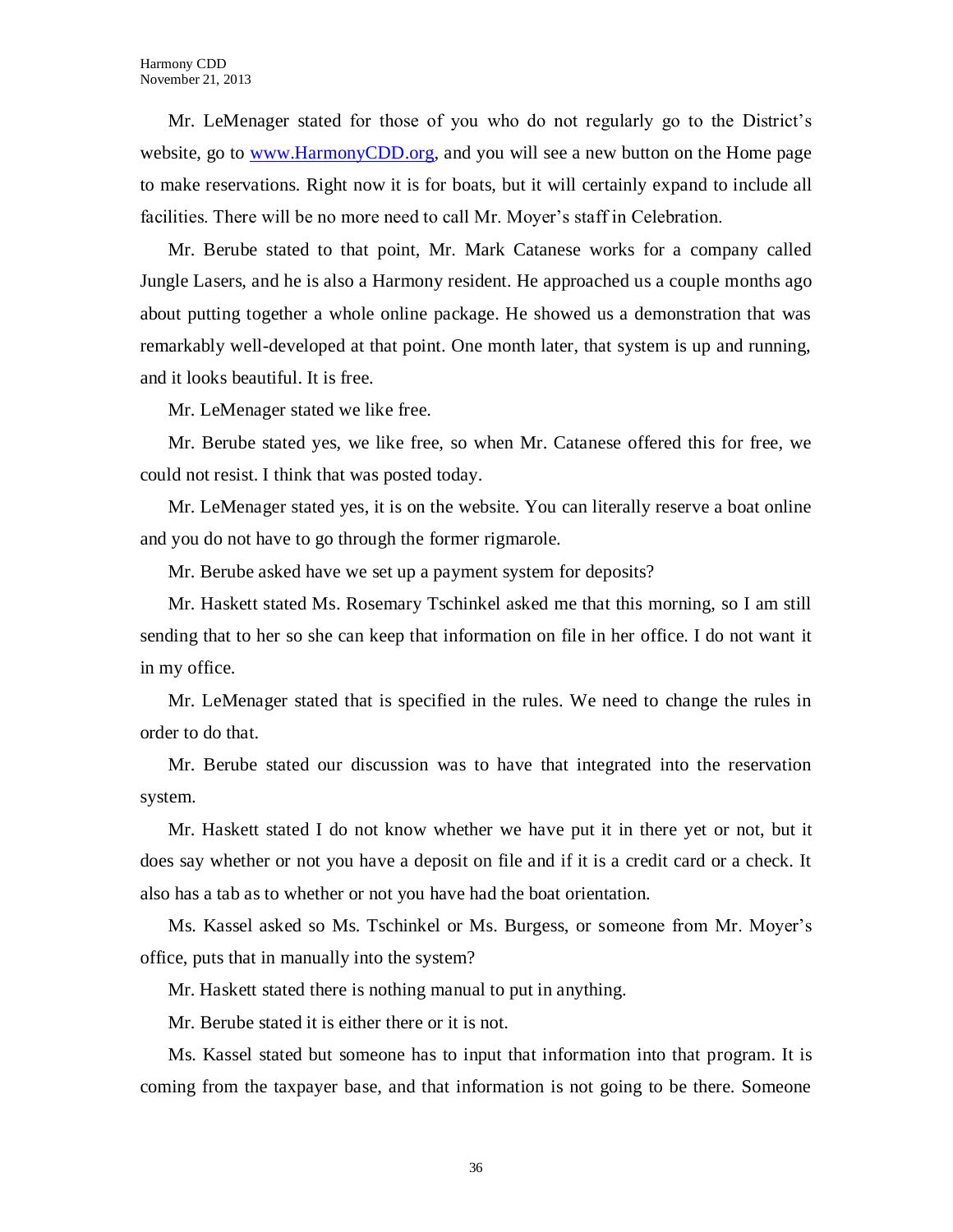Mr. LeMenager stated for those of you who do not regularly go to the District's website, go to www.HarmonyCDD.org, and you will see a new button on the Home page to make reservations. Right now it is for boats, but it will certainly expand to include all facilities. There will be no more need to call Mr. Moyer's staff in Celebration.

Mr. Berube stated to that point, Mr. Mark Catanese works for a company called Jungle Lasers, and he is also a Harmony resident. He approached us a couple months ago about putting together a whole online package. He showed us a demonstration that was remarkably well-developed at that point. One month later, that system is up and running, and it looks beautiful. It is free.

Mr. LeMenager stated we like free.

Mr. Berube stated yes, we like free, so when Mr. Catanese offered this for free, we could not resist. I think that was posted today.

Mr. LeMenager stated yes, it is on the website. You can literally reserve a boat online and you do not have to go through the former rigmarole.

Mr. Berube asked have we set up a payment system for deposits?

Mr. Haskett stated Ms. Rosemary Tschinkel asked me that this morning, so I am still sending that to her so she can keep that information on file in her office. I do not want it in my office.

Mr. LeMenager stated that is specified in the rules. We need to change the rules in order to do that.

Mr. Berube stated our discussion was to have that integrated into the reservation system.

Mr. Haskett stated I do not know whether we have put it in there yet or not, but it does say whether or not you have a deposit on file and if it is a credit card or a check. It also has a tab as to whether or not you have had the boat orientation.

Ms. Kassel asked so Ms. Tschinkel or Ms. Burgess, or someone from Mr. Moyer's office, puts that in manually into the system?

Mr. Haskett stated there is nothing manual to put in anything.

Mr. Berube stated it is either there or it is not.

Ms. Kassel stated but someone has to input that information into that program. It is coming from the taxpayer base, and that information is not going to be there. Someone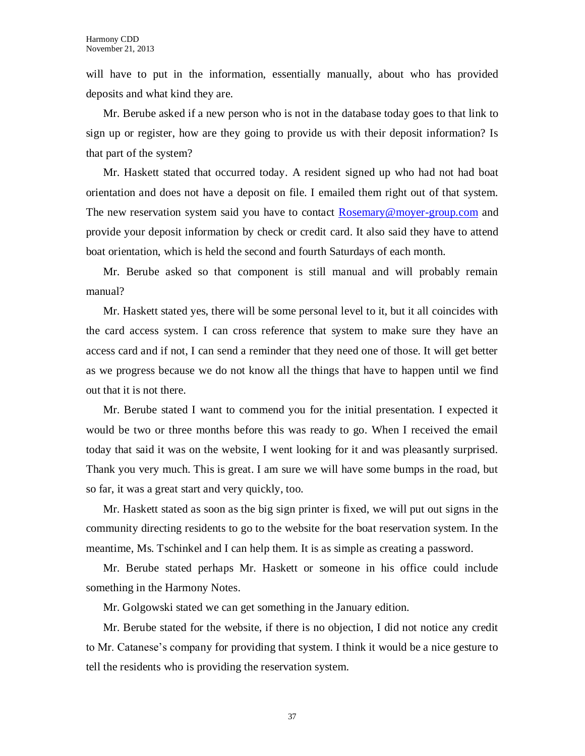will have to put in the information, essentially manually, about who has provided deposits and what kind they are.

Mr. Berube asked if a new person who is not in the database today goes to that link to sign up or register, how are they going to provide us with their deposit information? Is that part of the system?

Mr. Haskett stated that occurred today. A resident signed up who had not had boat orientation and does not have a deposit on file. I emailed them right out of that system. The new reservation system said you have to contact Rosemary@moyer-group.com and provide your deposit information by check or credit card. It also said they have to attend boat orientation, which is held the second and fourth Saturdays of each month.

Mr. Berube asked so that component is still manual and will probably remain manual?

Mr. Haskett stated yes, there will be some personal level to it, but it all coincides with the card access system. I can cross reference that system to make sure they have an access card and if not, I can send a reminder that they need one of those. It will get better as we progress because we do not know all the things that have to happen until we find out that it is not there.

Mr. Berube stated I want to commend you for the initial presentation. I expected it would be two or three months before this was ready to go. When I received the email today that said it was on the website, I went looking for it and was pleasantly surprised. Thank you very much. This is great. I am sure we will have some bumps in the road, but so far, it was a great start and very quickly, too.

Mr. Haskett stated as soon as the big sign printer is fixed, we will put out signs in the community directing residents to go to the website for the boat reservation system. In the meantime, Ms. Tschinkel and I can help them. It is as simple as creating a password.

Mr. Berube stated perhaps Mr. Haskett or someone in his office could include something in the Harmony Notes.

Mr. Golgowski stated we can get something in the January edition.

Mr. Berube stated for the website, if there is no objection, I did not notice any credit to Mr. Catanese's company for providing that system. I think it would be a nice gesture to tell the residents who is providing the reservation system.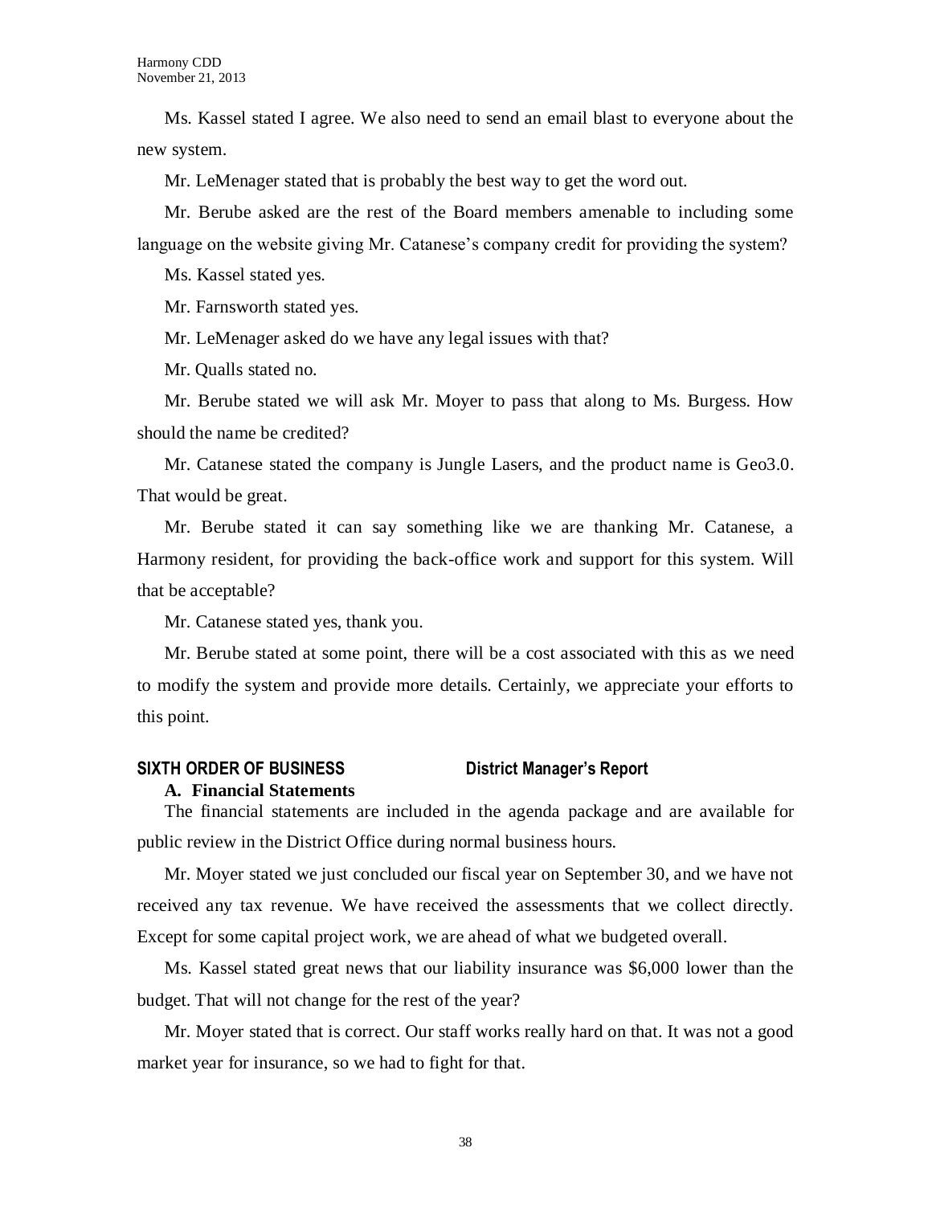Ms. Kassel stated I agree. We also need to send an email blast to everyone about the new system.

Mr. LeMenager stated that is probably the best way to get the word out.

Mr. Berube asked are the rest of the Board members amenable to including some language on the website giving Mr. Catanese's company credit for providing the system?

Ms. Kassel stated yes.

Mr. Farnsworth stated yes.

Mr. LeMenager asked do we have any legal issues with that?

Mr. Qualls stated no.

Mr. Berube stated we will ask Mr. Moyer to pass that along to Ms. Burgess. How should the name be credited?

Mr. Catanese stated the company is Jungle Lasers, and the product name is Geo3.0. That would be great.

Mr. Berube stated it can say something like we are thanking Mr. Catanese, a Harmony resident, for providing the back-office work and support for this system. Will that be acceptable?

Mr. Catanese stated yes, thank you.

Mr. Berube stated at some point, there will be a cost associated with this as we need to modify the system and provide more details. Certainly, we appreciate your efforts to this point.

## SIXTH ORDER OF BUSINESS District Manager's Report

### A. Financial Statements

The financial statements are included in the agenda package and are available for public review in the District Office during normal business hours.

Mr. Moyer stated we just concluded our fiscal year on September 30, and we have not received any tax revenue. We have received the assessments that we collect directly. Except for some capital project work, we are ahead of what we budgeted overall.

Ms. Kassel stated great news that our liability insurance was $6,000 lower than the budget. That will not change for the rest of the year?

Mr. Moyer stated that is correct. Our staff works really hard on that. It was not a good market year for insurance, so we had to fight for that.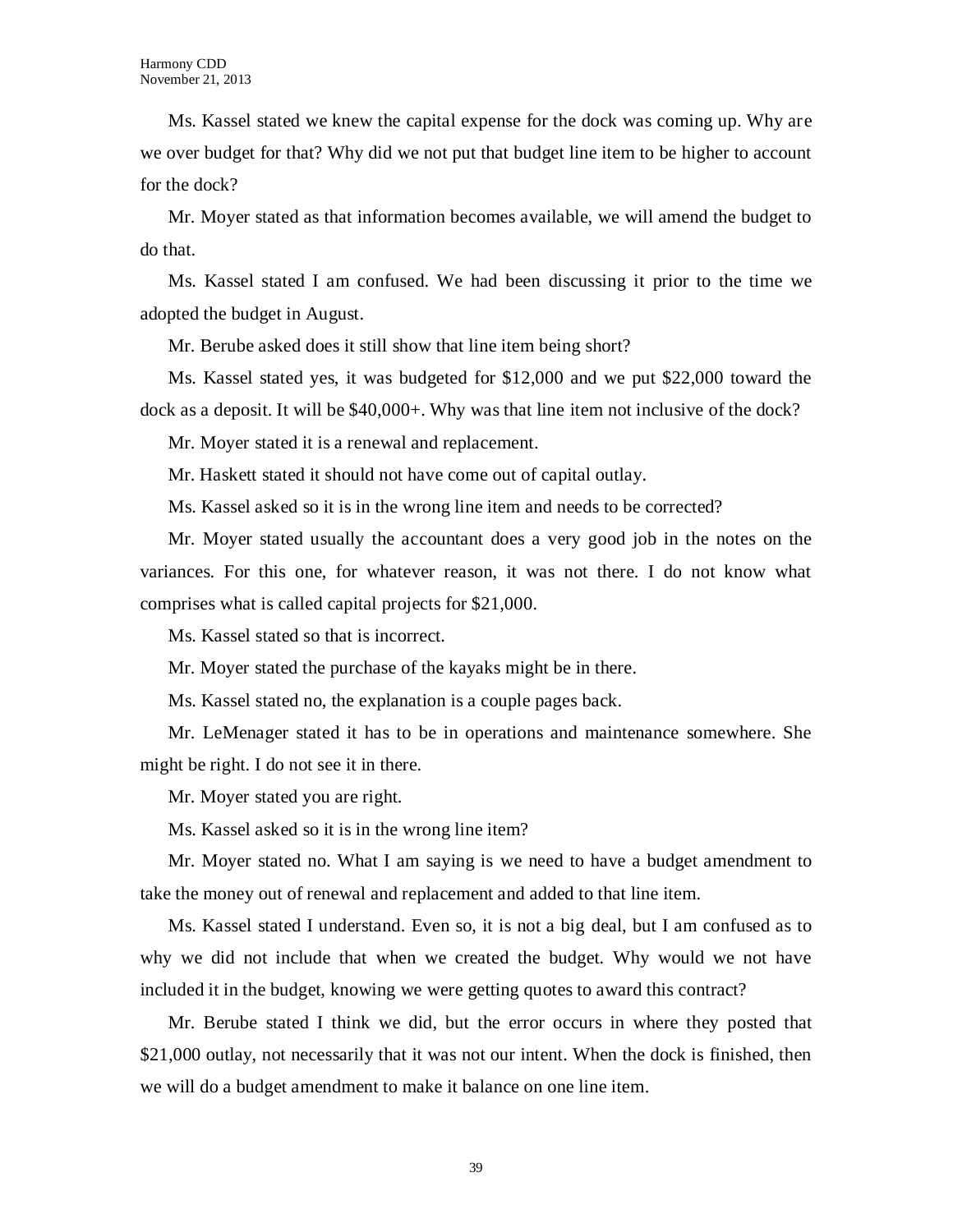Ms. Kassel stated we knew the capital expense for the dock was coming up. Why are we over budget for that? Why did we not put that budget line item to be higher to account for the dock?

Mr. Moyer stated as that information becomes available, we will amend the budget to do that.

Ms. Kassel stated I am confused. We had been discussing it prior to the time we adopted the budget in August.

Mr. Berube asked does it still show that line item being short?

Ms. Kassel stated yes, it was budgeted for $12,000 and we put $22,000 toward the dock as a deposit. It will be $40,000+. Why was that line item not inclusive of the dock?

Mr. Moyer stated it is a renewal and replacement.

Mr. Haskett stated it should not have come out of capital outlay.

Ms. Kassel asked so it is in the wrong line item and needs to be corrected?

Mr. Moyer stated usually the accountant does a very good job in the notes on the variances. For this one, for whatever reason, it was not there. I do not know what comprises what is called capital projects for $21,000.

Ms. Kassel stated so that is incorrect.

Mr. Moyer stated the purchase of the kayaks might be in there.

Ms. Kassel stated no, the explanation is a couple pages back.

Mr. LeMenager stated it has to be in operations and maintenance somewhere. She might be right. I do not see it in there.

Mr. Moyer stated you are right.

Ms. Kassel asked so it is in the wrong line item?

Mr. Moyer stated no. What I am saying is we need to have a budget amendment to take the money out of renewal and replacement and added to that line item.

Ms. Kassel stated I understand. Even so, it is not a big deal, but I am confused as to why we did not include that when we created the budget. Why would we not have included it in the budget, knowing we were getting quotes to award this contract?

Mr. Berube stated I think we did, but the error occurs in where they posted that $21,000 outlay, not necessarily that it was not our intent. When the dock is finished, then we will do a budget amendment to make it balance on one line item.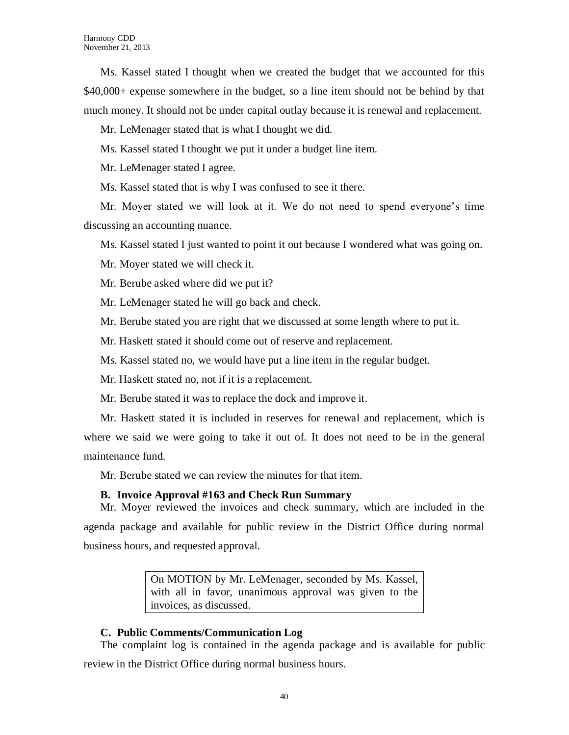Ms. Kassel stated I thought when we created the budget that we accounted for this $40,000+ expense somewhere in the budget, so a line item should not be behind by that much money. It should not be under capital outlay because it is renewal and replacement.

Mr. LeMenager stated that is what I thought we did.

Ms. Kassel stated I thought we put it under a budget line item.

Mr. LeMenager stated I agree.

Ms. Kassel stated that is why I was confused to see it there.

Mr. Moyer stated we will look at it. We do not need to spend everyone's time discussing an accounting nuance.

Ms. Kassel stated I just wanted to point it out because I wondered what was going on.

Mr. Moyer stated we will check it.

Mr. Berube asked where did we put it?

Mr. LeMenager stated he will go back and check.

Mr. Berube stated you are right that we discussed at some length where to put it.

Mr. Haskett stated it should come out of reserve and replacement.

Ms. Kassel stated no, we would have put a line item in the regular budget.

Mr. Haskett stated no, not if it is a replacement.

Mr. Berube stated it was to replace the dock and improve it.

Mr. Haskett stated it is included in reserves for renewal and replacement, which is where we said we were going to take it out of. It does not need to be in the general maintenance fund.

Mr. Berube stated we can review the minutes for that item.

### B. Invoice Approval #163 and Check Run Summary

Mr. Moyer reviewed the invoices and check summary, which are included in the agenda package and available for public review in the District Office during normal business hours, and requested approval.

> On MOTION by Mr. LeMenager, seconded by Ms. Kassel, with all in favor, unanimous approval was given to the invoices, as discussed.

### C. Public Comments/Communication Log

The complaint log is contained in the agenda package and is available for public review in the District Office during normal business hours.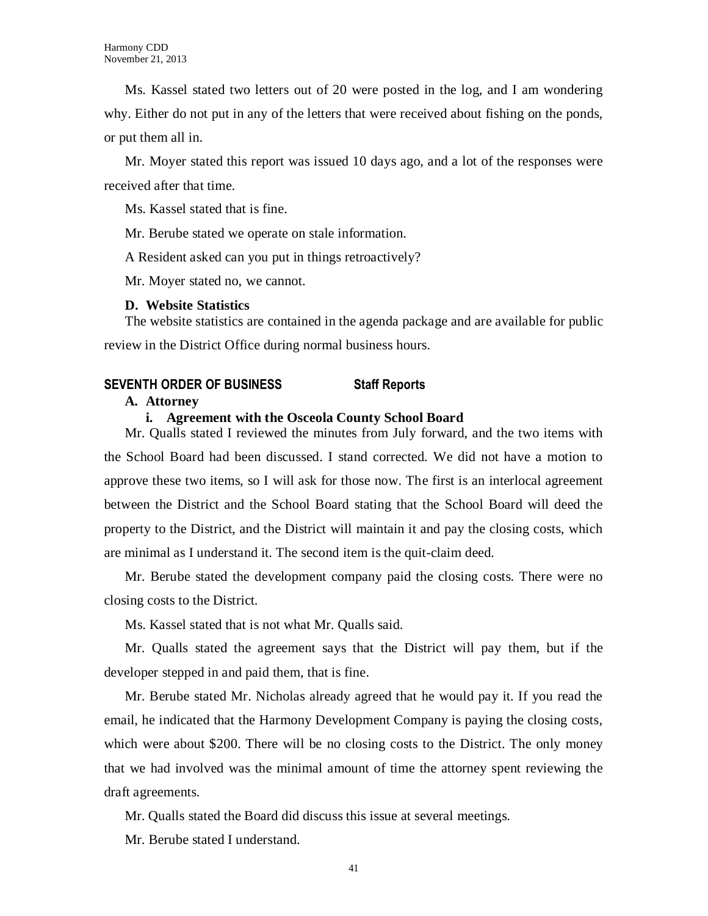Ms. Kassel stated two letters out of 20 were posted in the log, and I am wondering why. Either do not put in any of the letters that were received about fishing on the ponds, or put them all in.

Mr. Moyer stated this report was issued 10 days ago, and a lot of the responses were received after that time.

Ms. Kassel stated that is fine.

Mr. Berube stated we operate on stale information.

A Resident asked can you put in things retroactively?

Mr. Moyer stated no, we cannot.

**D. Website Statistics**

The website statistics are contained in the agenda package and are available for public review in the District Office during normal business hours.

## SEVENTH ORDER OF BUSINESS Staff Reports

**A. Attorney**

**i. Agreement with the Osceola County School Board**

Mr. Qualls stated I reviewed the minutes from July forward, and the two items with the School Board had been discussed. I stand corrected. We did not have a motion to approve these two items, so I will ask for those now. The first is an interlocal agreement between the District and the School Board stating that the School Board will deed the property to the District, and the District will maintain it and pay the closing costs, which are minimal as I understand it. The second item is the quit-claim deed.

Mr. Berube stated the development company paid the closing costs. There were no closing costs to the District.

Ms. Kassel stated that is not what Mr. Qualls said.

Mr. Qualls stated the agreement says that the District will pay them, but if the developer stepped in and paid them, that is fine.

Mr. Berube stated Mr. Nicholas already agreed that he would pay it. If you read the email, he indicated that the Harmony Development Company is paying the closing costs, which were about $200. There will be no closing costs to the District. The only money that we had involved was the minimal amount of time the attorney spent reviewing the draft agreements.

Mr. Qualls stated the Board did discuss this issue at several meetings.

Mr. Berube stated I understand.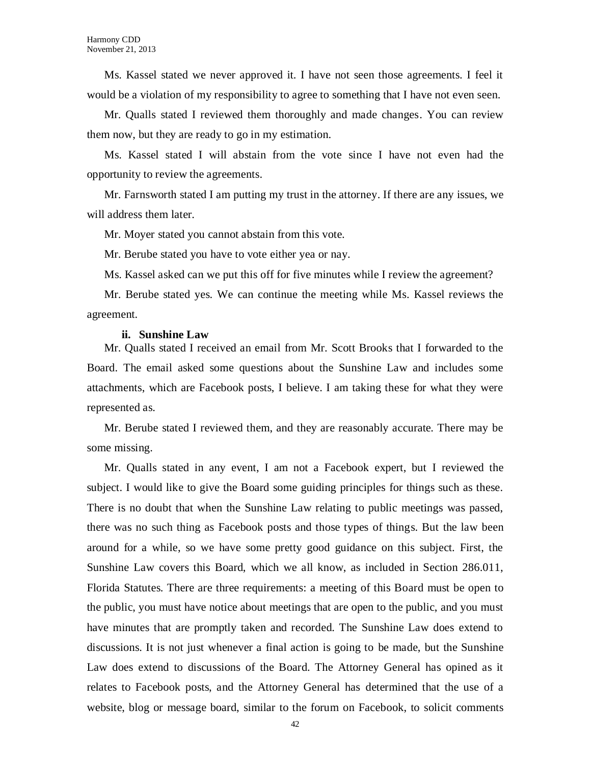Ms. Kassel stated we never approved it. I have not seen those agreements. I feel it would be a violation of my responsibility to agree to something that I have not even seen.

Mr. Qualls stated I reviewed them thoroughly and made changes. You can review them now, but they are ready to go in my estimation.

Ms. Kassel stated I will abstain from the vote since I have not even had the opportunity to review the agreements.

Mr. Farnsworth stated I am putting my trust in the attorney. If there are any issues, we will address them later.

Mr. Moyer stated you cannot abstain from this vote.

Mr. Berube stated you have to vote either yea or nay.

Ms. Kassel asked can we put this off for five minutes while I review the agreement?

Mr. Berube stated yes. We can continue the meeting while Ms. Kassel reviews the agreement.

**ii. Sunshine Law**

Mr. Qualls stated I received an email from Mr. Scott Brooks that I forwarded to the Board. The email asked some questions about the Sunshine Law and includes some attachments, which are Facebook posts, I believe. I am taking these for what they were represented as.

Mr. Berube stated I reviewed them, and they are reasonably accurate. There may be some missing.

Mr. Qualls stated in any event, I am not a Facebook expert, but I reviewed the subject. I would like to give the Board some guiding principles for things such as these. There is no doubt that when the Sunshine Law relating to public meetings was passed, there was no such thing as Facebook posts and those types of things. But the law been around for a while, so we have some pretty good guidance on this subject. First, the Sunshine Law covers this Board, which we all know, as included in Section 286.011, Florida Statutes. There are three requirements: a meeting of this Board must be open to the public, you must have notice about meetings that are open to the public, and you must have minutes that are promptly taken and recorded. The Sunshine Law does extend to discussions. It is not just whenever a final action is going to be made, but the Sunshine Law does extend to discussions of the Board. The Attorney General has opined as it relates to Facebook posts, and the Attorney General has determined that the use of a website, blog or message board, similar to the forum on Facebook, to solicit comments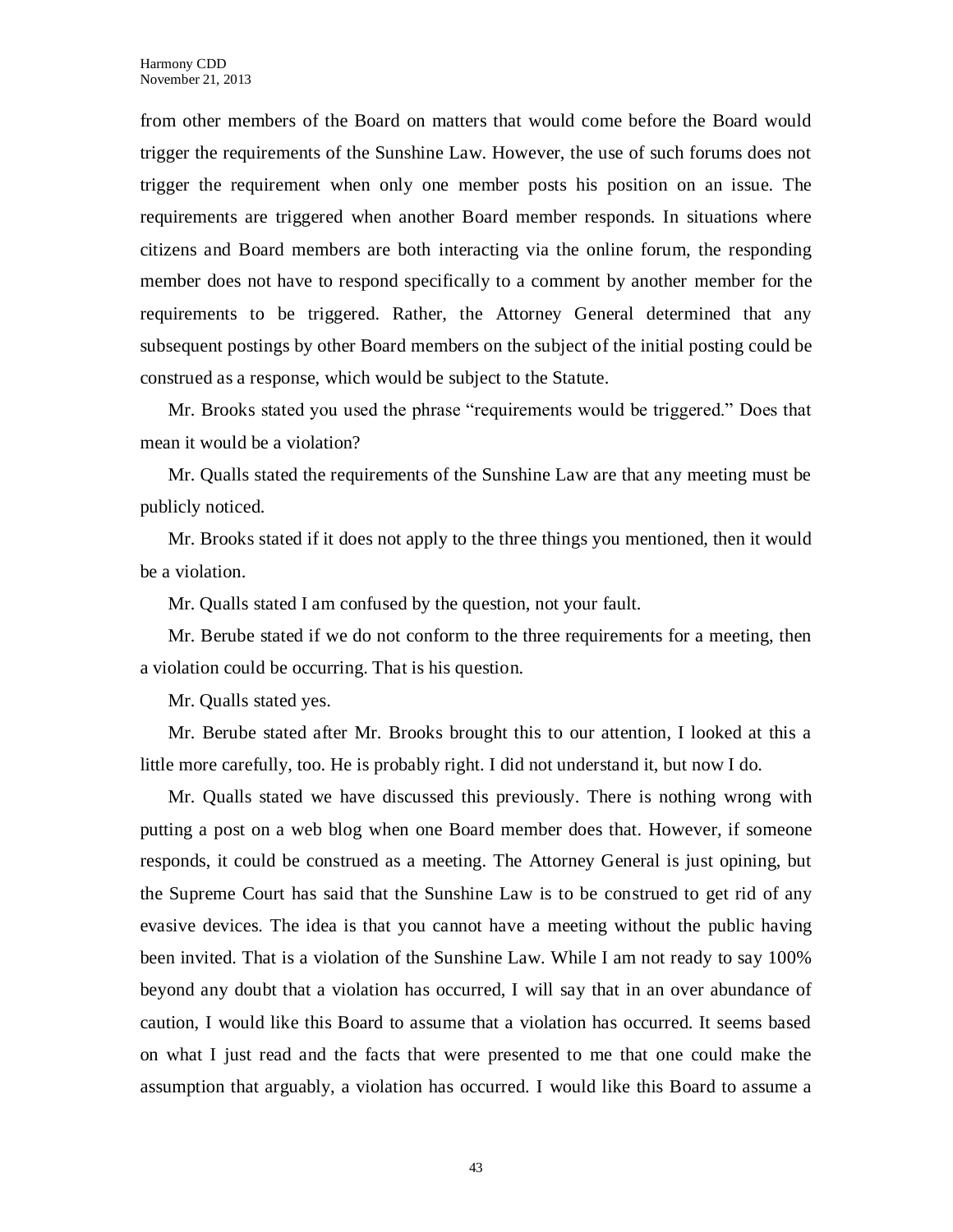from other members of the Board on matters that would come before the Board would trigger the requirements of the Sunshine Law. However, the use of such forums does not trigger the requirement when only one member posts his position on an issue. The requirements are triggered when another Board member responds. In situations where citizens and Board members are both interacting via the online forum, the responding member does not have to respond specifically to a comment by another member for the requirements to be triggered. Rather, the Attorney General determined that any subsequent postings by other Board members on the subject of the initial posting could be construed as a response, which would be subject to the Statute.

Mr. Brooks stated you used the phrase "requirements would be triggered." Does that mean it would be a violation?

Mr. Qualls stated the requirements of the Sunshine Law are that any meeting must be publicly noticed.

Mr. Brooks stated if it does not apply to the three things you mentioned, then it would be a violation.

Mr. Qualls stated I am confused by the question, not your fault.

Mr. Berube stated if we do not conform to the three requirements for a meeting, then a violation could be occurring. That is his question.

Mr. Qualls stated yes.

Mr. Berube stated after Mr. Brooks brought this to our attention, I looked at this a little more carefully, too. He is probably right. I did not understand it, but now I do.

Mr. Qualls stated we have discussed this previously. There is nothing wrong with putting a post on a web blog when one Board member does that. However, if someone responds, it could be construed as a meeting. The Attorney General is just opining, but the Supreme Court has said that the Sunshine Law is to be construed to get rid of any evasive devices. The idea is that you cannot have a meeting without the public having been invited. That is a violation of the Sunshine Law. While I am not ready to say 100% beyond any doubt that a violation has occurred, I will say that in an over abundance of caution, I would like this Board to assume that a violation has occurred. It seems based on what I just read and the facts that were presented to me that one could make the assumption that arguably, a violation has occurred. I would like this Board to assume a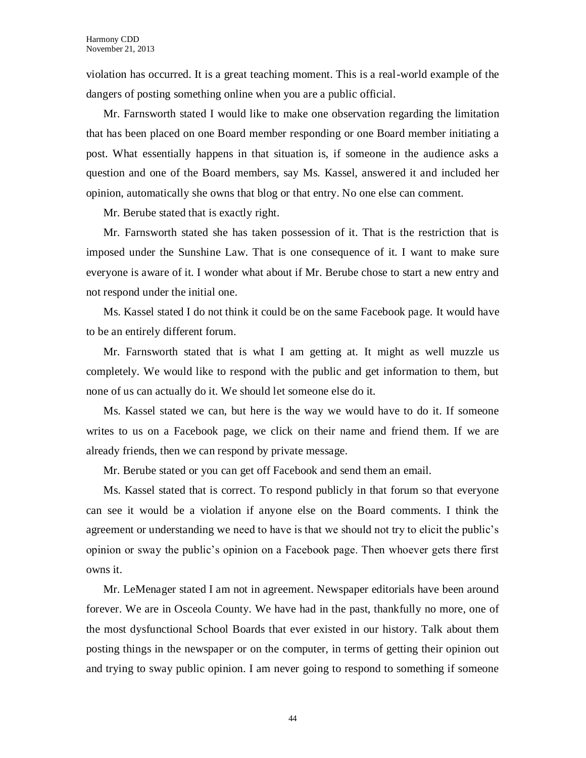violation has occurred. It is a great teaching moment. This is a real-world example of the dangers of posting something online when you are a public official.

Mr. Farnsworth stated I would like to make one observation regarding the limitation that has been placed on one Board member responding or one Board member initiating a post. What essentially happens in that situation is, if someone in the audience asks a question and one of the Board members, say Ms. Kassel, answered it and included her opinion, automatically she owns that blog or that entry. No one else can comment.

Mr. Berube stated that is exactly right.

Mr. Farnsworth stated she has taken possession of it. That is the restriction that is imposed under the Sunshine Law. That is one consequence of it. I want to make sure everyone is aware of it. I wonder what about if Mr. Berube chose to start a new entry and not respond under the initial one.

Ms. Kassel stated I do not think it could be on the same Facebook page. It would have to be an entirely different forum.

Mr. Farnsworth stated that is what I am getting at. It might as well muzzle us completely. We would like to respond with the public and get information to them, but none of us can actually do it. We should let someone else do it.

Ms. Kassel stated we can, but here is the way we would have to do it. If someone writes to us on a Facebook page, we click on their name and friend them. If we are already friends, then we can respond by private message.

Mr. Berube stated or you can get off Facebook and send them an email.

Ms. Kassel stated that is correct. To respond publicly in that forum so that everyone can see it would be a violation if anyone else on the Board comments. I think the agreement or understanding we need to have is that we should not try to elicit the public's opinion or sway the public's opinion on a Facebook page. Then whoever gets there first owns it.

Mr. LeMenager stated I am not in agreement. Newspaper editorials have been around forever. We are in Osceola County. We have had in the past, thankfully no more, one of the most dysfunctional School Boards that ever existed in our history. Talk about them posting things in the newspaper or on the computer, in terms of getting their opinion out and trying to sway public opinion. I am never going to respond to something if someone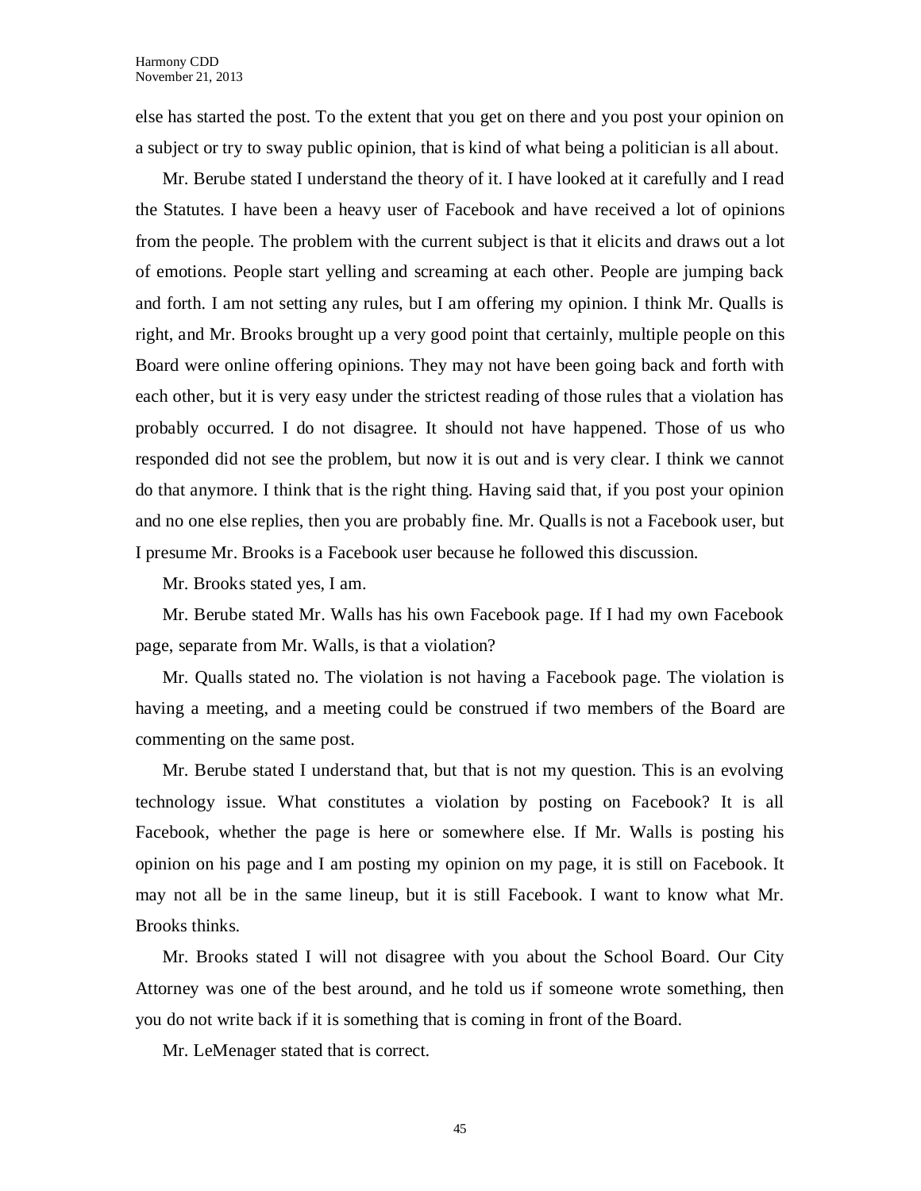else has started the post. To the extent that you get on there and you post your opinion on a subject or try to sway public opinion, that is kind of what being a politician is all about.

Mr. Berube stated I understand the theory of it. I have looked at it carefully and I read the Statutes. I have been a heavy user of Facebook and have received a lot of opinions from the people. The problem with the current subject is that it elicits and draws out a lot of emotions. People start yelling and screaming at each other. People are jumping back and forth. I am not setting any rules, but I am offering my opinion. I think Mr. Qualls is right, and Mr. Brooks brought up a very good point that certainly, multiple people on this Board were online offering opinions. They may not have been going back and forth with each other, but it is very easy under the strictest reading of those rules that a violation has probably occurred. I do not disagree. It should not have happened. Those of us who responded did not see the problem, but now it is out and is very clear. I think we cannot do that anymore. I think that is the right thing. Having said that, if you post your opinion and no one else replies, then you are probably fine. Mr. Qualls is not a Facebook user, but I presume Mr. Brooks is a Facebook user because he followed this discussion.

Mr. Brooks stated yes, I am.

Mr. Berube stated Mr. Walls has his own Facebook page. If I had my own Facebook page, separate from Mr. Walls, is that a violation?

Mr. Qualls stated no. The violation is not having a Facebook page. The violation is having a meeting, and a meeting could be construed if two members of the Board are commenting on the same post.

Mr. Berube stated I understand that, but that is not my question. This is an evolving technology issue. What constitutes a violation by posting on Facebook? It is all Facebook, whether the page is here or somewhere else. If Mr. Walls is posting his opinion on his page and I am posting my opinion on my page, it is still on Facebook. It may not all be in the same lineup, but it is still Facebook. I want to know what Mr. Brooks thinks.

Mr. Brooks stated I will not disagree with you about the School Board. Our City Attorney was one of the best around, and he told us if someone wrote something, then you do not write back if it is something that is coming in front of the Board.

Mr. LeMenager stated that is correct.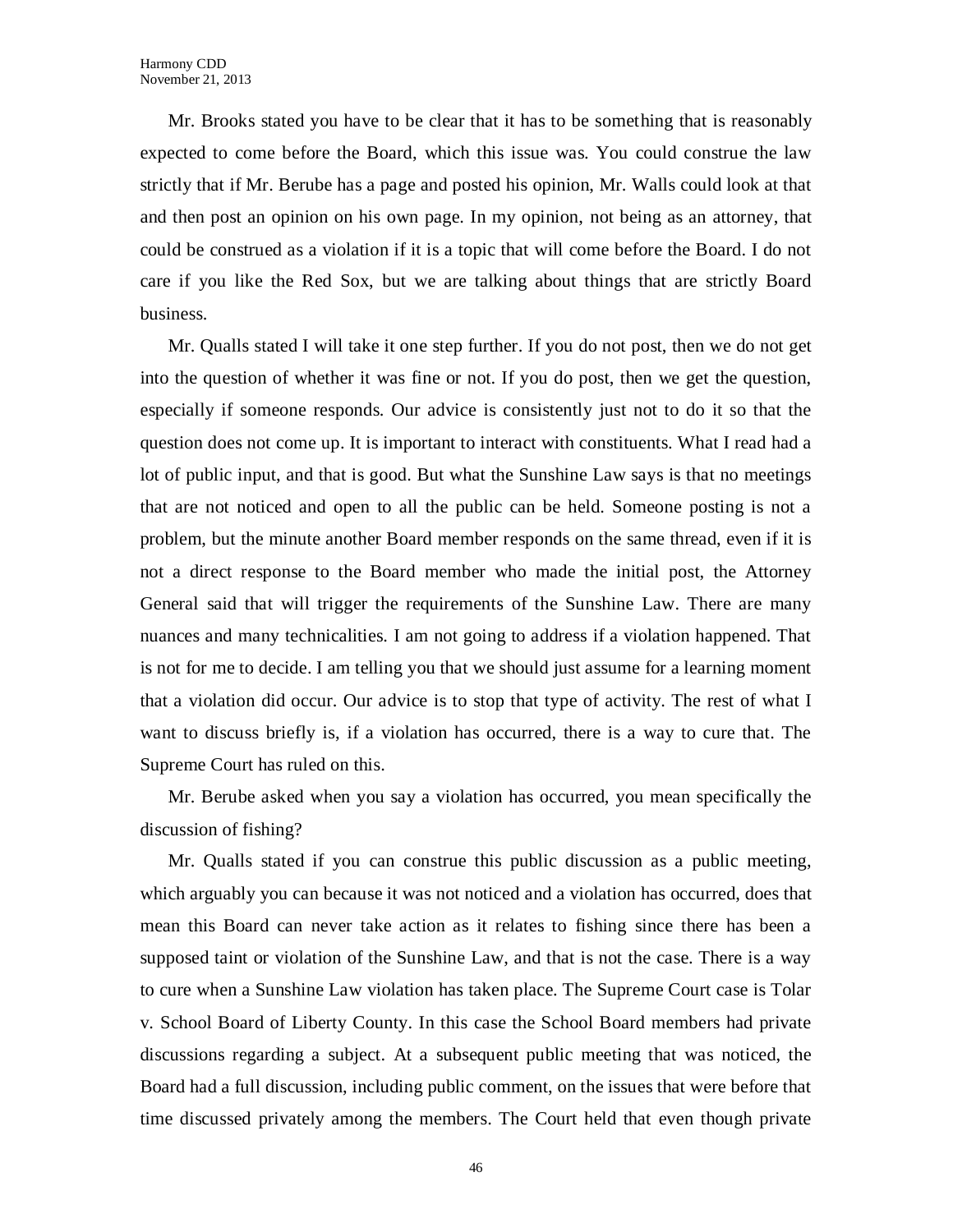Mr. Brooks stated you have to be clear that it has to be something that is reasonably expected to come before the Board, which this issue was. You could construe the law strictly that if Mr. Berube has a page and posted his opinion, Mr. Walls could look at that and then post an opinion on his own page. In my opinion, not being as an attorney, that could be construed as a violation if it is a topic that will come before the Board. I do not care if you like the Red Sox, but we are talking about things that are strictly Board business.

Mr. Qualls stated I will take it one step further. If you do not post, then we do not get into the question of whether it was fine or not. If you do post, then we get the question, especially if someone responds. Our advice is consistently just not to do it so that the question does not come up. It is important to interact with constituents. What I read had a lot of public input, and that is good. But what the Sunshine Law says is that no meetings that are not noticed and open to all the public can be held. Someone posting is not a problem, but the minute another Board member responds on the same thread, even if it is not a direct response to the Board member who made the initial post, the Attorney General said that will trigger the requirements of the Sunshine Law. There are many nuances and many technicalities. I am not going to address if a violation happened. That is not for me to decide. I am telling you that we should just assume for a learning moment that a violation did occur. Our advice is to stop that type of activity. The rest of what I want to discuss briefly is, if a violation has occurred, there is a way to cure that. The Supreme Court has ruled on this.

Mr. Berube asked when you say a violation has occurred, you mean specifically the discussion of fishing?

Mr. Qualls stated if you can construe this public discussion as a public meeting, which arguably you can because it was not noticed and a violation has occurred, does that mean this Board can never take action as it relates to fishing since there has been a supposed taint or violation of the Sunshine Law, and that is not the case. There is a way to cure when a Sunshine Law violation has taken place. The Supreme Court case is Tolar v. School Board of Liberty County. In this case the School Board members had private discussions regarding a subject. At a subsequent public meeting that was noticed, the Board had a full discussion, including public comment, on the issues that were before that time discussed privately among the members. The Court held that even though private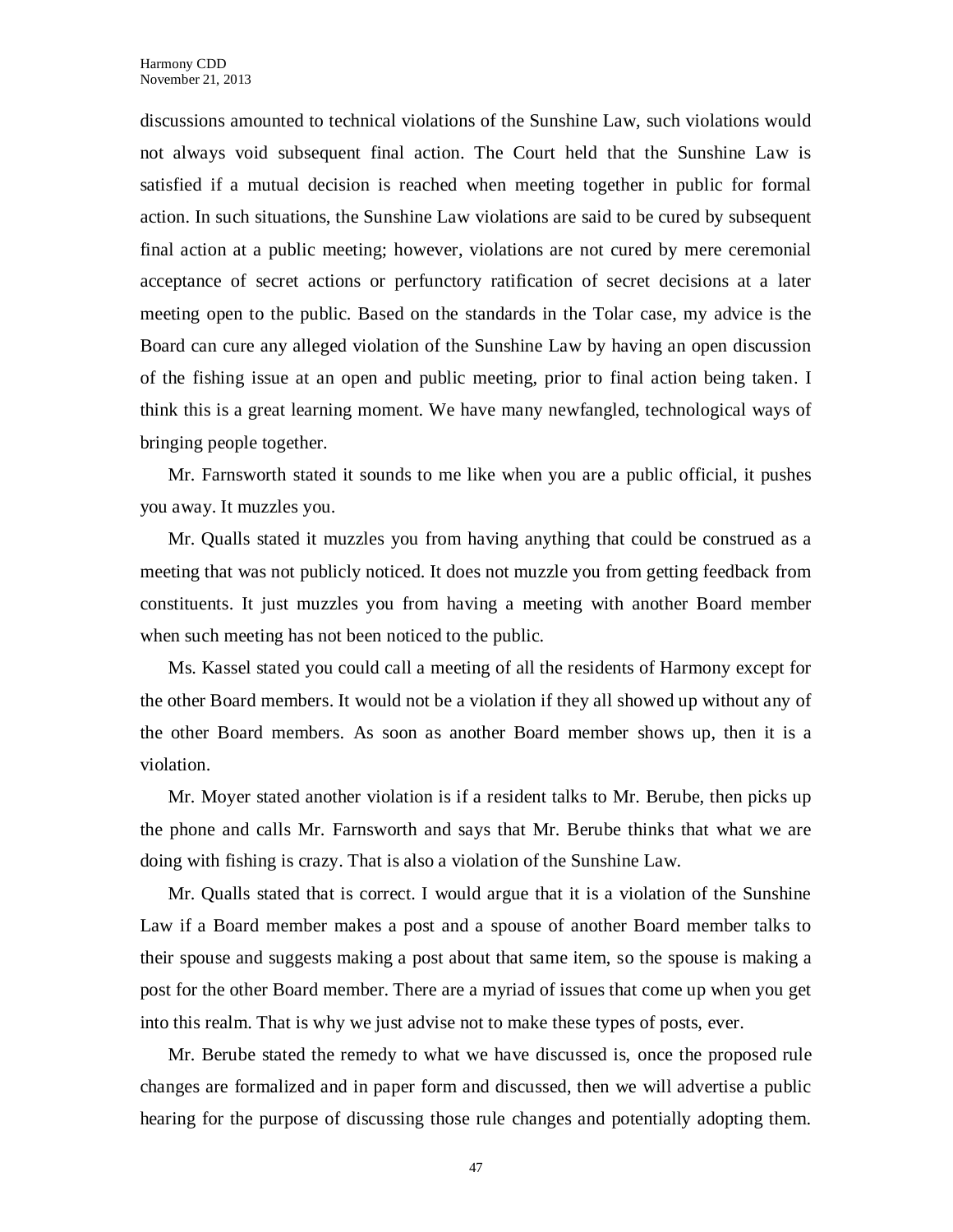discussions amounted to technical violations of the Sunshine Law, such violations would not always void subsequent final action. The Court held that the Sunshine Law is satisfied if a mutual decision is reached when meeting together in public for formal action. In such situations, the Sunshine Law violations are said to be cured by subsequent final action at a public meeting; however, violations are not cured by mere ceremonial acceptance of secret actions or perfunctory ratification of secret decisions at a later meeting open to the public. Based on the standards in the Tolar case, my advice is the Board can cure any alleged violation of the Sunshine Law by having an open discussion of the fishing issue at an open and public meeting, prior to final action being taken. I think this is a great learning moment. We have many newfangled, technological ways of bringing people together.

Mr. Farnsworth stated it sounds to me like when you are a public official, it pushes you away. It muzzles you.

Mr. Qualls stated it muzzles you from having anything that could be construed as a meeting that was not publicly noticed. It does not muzzle you from getting feedback from constituents. It just muzzles you from having a meeting with another Board member when such meeting has not been noticed to the public.

Ms. Kassel stated you could call a meeting of all the residents of Harmony except for the other Board members. It would not be a violation if they all showed up without any of the other Board members. As soon as another Board member shows up, then it is a violation.

Mr. Moyer stated another violation is if a resident talks to Mr. Berube, then picks up the phone and calls Mr. Farnsworth and says that Mr. Berube thinks that what we are doing with fishing is crazy. That is also a violation of the Sunshine Law.

Mr. Qualls stated that is correct. I would argue that it is a violation of the Sunshine Law if a Board member makes a post and a spouse of another Board member talks to their spouse and suggests making a post about that same item, so the spouse is making a post for the other Board member. There are a myriad of issues that come up when you get into this realm. That is why we just advise not to make these types of posts, ever.

Mr. Berube stated the remedy to what we have discussed is, once the proposed rule changes are formalized and in paper form and discussed, then we will advertise a public hearing for the purpose of discussing those rule changes and potentially adopting them.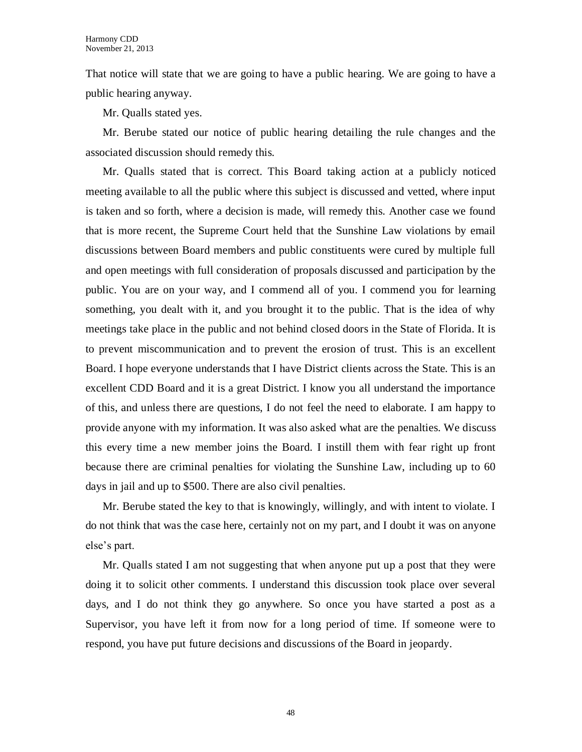That notice will state that we are going to have a public hearing. We are going to have a public hearing anyway.

Mr. Qualls stated yes.

Mr. Berube stated our notice of public hearing detailing the rule changes and the associated discussion should remedy this.

Mr. Qualls stated that is correct. This Board taking action at a publicly noticed meeting available to all the public where this subject is discussed and vetted, where input is taken and so forth, where a decision is made, will remedy this. Another case we found that is more recent, the Supreme Court held that the Sunshine Law violations by email discussions between Board members and public constituents were cured by multiple full and open meetings with full consideration of proposals discussed and participation by the public. You are on your way, and I commend all of you. I commend you for learning something, you dealt with it, and you brought it to the public. That is the idea of why meetings take place in the public and not behind closed doors in the State of Florida. It is to prevent miscommunication and to prevent the erosion of trust. This is an excellent Board. I hope everyone understands that I have District clients across the State. This is an excellent CDD Board and it is a great District. I know you all understand the importance of this, and unless there are questions, I do not feel the need to elaborate. I am happy to provide anyone with my information. It was also asked what are the penalties. We discuss this every time a new member joins the Board. I instill them with fear right up front because there are criminal penalties for violating the Sunshine Law, including up to 60 days in jail and up to $500. There are also civil penalties.

Mr. Berube stated the key to that is knowingly, willingly, and with intent to violate. I do not think that was the case here, certainly not on my part, and I doubt it was on anyone else's part.

Mr. Qualls stated I am not suggesting that when anyone put up a post that they were doing it to solicit other comments. I understand this discussion took place over several days, and I do not think they go anywhere. So once you have started a post as a Supervisor, you have left it from now for a long period of time. If someone were to respond, you have put future decisions and discussions of the Board in jeopardy.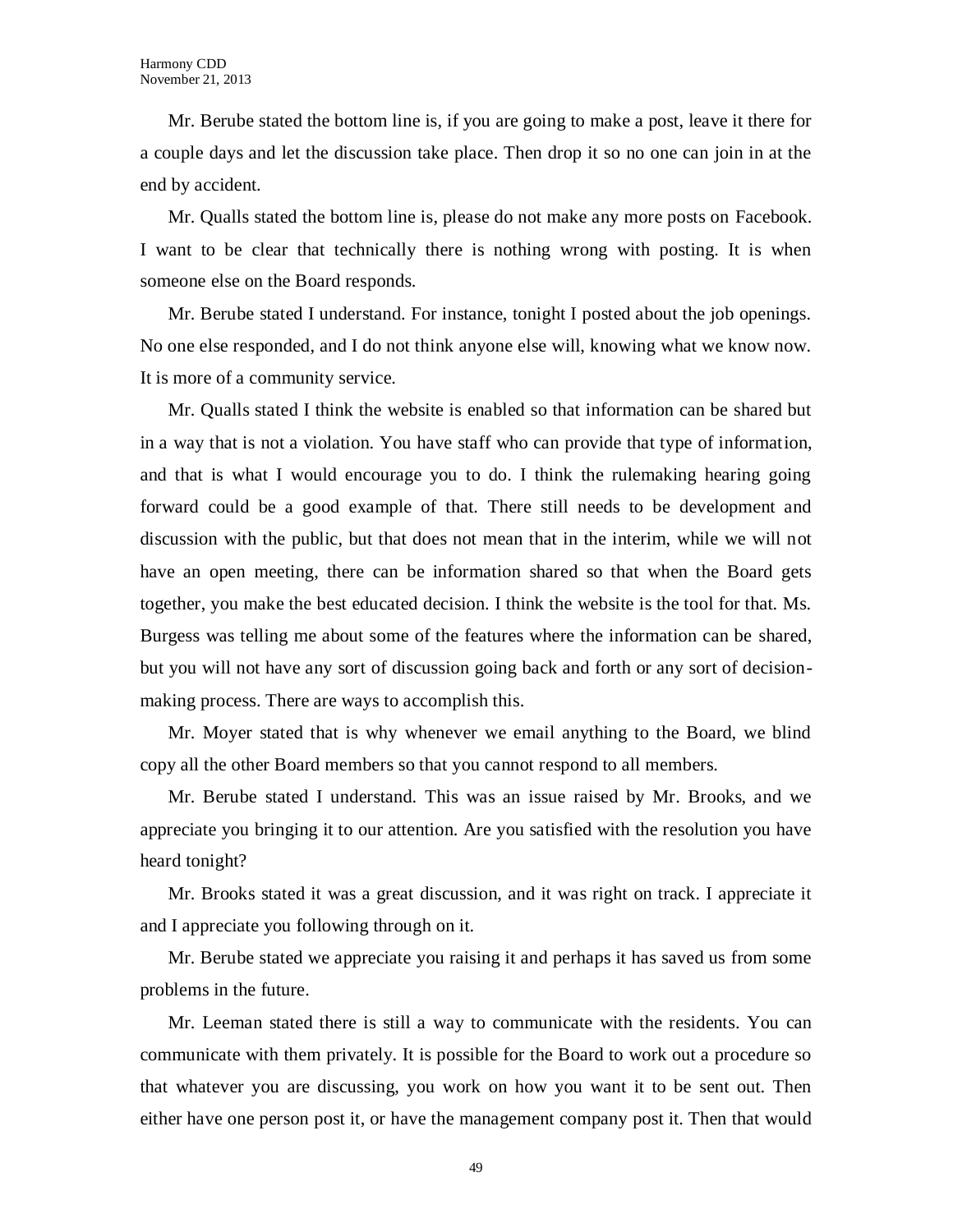Mr. Berube stated the bottom line is, if you are going to make a post, leave it there for a couple days and let the discussion take place. Then drop it so no one can join in at the end by accident.

Mr. Qualls stated the bottom line is, please do not make any more posts on Facebook. I want to be clear that technically there is nothing wrong with posting. It is when someone else on the Board responds.

Mr. Berube stated I understand. For instance, tonight I posted about the job openings. No one else responded, and I do not think anyone else will, knowing what we know now. It is more of a community service.

Mr. Qualls stated I think the website is enabled so that information can be shared but in a way that is not a violation. You have staff who can provide that type of information, and that is what I would encourage you to do. I think the rulemaking hearing going forward could be a good example of that. There still needs to be development and discussion with the public, but that does not mean that in the interim, while we will not have an open meeting, there can be information shared so that when the Board gets together, you make the best educated decision. I think the website is the tool for that. Ms. Burgess was telling me about some of the features where the information can be shared, but you will not have any sort of discussion going back and forth or any sort of decision-making process. There are ways to accomplish this.

Mr. Moyer stated that is why whenever we email anything to the Board, we blind copy all the other Board members so that you cannot respond to all members.

Mr. Berube stated I understand. This was an issue raised by Mr. Brooks, and we appreciate you bringing it to our attention. Are you satisfied with the resolution you have heard tonight?

Mr. Brooks stated it was a great discussion, and it was right on track. I appreciate it and I appreciate you following through on it.

Mr. Berube stated we appreciate you raising it and perhaps it has saved us from some problems in the future.

Mr. Leeman stated there is still a way to communicate with the residents. You can communicate with them privately. It is possible for the Board to work out a procedure so that whatever you are discussing, you work on how you want it to be sent out. Then either have one person post it, or have the management company post it. Then that would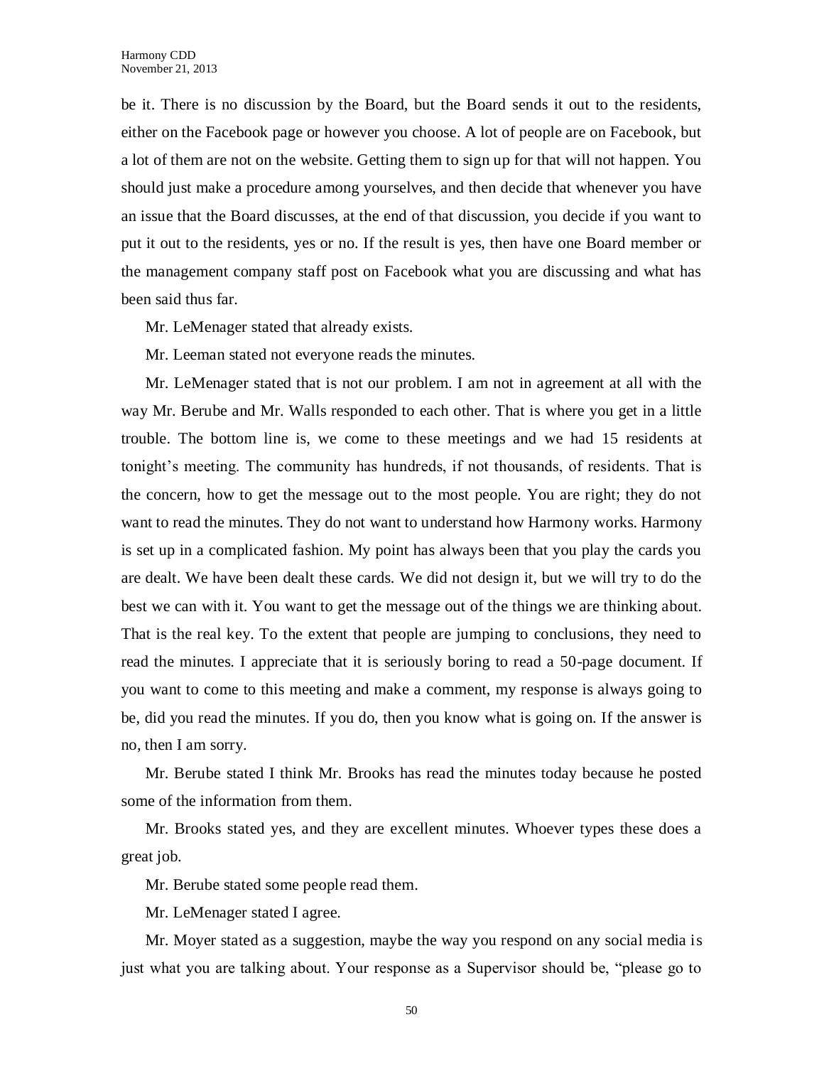be it. There is no discussion by the Board, but the Board sends it out to the residents, either on the Facebook page or however you choose. A lot of people are on Facebook, but a lot of them are not on the website. Getting them to sign up for that will not happen. You should just make a procedure among yourselves, and then decide that whenever you have an issue that the Board discusses, at the end of that discussion, you decide if you want to put it out to the residents, yes or no. If the result is yes, then have one Board member or the management company staff post on Facebook what you are discussing and what has been said thus far.

Mr. LeMenager stated that already exists.

Mr. Leeman stated not everyone reads the minutes.

Mr. LeMenager stated that is not our problem. I am not in agreement at all with the way Mr. Berube and Mr. Walls responded to each other. That is where you get in a little trouble. The bottom line is, we come to these meetings and we had 15 residents at tonight's meeting. The community has hundreds, if not thousands, of residents. That is the concern, how to get the message out to the most people. You are right; they do not want to read the minutes. They do not want to understand how Harmony works. Harmony is set up in a complicated fashion. My point has always been that you play the cards you are dealt. We have been dealt these cards. We did not design it, but we will try to do the best we can with it. You want to get the message out of the things we are thinking about. That is the real key. To the extent that people are jumping to conclusions, they need to read the minutes. I appreciate that it is seriously boring to read a 50-page document. If you want to come to this meeting and make a comment, my response is always going to be, did you read the minutes. If you do, then you know what is going on. If the answer is no, then I am sorry.

Mr. Berube stated I think Mr. Brooks has read the minutes today because he posted some of the information from them.

Mr. Brooks stated yes, and they are excellent minutes. Whoever types these does a great job.

Mr. Berube stated some people read them.

Mr. LeMenager stated I agree.

Mr. Moyer stated as a suggestion, maybe the way you respond on any social media is just what you are talking about. Your response as a Supervisor should be, "please go to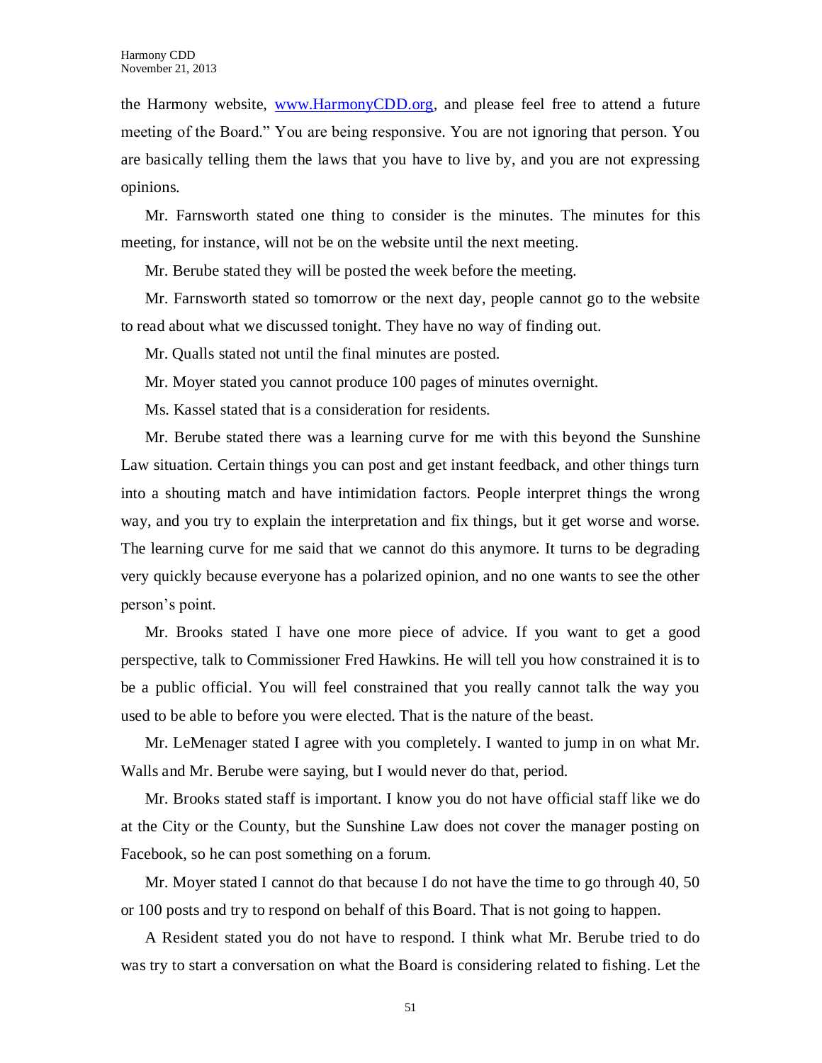the Harmony website, [www.HarmonyCDD.org](http://www.HarmonyCDD.org), and please feel free to attend a future meeting of the Board." You are being responsive. You are not ignoring that person. You are basically telling them the laws that you have to live by, and you are not expressing opinions.

Mr. Farnsworth stated one thing to consider is the minutes. The minutes for this meeting, for instance, will not be on the website until the next meeting.

Mr. Berube stated they will be posted the week before the meeting.

Mr. Farnsworth stated so tomorrow or the next day, people cannot go to the website to read about what we discussed tonight. They have no way of finding out.

Mr. Qualls stated not until the final minutes are posted.

Mr. Moyer stated you cannot produce 100 pages of minutes overnight.

Ms. Kassel stated that is a consideration for residents.

Mr. Berube stated there was a learning curve for me with this beyond the Sunshine Law situation. Certain things you can post and get instant feedback, and other things turn into a shouting match and have intimidation factors. People interpret things the wrong way, and you try to explain the interpretation and fix things, but it get worse and worse. The learning curve for me said that we cannot do this anymore. It turns to be degrading very quickly because everyone has a polarized opinion, and no one wants to see the other person's point.

Mr. Brooks stated I have one more piece of advice. If you want to get a good perspective, talk to Commissioner Fred Hawkins. He will tell you how constrained it is to be a public official. You will feel constrained that you really cannot talk the way you used to be able to before you were elected. That is the nature of the beast.

Mr. LeMenager stated I agree with you completely. I wanted to jump in on what Mr. Walls and Mr. Berube were saying, but I would never do that, period.

Mr. Brooks stated staff is important. I know you do not have official staff like we do at the City or the County, but the Sunshine Law does not cover the manager posting on Facebook, so he can post something on a forum.

Mr. Moyer stated I cannot do that because I do not have the time to go through 40, 50 or 100 posts and try to respond on behalf of this Board. That is not going to happen.

A Resident stated you do not have to respond. I think what Mr. Berube tried to do was try to start a conversation on what the Board is considering related to fishing. Let the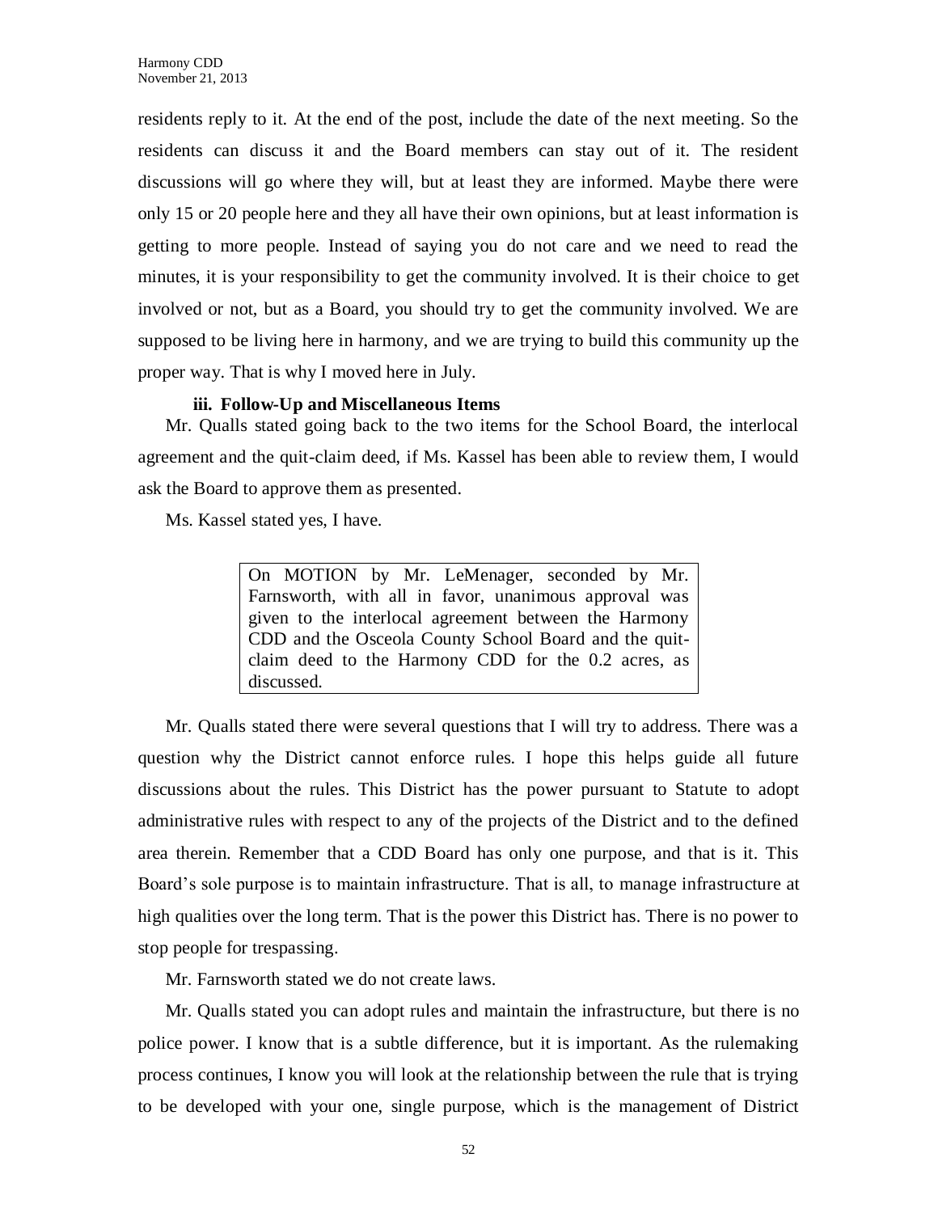residents reply to it. At the end of the post, include the date of the next meeting. So the residents can discuss it and the Board members can stay out of it. The resident discussions will go where they will, but at least they are informed. Maybe there were only 15 or 20 people here and they all have their own opinions, but at least information is getting to more people. Instead of saying you do not care and we need to read the minutes, it is your responsibility to get the community involved. It is their choice to get involved or not, but as a Board, you should try to get the community involved. We are supposed to be living here in harmony, and we are trying to build this community up the proper way. That is why I moved here in July.

**iii. Follow-Up and Miscellaneous Items**

Mr. Qualls stated going back to the two items for the School Board, the interlocal agreement and the quit-claim deed, if Ms. Kassel has been able to review them, I would ask the Board to approve them as presented.

Ms. Kassel stated yes, I have.

> On MOTION by Mr. LeMenager, seconded by Mr. Farnsworth, with all in favor, unanimous approval was given to the interlocal agreement between the Harmony CDD and the Osceola County School Board and the quit-claim deed to the Harmony CDD for the 0.2 acres, as discussed.

Mr. Qualls stated there were several questions that I will try to address. There was a question why the District cannot enforce rules. I hope this helps guide all future discussions about the rules. This District has the power pursuant to Statute to adopt administrative rules with respect to any of the projects of the District and to the defined area therein. Remember that a CDD Board has only one purpose, and that is it. This Board's sole purpose is to maintain infrastructure. That is all, to manage infrastructure at high qualities over the long term. That is the power this District has. There is no power to stop people for trespassing.

Mr. Farnsworth stated we do not create laws.

Mr. Qualls stated you can adopt rules and maintain the infrastructure, but there is no police power. I know that is a subtle difference, but it is important. As the rulemaking process continues, I know you will look at the relationship between the rule that is trying to be developed with your one, single purpose, which is the management of District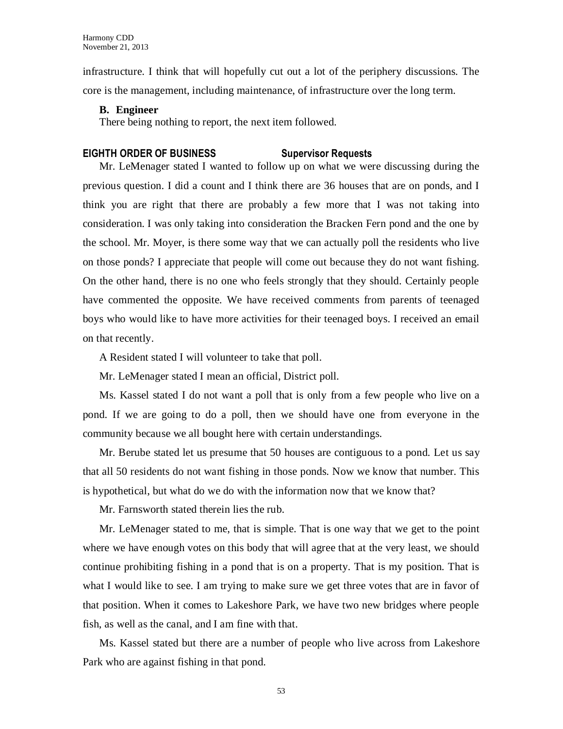infrastructure. I think that will hopefully cut out a lot of the periphery discussions. The core is the management, including maintenance, of infrastructure over the long term.

**B. Engineer**

There being nothing to report, the next item followed.

**EIGHTH ORDER OF BUSINESS Supervisor Requests**

Mr. LeMenager stated I wanted to follow up on what we were discussing during the previous question. I did a count and I think there are 36 houses that are on ponds, and I think you are right that there are probably a few more that I was not taking into consideration. I was only taking into consideration the Bracken Fern pond and the one by the school. Mr. Moyer, is there some way that we can actually poll the residents who live on those ponds? I appreciate that people will come out because they do not want fishing. On the other hand, there is no one who feels strongly that they should. Certainly people have commented the opposite. We have received comments from parents of teenaged boys who would like to have more activities for their teenaged boys. I received an email on that recently.

A Resident stated I will volunteer to take that poll.

Mr. LeMenager stated I mean an official, District poll.

Ms. Kassel stated I do not want a poll that is only from a few people who live on a pond. If we are going to do a poll, then we should have one from everyone in the community because we all bought here with certain understandings.

Mr. Berube stated let us presume that 50 houses are contiguous to a pond. Let us say that all 50 residents do not want fishing in those ponds. Now we know that number. This is hypothetical, but what do we do with the information now that we know that?

Mr. Farnsworth stated therein lies the rub.

Mr. LeMenager stated to me, that is simple. That is one way that we get to the point where we have enough votes on this body that will agree that at the very least, we should continue prohibiting fishing in a pond that is on a property. That is my position. That is what I would like to see. I am trying to make sure we get three votes that are in favor of that position. When it comes to Lakeshore Park, we have two new bridges where people fish, as well as the canal, and I am fine with that.

Ms. Kassel stated but there are a number of people who live across from Lakeshore Park who are against fishing in that pond.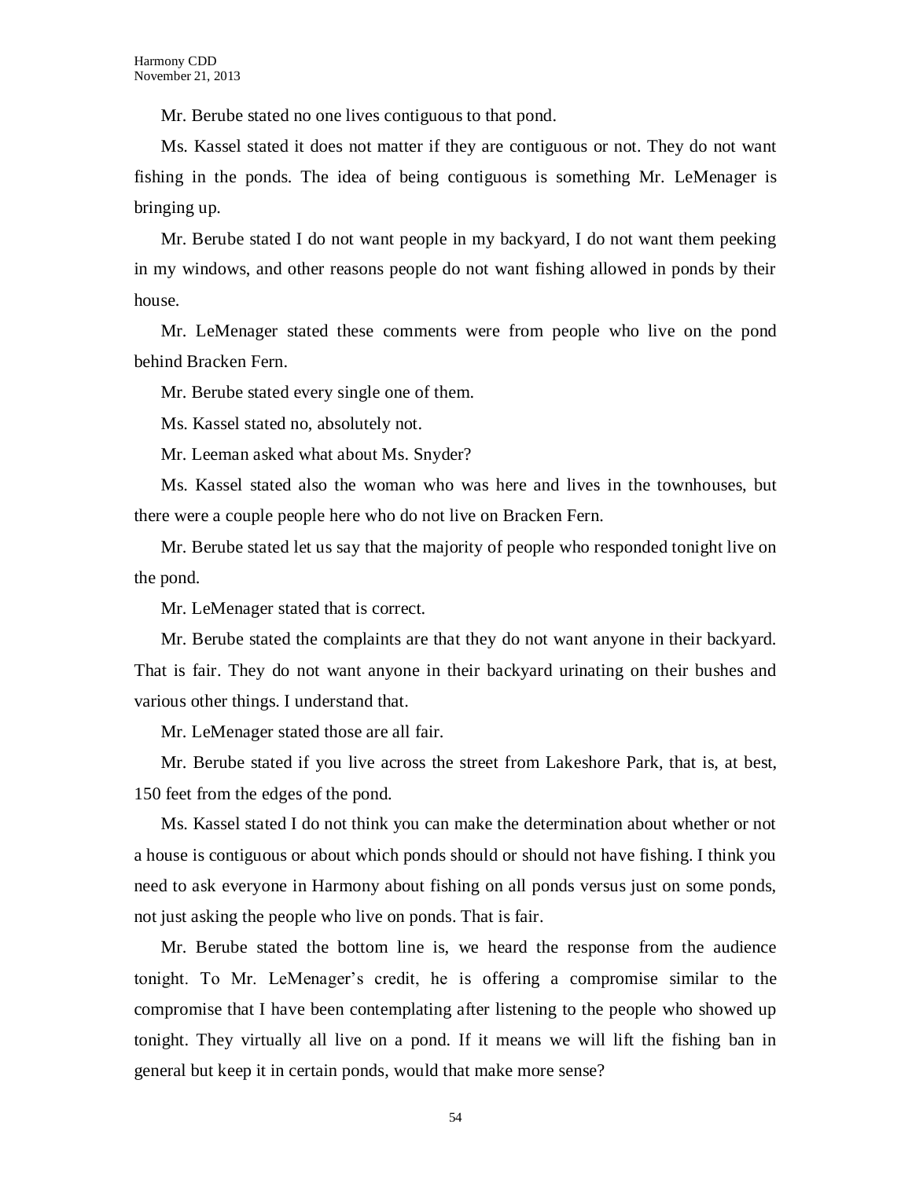Mr. Berube stated no one lives contiguous to that pond.

Ms. Kassel stated it does not matter if they are contiguous or not. They do not want fishing in the ponds. The idea of being contiguous is something Mr. LeMenager is bringing up.

Mr. Berube stated I do not want people in my backyard, I do not want them peeking in my windows, and other reasons people do not want fishing allowed in ponds by their house.

Mr. LeMenager stated these comments were from people who live on the pond behind Bracken Fern.

Mr. Berube stated every single one of them.

Ms. Kassel stated no, absolutely not.

Mr. Leeman asked what about Ms. Snyder?

Ms. Kassel stated also the woman who was here and lives in the townhouses, but there were a couple people here who do not live on Bracken Fern.

Mr. Berube stated let us say that the majority of people who responded tonight live on the pond.

Mr. LeMenager stated that is correct.

Mr. Berube stated the complaints are that they do not want anyone in their backyard. That is fair. They do not want anyone in their backyard urinating on their bushes and various other things. I understand that.

Mr. LeMenager stated those are all fair.

Mr. Berube stated if you live across the street from Lakeshore Park, that is, at best, 150 feet from the edges of the pond.

Ms. Kassel stated I do not think you can make the determination about whether or not a house is contiguous or about which ponds should or should not have fishing. I think you need to ask everyone in Harmony about fishing on all ponds versus just on some ponds, not just asking the people who live on ponds. That is fair.

Mr. Berube stated the bottom line is, we heard the response from the audience tonight. To Mr. LeMenager's credit, he is offering a compromise similar to the compromise that I have been contemplating after listening to the people who showed up tonight. They virtually all live on a pond. If it means we will lift the fishing ban in general but keep it in certain ponds, would that make more sense?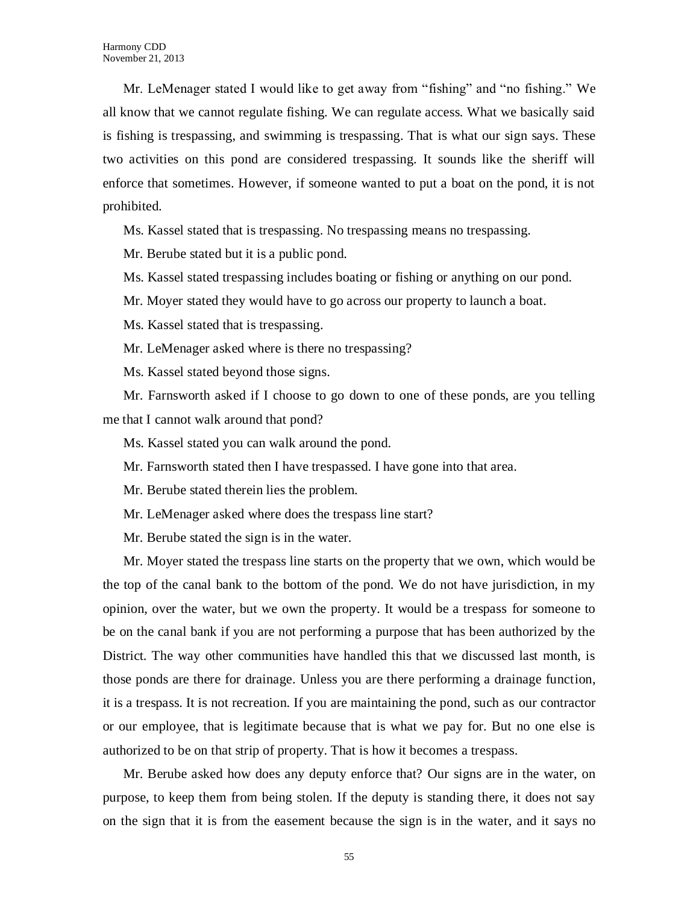Mr. LeMenager stated I would like to get away from "fishing" and "no fishing." We all know that we cannot regulate fishing. We can regulate access. What we basically said is fishing is trespassing, and swimming is trespassing. That is what our sign says. These two activities on this pond are considered trespassing. It sounds like the sheriff will enforce that sometimes. However, if someone wanted to put a boat on the pond, it is not prohibited.

Ms. Kassel stated that is trespassing. No trespassing means no trespassing.

Mr. Berube stated but it is a public pond.

Ms. Kassel stated trespassing includes boating or fishing or anything on our pond.

Mr. Moyer stated they would have to go across our property to launch a boat.

Ms. Kassel stated that is trespassing.

Mr. LeMenager asked where is there no trespassing?

Ms. Kassel stated beyond those signs.

Mr. Farnsworth asked if I choose to go down to one of these ponds, are you telling me that I cannot walk around that pond?

Ms. Kassel stated you can walk around the pond.

Mr. Farnsworth stated then I have trespassed. I have gone into that area.

Mr. Berube stated therein lies the problem.

Mr. LeMenager asked where does the trespass line start?

Mr. Berube stated the sign is in the water.

Mr. Moyer stated the trespass line starts on the property that we own, which would be the top of the canal bank to the bottom of the pond. We do not have jurisdiction, in my opinion, over the water, but we own the property. It would be a trespass for someone to be on the canal bank if you are not performing a purpose that has been authorized by the District. The way other communities have handled this that we discussed last month, is those ponds are there for drainage. Unless you are there performing a drainage function, it is a trespass. It is not recreation. If you are maintaining the pond, such as our contractor or our employee, that is legitimate because that is what we pay for. But no one else is authorized to be on that strip of property. That is how it becomes a trespass.

Mr. Berube asked how does any deputy enforce that? Our signs are in the water, on purpose, to keep them from being stolen. If the deputy is standing there, it does not say on the sign that it is from the easement because the sign is in the water, and it says no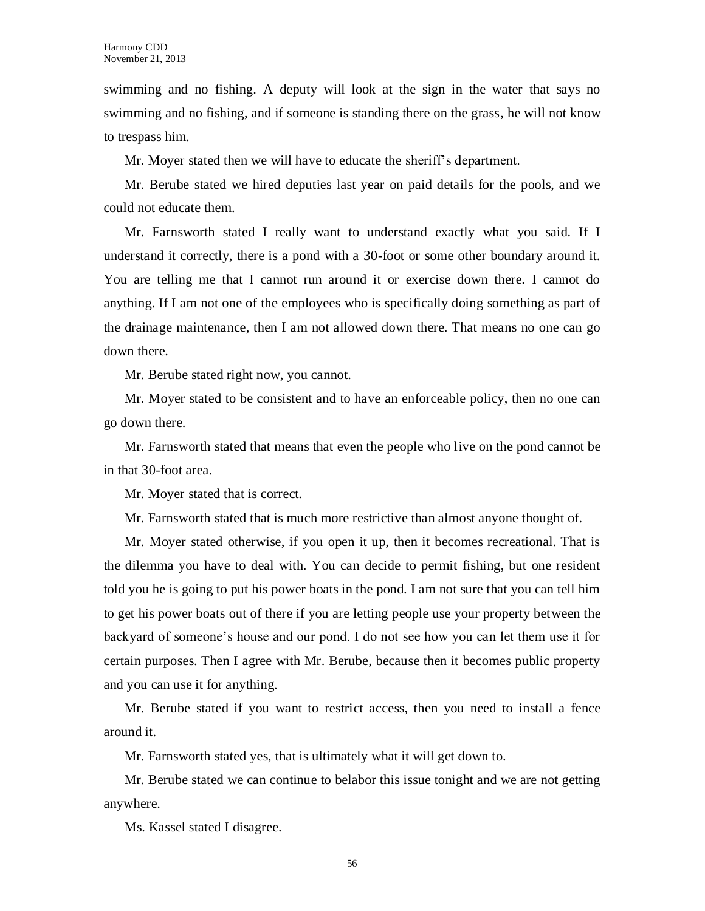swimming and no fishing. A deputy will look at the sign in the water that says no swimming and no fishing, and if someone is standing there on the grass, he will not know to trespass him.

Mr. Moyer stated then we will have to educate the sheriff's department.

Mr. Berube stated we hired deputies last year on paid details for the pools, and we could not educate them.

Mr. Farnsworth stated I really want to understand exactly what you said. If I understand it correctly, there is a pond with a 30-foot or some other boundary around it. You are telling me that I cannot run around it or exercise down there. I cannot do anything. If I am not one of the employees who is specifically doing something as part of the drainage maintenance, then I am not allowed down there. That means no one can go down there.

Mr. Berube stated right now, you cannot.

Mr. Moyer stated to be consistent and to have an enforceable policy, then no one can go down there.

Mr. Farnsworth stated that means that even the people who live on the pond cannot be in that 30-foot area.

Mr. Moyer stated that is correct.

Mr. Farnsworth stated that is much more restrictive than almost anyone thought of.

Mr. Moyer stated otherwise, if you open it up, then it becomes recreational. That is the dilemma you have to deal with. You can decide to permit fishing, but one resident told you he is going to put his power boats in the pond. I am not sure that you can tell him to get his power boats out of there if you are letting people use your property between the backyard of someone's house and our pond. I do not see how you can let them use it for certain purposes. Then I agree with Mr. Berube, because then it becomes public property and you can use it for anything.

Mr. Berube stated if you want to restrict access, then you need to install a fence around it.

Mr. Farnsworth stated yes, that is ultimately what it will get down to.

Mr. Berube stated we can continue to belabor this issue tonight and we are not getting anywhere.

Ms. Kassel stated I disagree.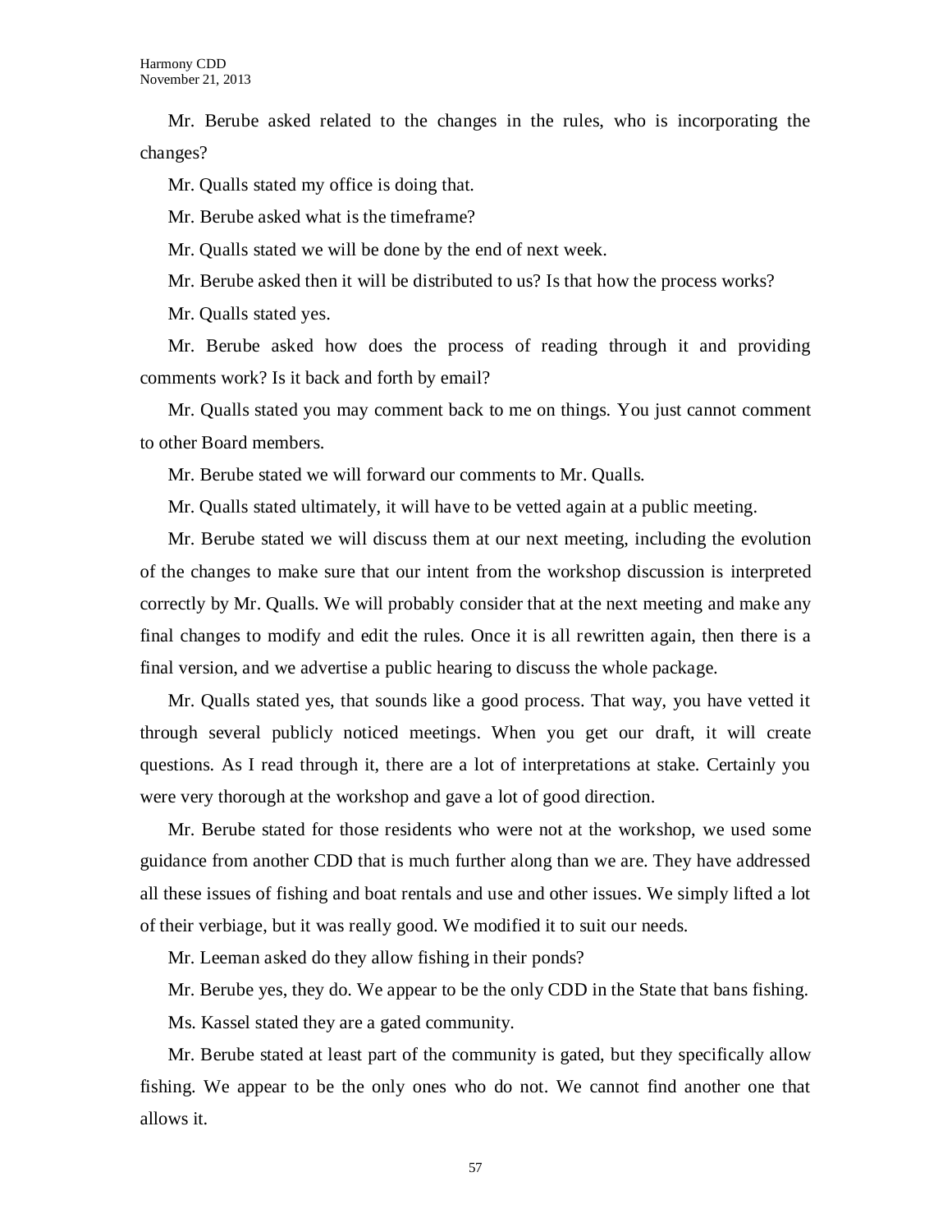Mr. Berube asked related to the changes in the rules, who is incorporating the changes?

Mr. Qualls stated my office is doing that.

Mr. Berube asked what is the timeframe?

Mr. Qualls stated we will be done by the end of next week.

Mr. Berube asked then it will be distributed to us? Is that how the process works?

Mr. Qualls stated yes.

Mr. Berube asked how does the process of reading through it and providing comments work? Is it back and forth by email?

Mr. Qualls stated you may comment back to me on things. You just cannot comment to other Board members.

Mr. Berube stated we will forward our comments to Mr. Qualls.

Mr. Qualls stated ultimately, it will have to be vetted again at a public meeting.

Mr. Berube stated we will discuss them at our next meeting, including the evolution of the changes to make sure that our intent from the workshop discussion is interpreted correctly by Mr. Qualls. We will probably consider that at the next meeting and make any final changes to modify and edit the rules. Once it is all rewritten again, then there is a final version, and we advertise a public hearing to discuss the whole package.

Mr. Qualls stated yes, that sounds like a good process. That way, you have vetted it through several publicly noticed meetings. When you get our draft, it will create questions. As I read through it, there are a lot of interpretations at stake. Certainly you were very thorough at the workshop and gave a lot of good direction.

Mr. Berube stated for those residents who were not at the workshop, we used some guidance from another CDD that is much further along than we are. They have addressed all these issues of fishing and boat rentals and use and other issues. We simply lifted a lot of their verbiage, but it was really good. We modified it to suit our needs.

Mr. Leeman asked do they allow fishing in their ponds?

Mr. Berube yes, they do. We appear to be the only CDD in the State that bans fishing.

Ms. Kassel stated they are a gated community.

Mr. Berube stated at least part of the community is gated, but they specifically allow fishing. We appear to be the only ones who do not. We cannot find another one that allows it.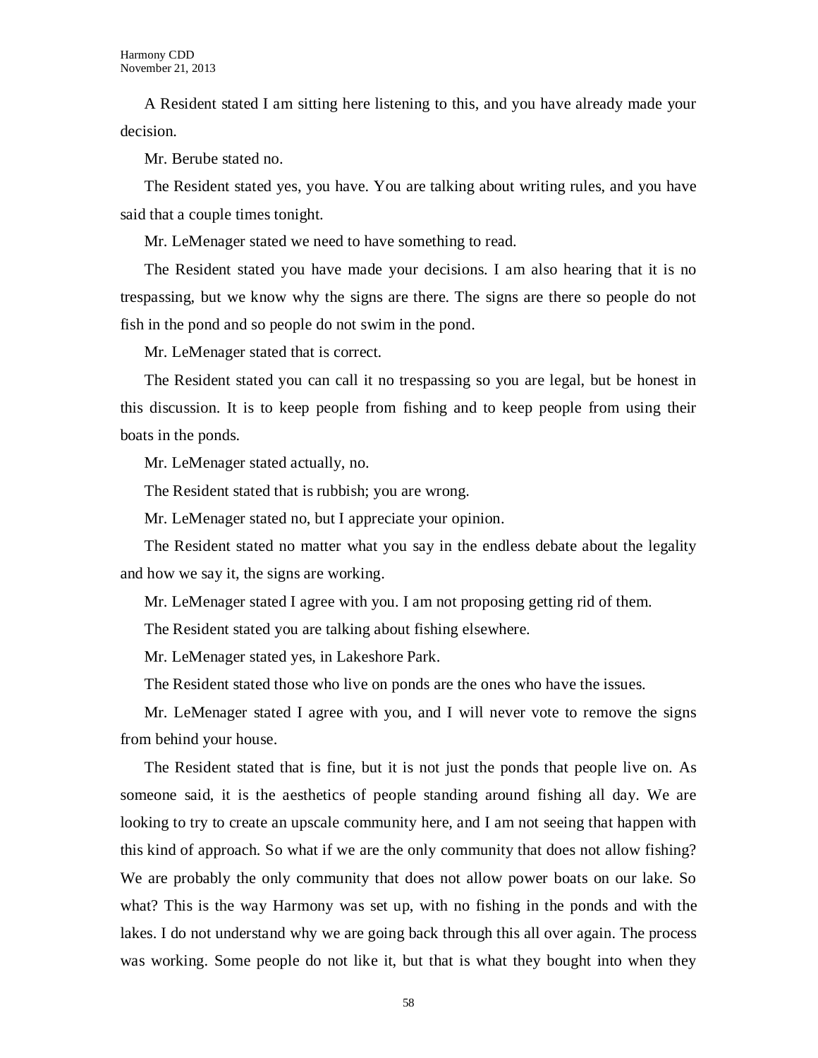A Resident stated I am sitting here listening to this, and you have already made your decision.

Mr. Berube stated no.

The Resident stated yes, you have. You are talking about writing rules, and you have said that a couple times tonight.

Mr. LeMenager stated we need to have something to read.

The Resident stated you have made your decisions. I am also hearing that it is no trespassing, but we know why the signs are there. The signs are there so people do not fish in the pond and so people do not swim in the pond.

Mr. LeMenager stated that is correct.

The Resident stated you can call it no trespassing so you are legal, but be honest in this discussion. It is to keep people from fishing and to keep people from using their boats in the ponds.

Mr. LeMenager stated actually, no.

The Resident stated that is rubbish; you are wrong.

Mr. LeMenager stated no, but I appreciate your opinion.

The Resident stated no matter what you say in the endless debate about the legality and how we say it, the signs are working.

Mr. LeMenager stated I agree with you. I am not proposing getting rid of them.

The Resident stated you are talking about fishing elsewhere.

Mr. LeMenager stated yes, in Lakeshore Park.

The Resident stated those who live on ponds are the ones who have the issues.

Mr. LeMenager stated I agree with you, and I will never vote to remove the signs from behind your house.

The Resident stated that is fine, but it is not just the ponds that people live on. As someone said, it is the aesthetics of people standing around fishing all day. We are looking to try to create an upscale community here, and I am not seeing that happen with this kind of approach. So what if we are the only community that does not allow fishing? We are probably the only community that does not allow power boats on our lake. So what? This is the way Harmony was set up, with no fishing in the ponds and with the lakes. I do not understand why we are going back through this all over again. The process was working. Some people do not like it, but that is what they bought into when they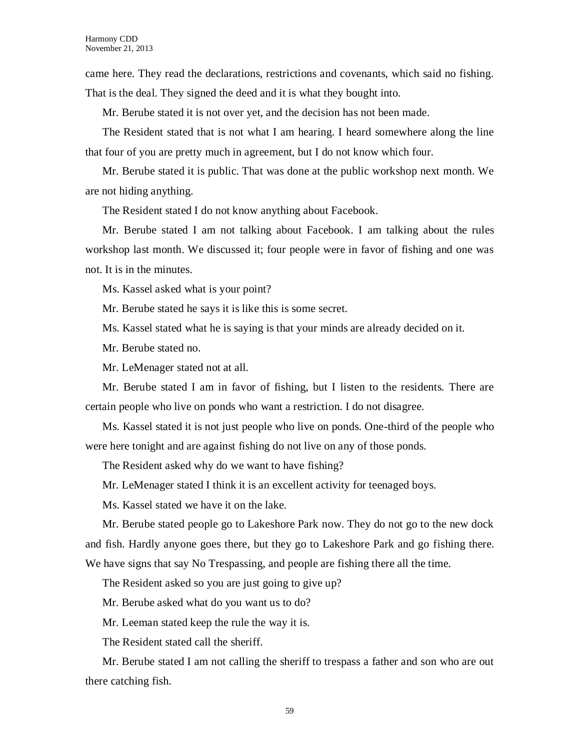came here. They read the declarations, restrictions and covenants, which said no fishing. That is the deal. They signed the deed and it is what they bought into.

Mr. Berube stated it is not over yet, and the decision has not been made.

The Resident stated that is not what I am hearing. I heard somewhere along the line that four of you are pretty much in agreement, but I do not know which four.

Mr. Berube stated it is public. That was done at the public workshop next month. We are not hiding anything.

The Resident stated I do not know anything about Facebook.

Mr. Berube stated I am not talking about Facebook. I am talking about the rules workshop last month. We discussed it; four people were in favor of fishing and one was not. It is in the minutes.

Ms. Kassel asked what is your point?

Mr. Berube stated he says it is like this is some secret.

Ms. Kassel stated what he is saying is that your minds are already decided on it.

Mr. Berube stated no.

Mr. LeMenager stated not at all.

Mr. Berube stated I am in favor of fishing, but I listen to the residents. There are certain people who live on ponds who want a restriction. I do not disagree.

Ms. Kassel stated it is not just people who live on ponds. One-third of the people who were here tonight and are against fishing do not live on any of those ponds.

The Resident asked why do we want to have fishing?

Mr. LeMenager stated I think it is an excellent activity for teenaged boys.

Ms. Kassel stated we have it on the lake.

Mr. Berube stated people go to Lakeshore Park now. They do not go to the new dock and fish. Hardly anyone goes there, but they go to Lakeshore Park and go fishing there. We have signs that say No Trespassing, and people are fishing there all the time.

The Resident asked so you are just going to give up?

Mr. Berube asked what do you want us to do?

Mr. Leeman stated keep the rule the way it is.

The Resident stated call the sheriff.

Mr. Berube stated I am not calling the sheriff to trespass a father and son who are out there catching fish.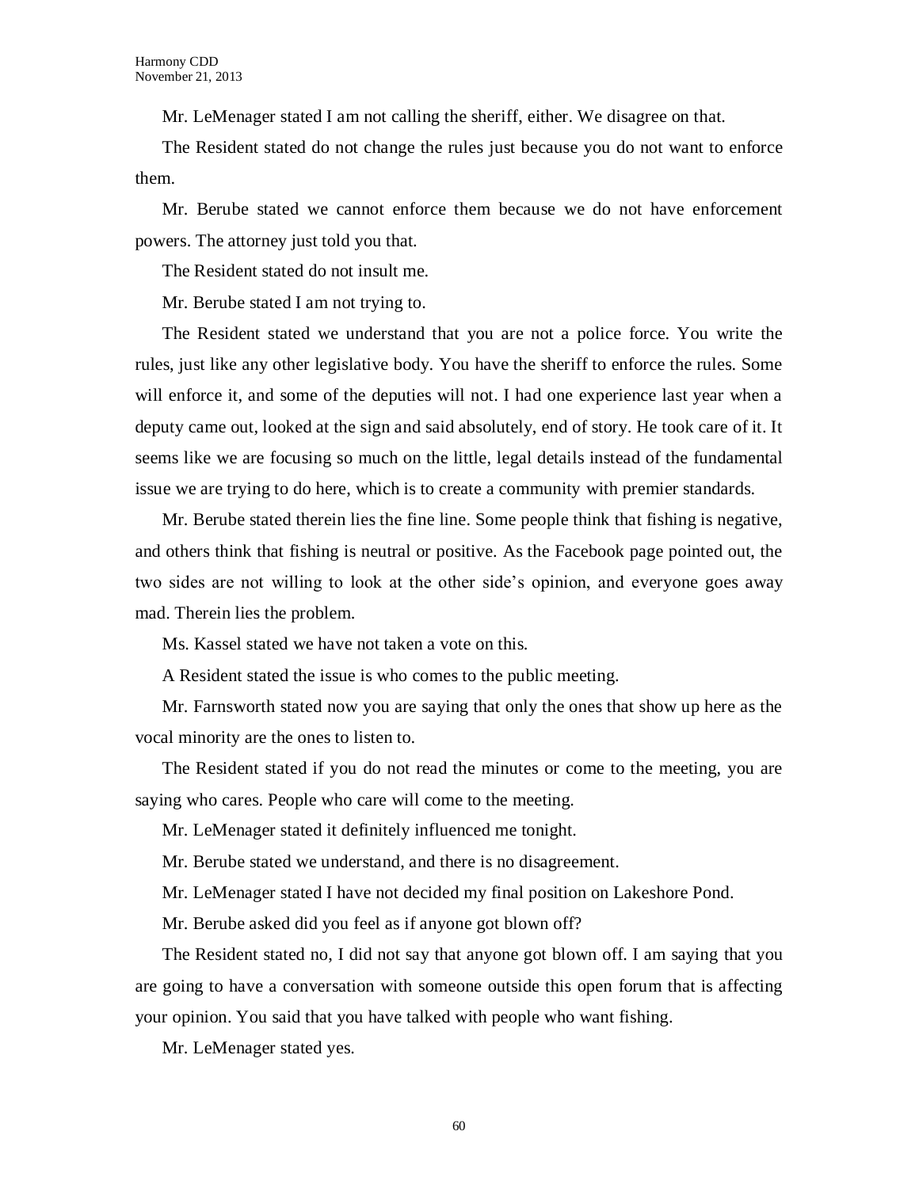Mr. LeMenager stated I am not calling the sheriff, either. We disagree on that.

The Resident stated do not change the rules just because you do not want to enforce them.

Mr. Berube stated we cannot enforce them because we do not have enforcement powers. The attorney just told you that.

The Resident stated do not insult me.

Mr. Berube stated I am not trying to.

The Resident stated we understand that you are not a police force. You write the rules, just like any other legislative body. You have the sheriff to enforce the rules. Some will enforce it, and some of the deputies will not. I had one experience last year when a deputy came out, looked at the sign and said absolutely, end of story. He took care of it. It seems like we are focusing so much on the little, legal details instead of the fundamental issue we are trying to do here, which is to create a community with premier standards.

Mr. Berube stated therein lies the fine line. Some people think that fishing is negative, and others think that fishing is neutral or positive. As the Facebook page pointed out, the two sides are not willing to look at the other side's opinion, and everyone goes away mad. Therein lies the problem.

Ms. Kassel stated we have not taken a vote on this.

A Resident stated the issue is who comes to the public meeting.

Mr. Farnsworth stated now you are saying that only the ones that show up here as the vocal minority are the ones to listen to.

The Resident stated if you do not read the minutes or come to the meeting, you are saying who cares. People who care will come to the meeting.

Mr. LeMenager stated it definitely influenced me tonight.

Mr. Berube stated we understand, and there is no disagreement.

Mr. LeMenager stated I have not decided my final position on Lakeshore Pond.

Mr. Berube asked did you feel as if anyone got blown off?

The Resident stated no, I did not say that anyone got blown off. I am saying that you are going to have a conversation with someone outside this open forum that is affecting your opinion. You said that you have talked with people who want fishing.

Mr. LeMenager stated yes.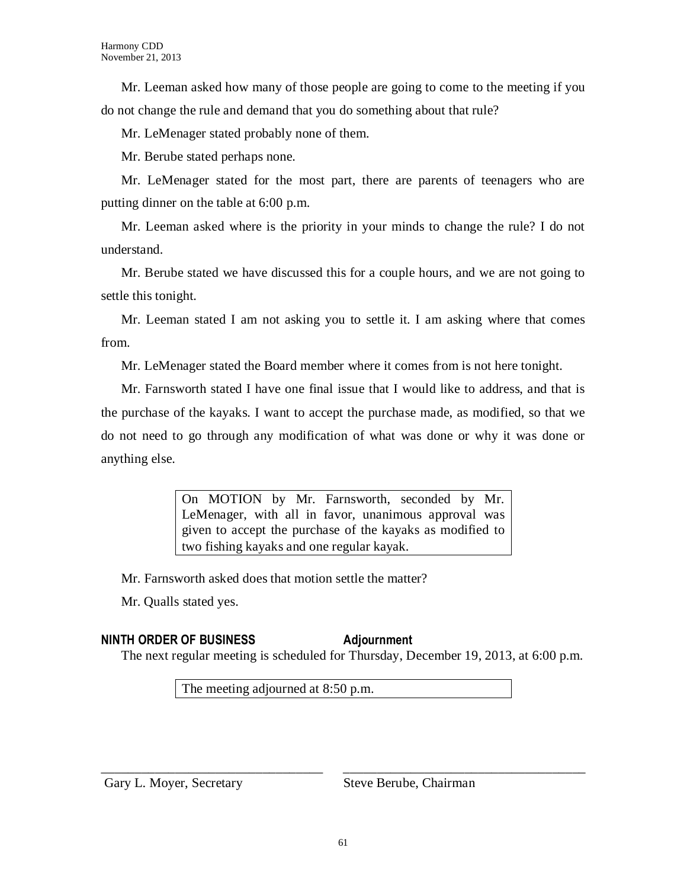Mr. Leeman asked how many of those people are going to come to the meeting if you do not change the rule and demand that you do something about that rule?

Mr. LeMenager stated probably none of them.

Mr. Berube stated perhaps none.

Mr. LeMenager stated for the most part, there are parents of teenagers who are putting dinner on the table at 6:00 p.m.

Mr. Leeman asked where is the priority in your minds to change the rule? I do not understand.

Mr. Berube stated we have discussed this for a couple hours, and we are not going to settle this tonight.

Mr. Leeman stated I am not asking you to settle it. I am asking where that comes from.

Mr. LeMenager stated the Board member where it comes from is not here tonight.

Mr. Farnsworth stated I have one final issue that I would like to address, and that is the purchase of the kayaks. I want to accept the purchase made, as modified, so that we do not need to go through any modification of what was done or why it was done or anything else.

> On MOTION by Mr. Farnsworth, seconded by Mr. LeMenager, with all in favor, unanimous approval was given to accept the purchase of the kayaks as modified to two fishing kayaks and one regular kayak.

Mr. Farnsworth asked does that motion settle the matter?

Mr. Qualls stated yes.

**NINTH ORDER OF BUSINESS** **Adjournment**

The next regular meeting is scheduled for Thursday, December 19, 2013, at 6:00 p.m.

> The meeting adjourned at 8:50 p.m.

\_\_\_\_\_\_\_\_\_\_\_\_\_\_\_\_\_\_\_\_\_\_\_\_\_\_\_\_\_\_\_\_\_\_ \_\_\_\_\_\_\_\_\_\_\_\_\_\_\_\_\_\_\_\_\_\_\_\_\_\_\_\_\_\_\_\_\_\_\_\_\_

Gary L. Moyer, Secretary Steve Berube, Chairman